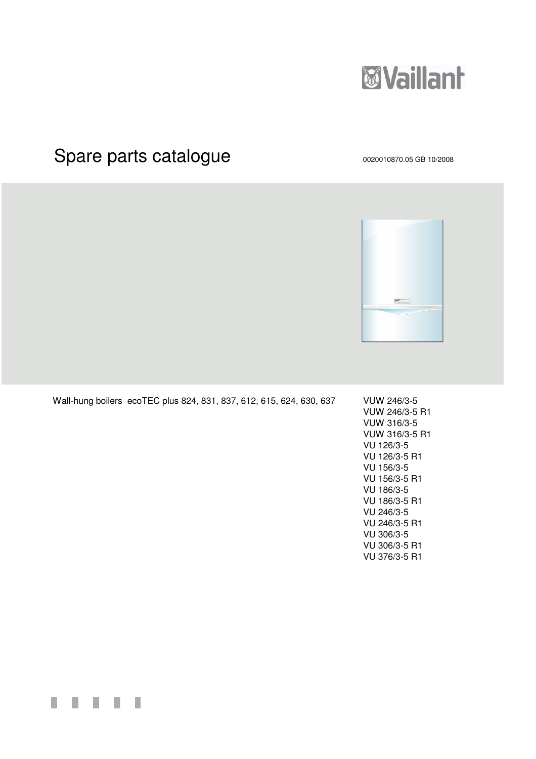Vaillant

# Spare parts catalogue

0020010870.05 GB 10/2008

Wall-hung boilers ecoTEC plus 824, 831, 837, 612, 615, 624, 630, 637

VUW 246/3-5
VUW 246/3-5 R1
VUW 316/3-5
VUW 316/3-5 R1
VU 126/3-5
VU 126/3-5 R1
VU 156/3-5
VU 156/3-5 R1
VU 186/3-5
VU 186/3-5 R1
VU 246/3-5
VU 246/3-5 R1
VU 306/3-5
VU 306/3-5 R1
VU 376/3-5 R1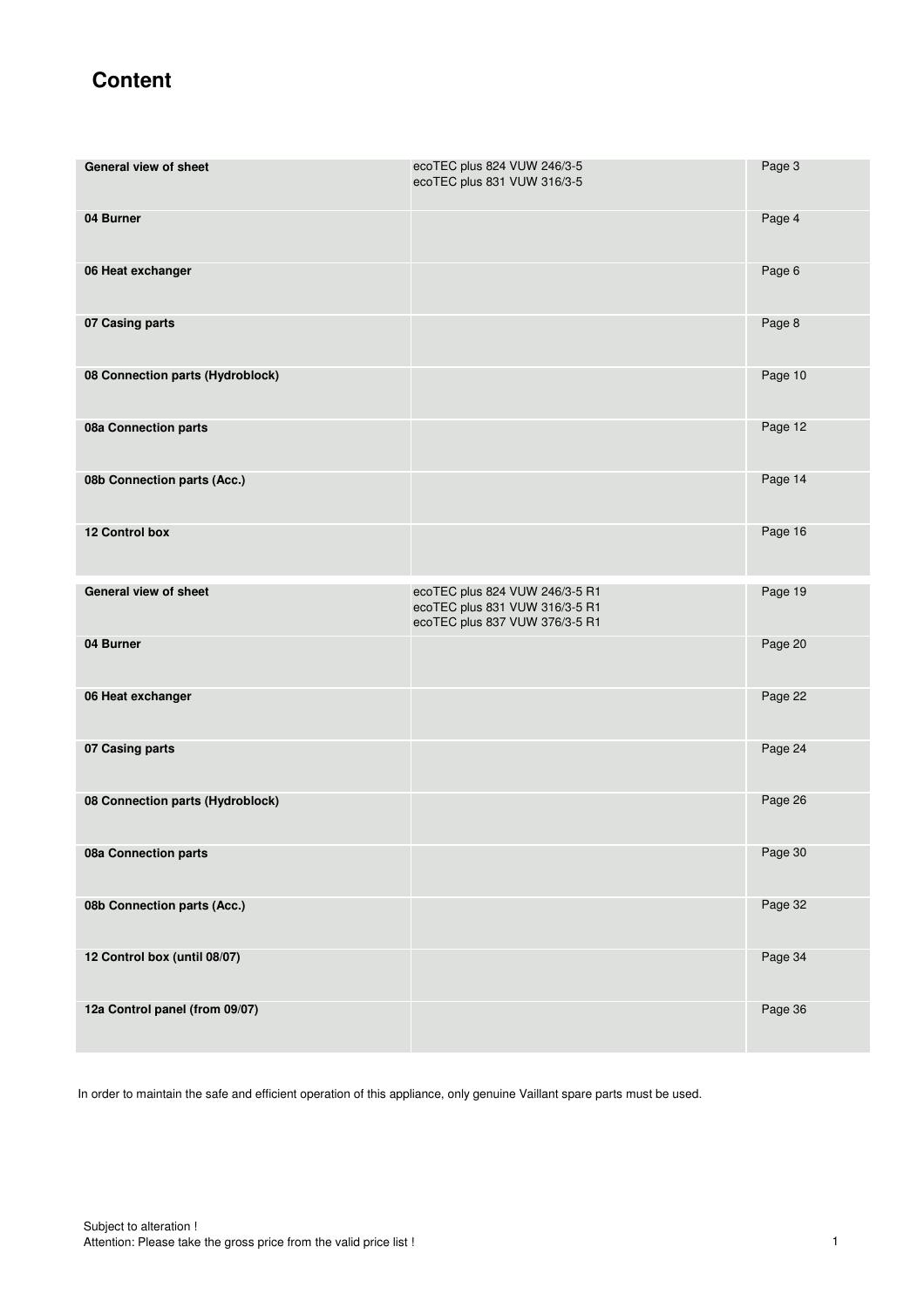# Content

| | | |
|---|---|---|
| **General view of sheet** | ecoTEC plus 824 VUW 246/3-5<br>ecoTEC plus 831 VUW 316/3-5 | Page 3 |
| **04 Burner** | | Page 4 |
| **06 Heat exchanger** | | Page 6 |
| **07 Casing parts** | | Page 8 |
| **08 Connection parts (Hydroblock)** | | Page 10 |
| **08a Connection parts** | | Page 12 |
| **08b Connection parts (Acc.)** | | Page 14 |
| **12 Control box** | | Page 16 |
| **General view of sheet** | ecoTEC plus 824 VUW 246/3-5 R1<br>ecoTEC plus 831 VUW 316/3-5 R1<br>ecoTEC plus 837 VUW 376/3-5 R1 | Page 19 |
| **04 Burner** | | Page 20 |
| **06 Heat exchanger** | | Page 22 |
| **07 Casing parts** | | Page 24 |
| **08 Connection parts (Hydroblock)** | | Page 26 |
| **08a Connection parts** | | Page 30 |
| **08b Connection parts (Acc.)** | | Page 32 |
| **12 Control box (until 08/07)** | | Page 34 |
| **12a Control panel (from 09/07)** | | Page 36 |

In order to maintain the safe and efficient operation of this appliance, only genuine Vaillant spare parts must be used.

Subject to alteration !
Attention: Please take the gross price from the valid price list !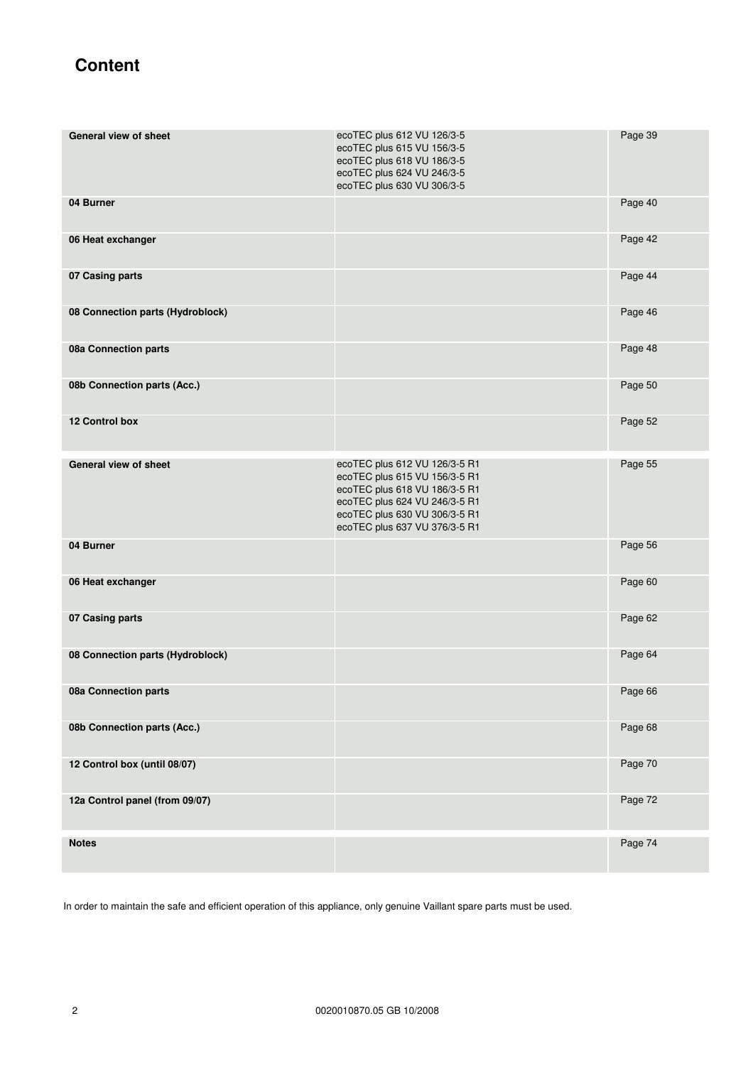# Content

| | | |
|---|---|---|
| **General view of sheet** | ecoTEC plus 612 VU 126/3-5<br>ecoTEC plus 615 VU 156/3-5<br>ecoTEC plus 618 VU 186/3-5<br>ecoTEC plus 624 VU 246/3-5<br>ecoTEC plus 630 VU 306/3-5 | Page 39 |
| **04 Burner** | | Page 40 |
| **06 Heat exchanger** | | Page 42 |
| **07 Casing parts** | | Page 44 |
| **08 Connection parts (Hydroblock)** | | Page 46 |
| **08a Connection parts** | | Page 48 |
| **08b Connection parts (Acc.)** | | Page 50 |
| **12 Control box** | | Page 52 |
| **General view of sheet** | ecoTEC plus 612 VU 126/3-5 R1<br>ecoTEC plus 615 VU 156/3-5 R1<br>ecoTEC plus 618 VU 186/3-5 R1<br>ecoTEC plus 624 VU 246/3-5 R1<br>ecoTEC plus 630 VU 306/3-5 R1<br>ecoTEC plus 637 VU 376/3-5 R1 | Page 55 |
| **04 Burner** | | Page 56 |
| **06 Heat exchanger** | | Page 60 |
| **07 Casing parts** | | Page 62 |
| **08 Connection parts (Hydroblock)** | | Page 64 |
| **08a Connection parts** | | Page 66 |
| **08b Connection parts (Acc.)** | | Page 68 |
| **12 Control box (until 08/07)** | | Page 70 |
| **12a Control panel (from 09/07)** | | Page 72 |
| **Notes** | | Page 74 |

In order to maintain the safe and efficient operation of this appliance, only genuine Vaillant spare parts must be used.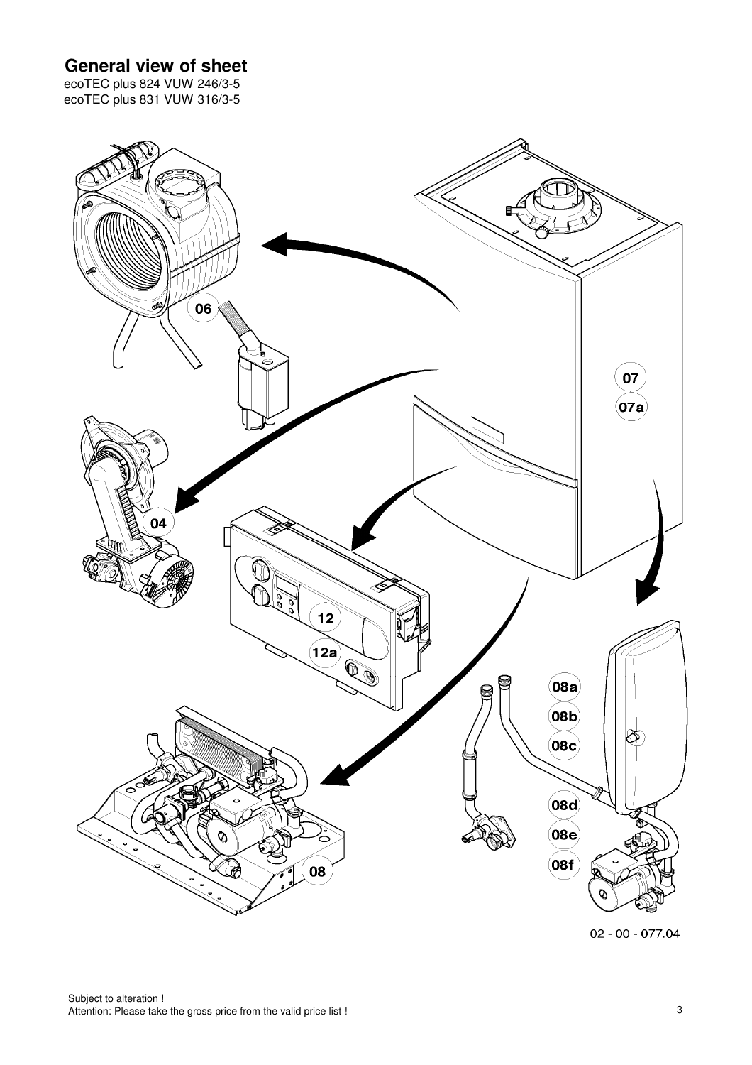# General view of sheet

ecoTEC plus 824 VUW 246/3-5
ecoTEC plus 831 VUW 316/3-5

06

07

07a

04

12

12a

08a

08b

08c

08d

08e

08f

08

02 - 00 - 077.04

Subject to alteration !
Attention: Please take the gross price from the valid price list !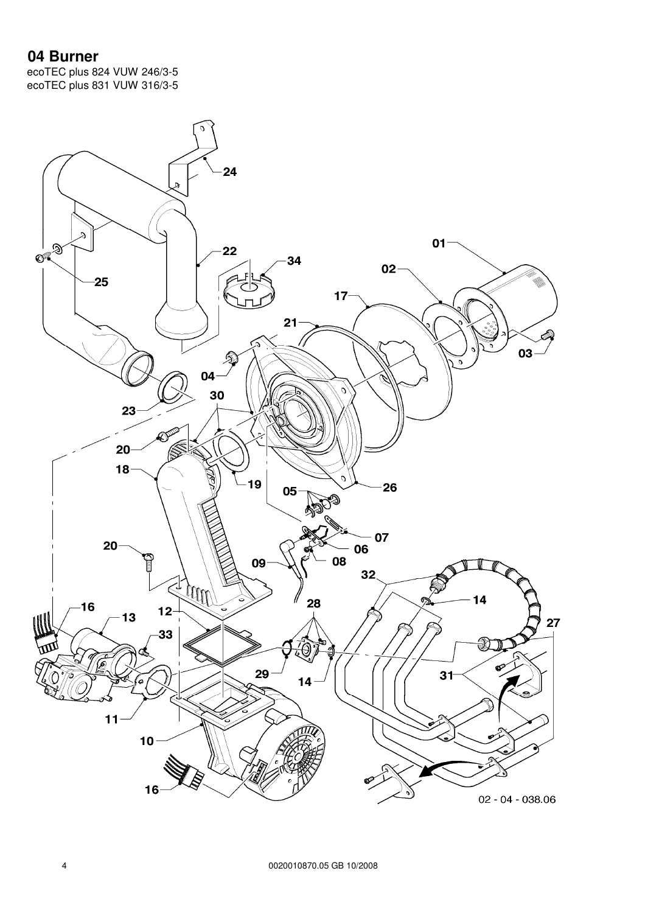# 04 Burner

ecoTEC plus 824 VUW 246/3-5
ecoTEC plus 831 VUW 316/3-5

01 02 03 04 05 06 07 08 09 10 11 12 13 14 16 17 18 19 20 21 22 23 24 25 26 27 28 29 30 31 32 33 34

02 - 04 - 038.06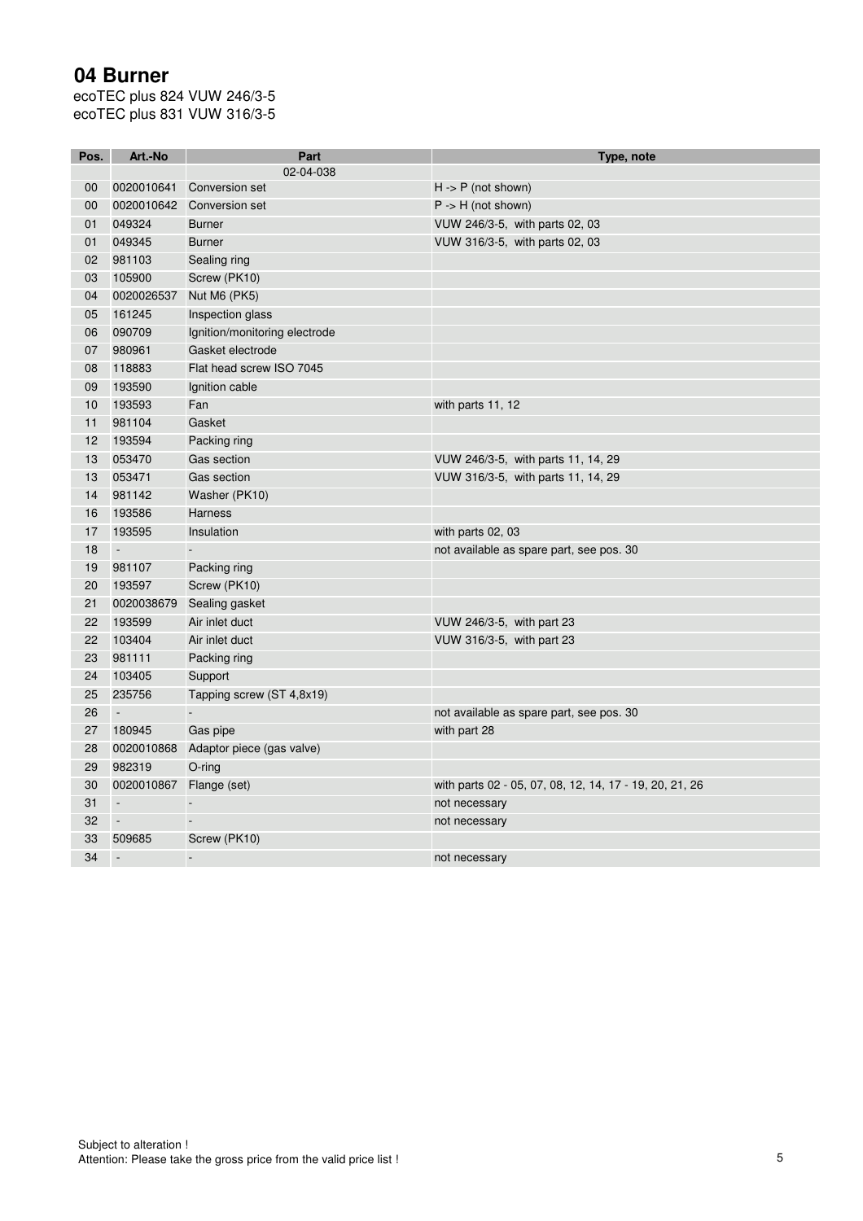# 04 Burner

ecoTEC plus 824 VUW 246/3-5
ecoTEC plus 831 VUW 316/3-5

| Pos. | Art.-No | Part | Type, note |
|---|---|---|---|
| | | 02-04-038 | |
| 00 | 0020010641 | Conversion set | H -> P (not shown) |
| 00 | 0020010642 | Conversion set | P -> H (not shown) |
| 01 | 049324 | Burner | VUW 246/3-5, with parts 02, 03 |
| 01 | 049345 | Burner | VUW 316/3-5, with parts 02, 03 |
| 02 | 981103 | Sealing ring | |
| 03 | 105900 | Screw (PK10) | |
| 04 | 0020026537 | Nut M6 (PK5) | |
| 05 | 161245 | Inspection glass | |
| 06 | 090709 | Ignition/monitoring electrode | |
| 07 | 980961 | Gasket electrode | |
| 08 | 118883 | Flat head screw ISO 7045 | |
| 09 | 193590 | Ignition cable | |
| 10 | 193593 | Fan | with parts 11, 12 |
| 11 | 981104 | Gasket | |
| 12 | 193594 | Packing ring | |
| 13 | 053470 | Gas section | VUW 246/3-5, with parts 11, 14, 29 |
| 13 | 053471 | Gas section | VUW 316/3-5, with parts 11, 14, 29 |
| 14 | 981142 | Washer (PK10) | |
| 16 | 193586 | Harness | |
| 17 | 193595 | Insulation | with parts 02, 03 |
| 18 | - | - | not available as spare part, see pos. 30 |
| 19 | 981107 | Packing ring | |
| 20 | 193597 | Screw (PK10) | |
| 21 | 0020038679 | Sealing gasket | |
| 22 | 193599 | Air inlet duct | VUW 246/3-5, with part 23 |
| 22 | 103404 | Air inlet duct | VUW 316/3-5, with part 23 |
| 23 | 981111 | Packing ring | |
| 24 | 103405 | Support | |
| 25 | 235756 | Tapping screw (ST 4,8x19) | |
| 26 | - | - | not available as spare part, see pos. 30 |
| 27 | 180945 | Gas pipe | with part 28 |
| 28 | 0020010868 | Adaptor piece (gas valve) | |
| 29 | 982319 | O-ring | |
| 30 | 0020010867 | Flange (set) | with parts 02 - 05, 07, 08, 12, 14, 17 - 19, 20, 21, 26 |
| 31 | - | - | not necessary |
| 32 | - | - | not necessary |
| 33 | 509685 | Screw (PK10) | |
| 34 | - | - | not necessary |

Subject to alteration !
Attention: Please take the gross price from the valid price list !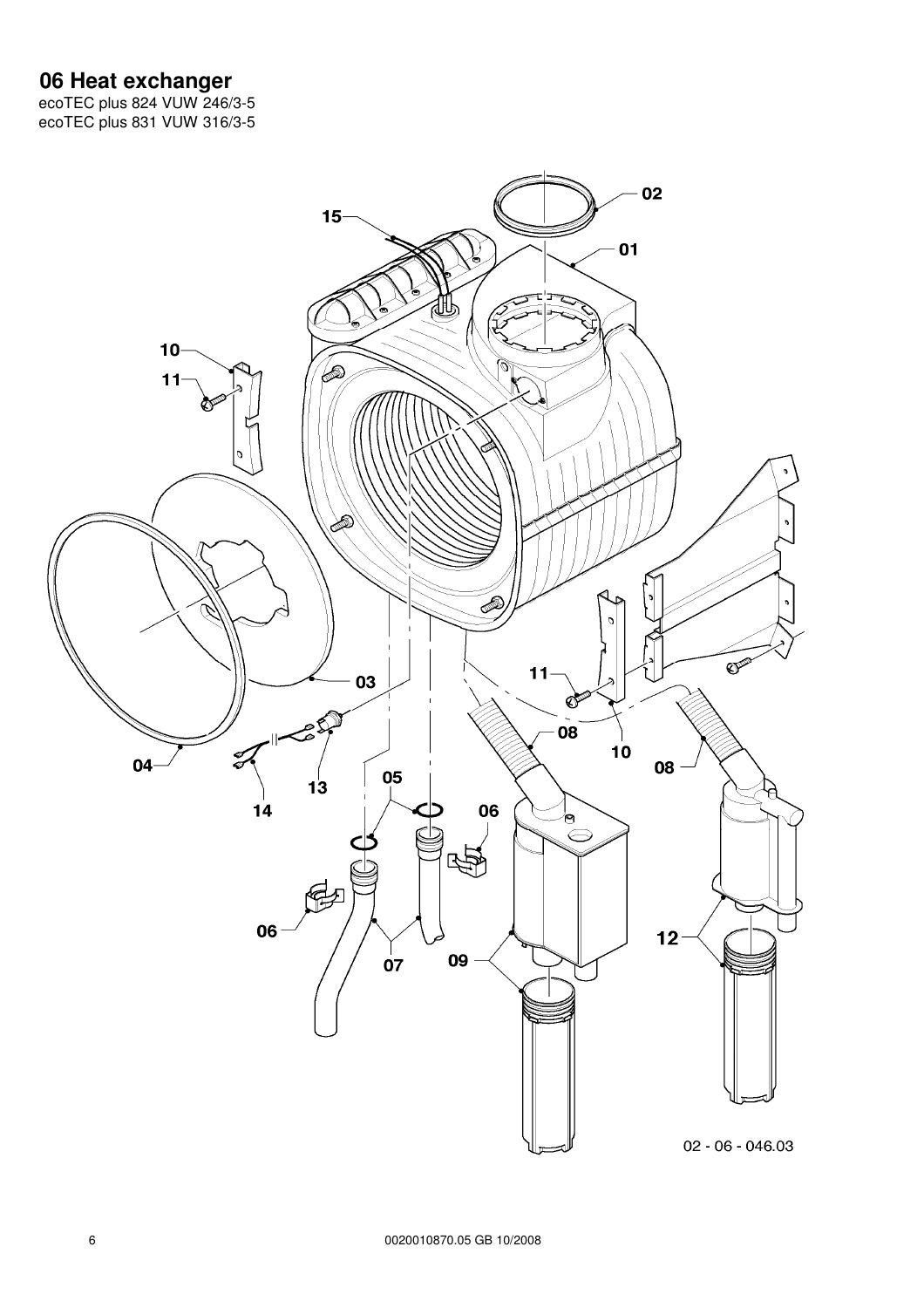# 06 Heat exchanger

ecoTEC plus 824 VUW 246/3-5
ecoTEC plus 831 VUW 316/3-5

02 - 06 - 046.03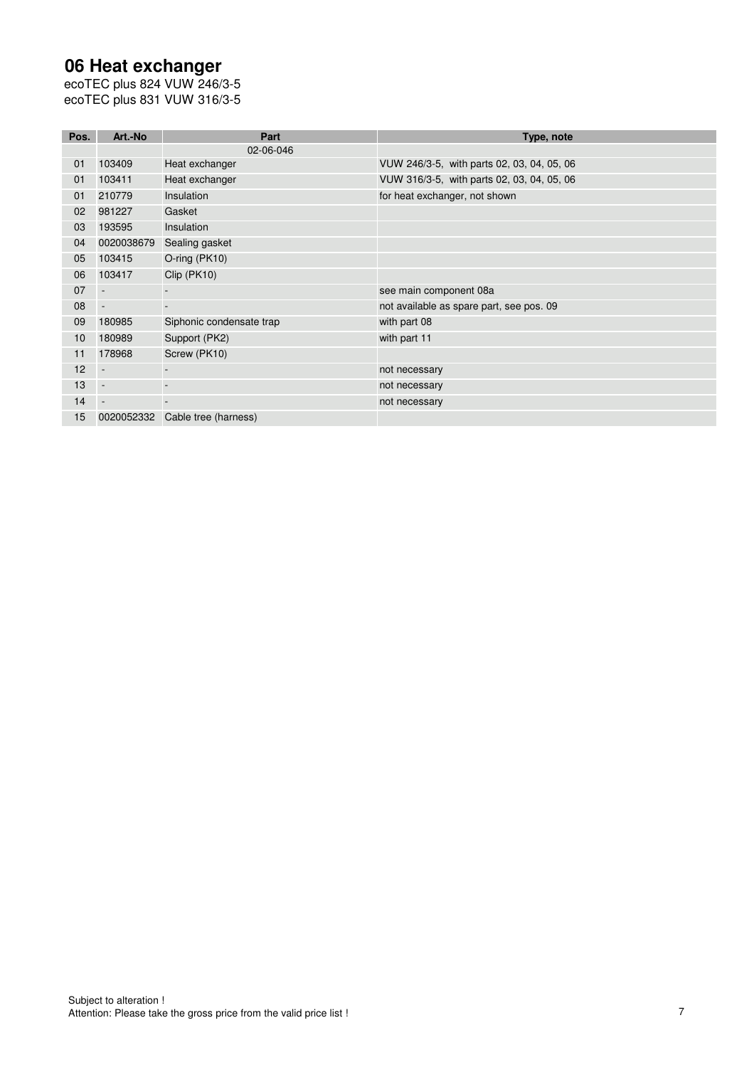# 06 Heat exchanger

ecoTEC plus 824 VUW 246/3-5
ecoTEC plus 831 VUW 316/3-5

| Pos. | Art.-No | Part | Type, note |
| --- | --- | --- | --- |
| | | 02-06-046 | |
| 01 | 103409 | Heat exchanger | VUW 246/3-5, with parts 02, 03, 04, 05, 06 |
| 01 | 103411 | Heat exchanger | VUW 316/3-5, with parts 02, 03, 04, 05, 06 |
| 01 | 210779 | Insulation | for heat exchanger, not shown |
| 02 | 981227 | Gasket | |
| 03 | 193595 | Insulation | |
| 04 | 0020038679 | Sealing gasket | |
| 05 | 103415 | O-ring (PK10) | |
| 06 | 103417 | Clip (PK10) | |
| 07 | - | - | see main component 08a |
| 08 | - | - | not available as spare part, see pos. 09 |
| 09 | 180985 | Siphonic condensate trap | with part 08 |
| 10 | 180989 | Support (PK2) | with part 11 |
| 11 | 178968 | Screw (PK10) | |
| 12 | - | - | not necessary |
| 13 | - | - | not necessary |
| 14 | - | - | not necessary |
| 15 | 0020052332 | Cable tree (harness) | |

Subject to alteration !
Attention: Please take the gross price from the valid price list !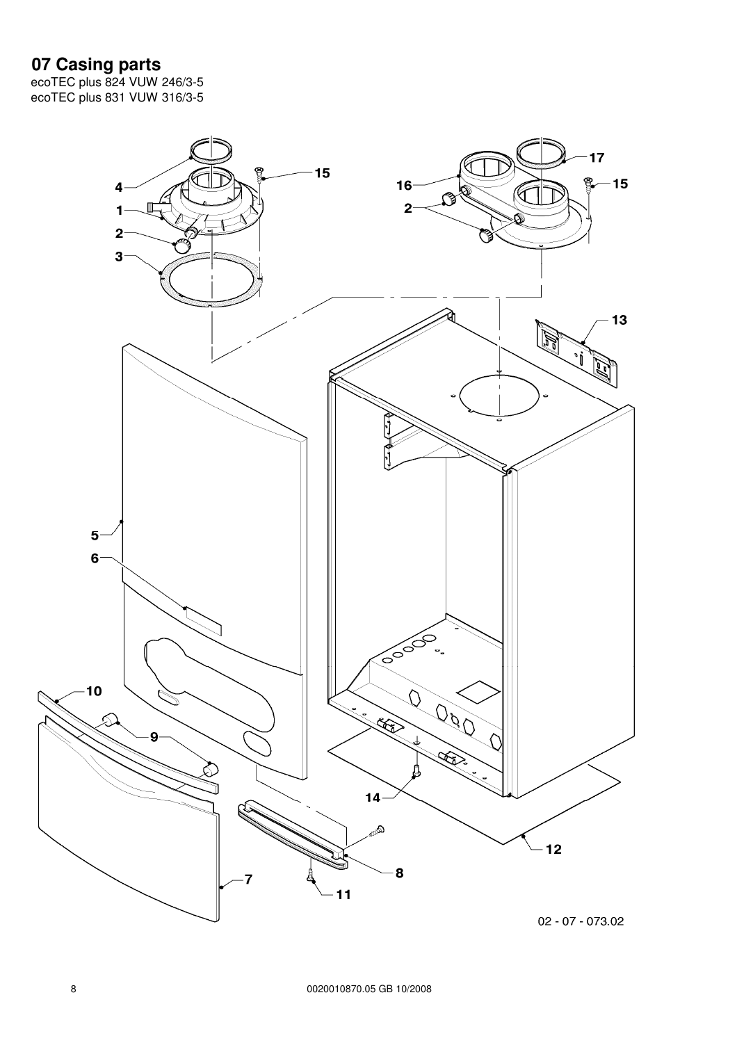# 07 Casing parts

ecoTEC plus 824 VUW 246/3-5
ecoTEC plus 831 VUW 316/3-5

02 - 07 - 073.02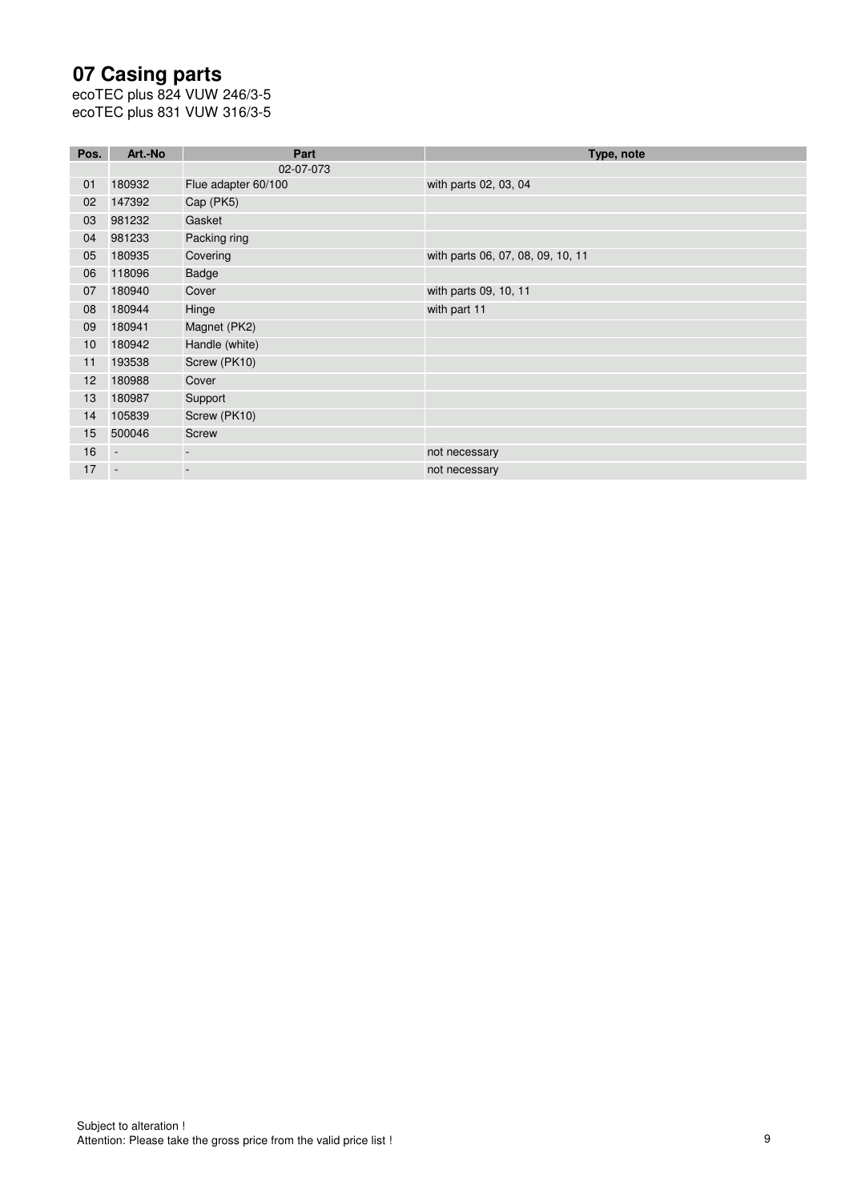# 07 Casing parts

ecoTEC plus 824 VUW 246/3-5
ecoTEC plus 831 VUW 316/3-5

| Pos. | Art.-No | Part | Type, note |
|---|---|---|---|
| | | 02-07-073 | |
| 01 | 180932 | Flue adapter 60/100 | with parts 02, 03, 04 |
| 02 | 147392 | Cap (PK5) | |
| 03 | 981232 | Gasket | |
| 04 | 981233 | Packing ring | |
| 05 | 180935 | Covering | with parts 06, 07, 08, 09, 10, 11 |
| 06 | 118096 | Badge | |
| 07 | 180940 | Cover | with parts 09, 10, 11 |
| 08 | 180944 | Hinge | with part 11 |
| 09 | 180941 | Magnet (PK2) | |
| 10 | 180942 | Handle (white) | |
| 11 | 193538 | Screw (PK10) | |
| 12 | 180988 | Cover | |
| 13 | 180987 | Support | |
| 14 | 105839 | Screw (PK10) | |
| 15 | 500046 | Screw | |
| 16 | - | - | not necessary |
| 17 | - | - | not necessary |

Subject to alteration !
Attention: Please take the gross price from the valid price list !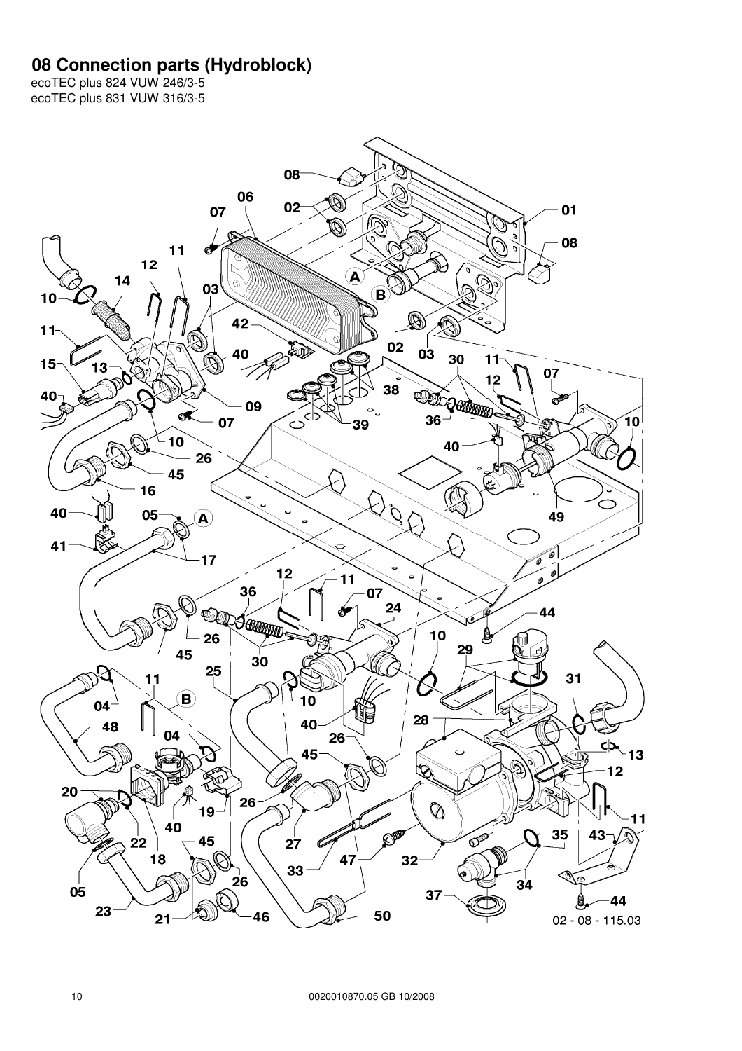# 08 Connection parts (Hydroblock)

ecoTEC plus 824 VUW 246/3-5
ecoTEC plus 831 VUW 316/3-5

02 - 08 - 115.03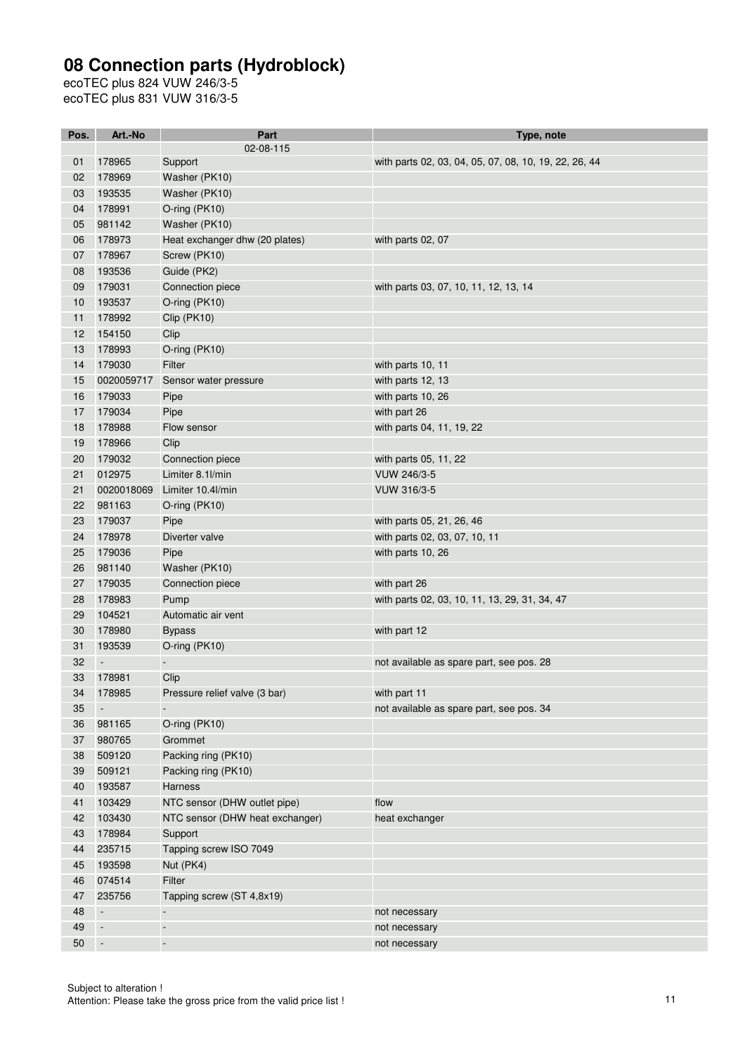# 08 Connection parts (Hydroblock)

ecoTEC plus 824 VUW 246/3-5
ecoTEC plus 831 VUW 316/3-5

| Pos. | Art.-No | Part | Type, note |
|---|---|---|---|
| | | 02-08-115 | |
| 01 | 178965 | Support | with parts 02, 03, 04, 05, 07, 08, 10, 19, 22, 26, 44 |
| 02 | 178969 | Washer (PK10) | |
| 03 | 193535 | Washer (PK10) | |
| 04 | 178991 | O-ring (PK10) | |
| 05 | 981142 | Washer (PK10) | |
| 06 | 178973 | Heat exchanger dhw (20 plates) | with parts 02, 07 |
| 07 | 178967 | Screw (PK10) | |
| 08 | 193536 | Guide (PK2) | |
| 09 | 179031 | Connection piece | with parts 03, 07, 10, 11, 12, 13, 14 |
| 10 | 193537 | O-ring (PK10) | |
| 11 | 178992 | Clip (PK10) | |
| 12 | 154150 | Clip | |
| 13 | 178993 | O-ring (PK10) | |
| 14 | 179030 | Filter | with parts 10, 11 |
| 15 | 0020059717 | Sensor water pressure | with parts 12, 13 |
| 16 | 179033 | Pipe | with parts 10, 26 |
| 17 | 179034 | Pipe | with part 26 |
| 18 | 178988 | Flow sensor | with parts 04, 11, 19, 22 |
| 19 | 178966 | Clip | |
| 20 | 179032 | Connection piece | with parts 05, 11, 22 |
| 21 | 012975 | Limiter 8.1l/min | VUW 246/3-5 |
| 21 | 0020018069 | Limiter 10.4l/min | VUW 316/3-5 |
| 22 | 981163 | O-ring (PK10) | |
| 23 | 179037 | Pipe | with parts 05, 21, 26, 46 |
| 24 | 178978 | Diverter valve | with parts 02, 03, 07, 10, 11 |
| 25 | 179036 | Pipe | with parts 10, 26 |
| 26 | 981140 | Washer (PK10) | |
| 27 | 179035 | Connection piece | with part 26 |
| 28 | 178983 | Pump | with parts 02, 03, 10, 11, 13, 29, 31, 34, 47 |
| 29 | 104521 | Automatic air vent | |
| 30 | 178980 | Bypass | with part 12 |
| 31 | 193539 | O-ring (PK10) | |
| 32 | - | - | not available as spare part, see pos. 28 |
| 33 | 178981 | Clip | |
| 34 | 178985 | Pressure relief valve (3 bar) | with part 11 |
| 35 | - | - | not available as spare part, see pos. 34 |
| 36 | 981165 | O-ring (PK10) | |
| 37 | 980765 | Grommet | |
| 38 | 509120 | Packing ring (PK10) | |
| 39 | 509121 | Packing ring (PK10) | |
| 40 | 193587 | Harness | |
| 41 | 103429 | NTC sensor (DHW outlet pipe) | flow |
| 42 | 103430 | NTC sensor (DHW heat exchanger) | heat exchanger |
| 43 | 178984 | Support | |
| 44 | 235715 | Tapping screw ISO 7049 | |
| 45 | 193598 | Nut (PK4) | |
| 46 | 074514 | Filter | |
| 47 | 235756 | Tapping screw (ST 4,8x19) | |
| 48 | - | - | not necessary |
| 49 | - | - | not necessary |
| 50 | - | - | not necessary |

Subject to alteration !
Attention: Please take the gross price from the valid price list !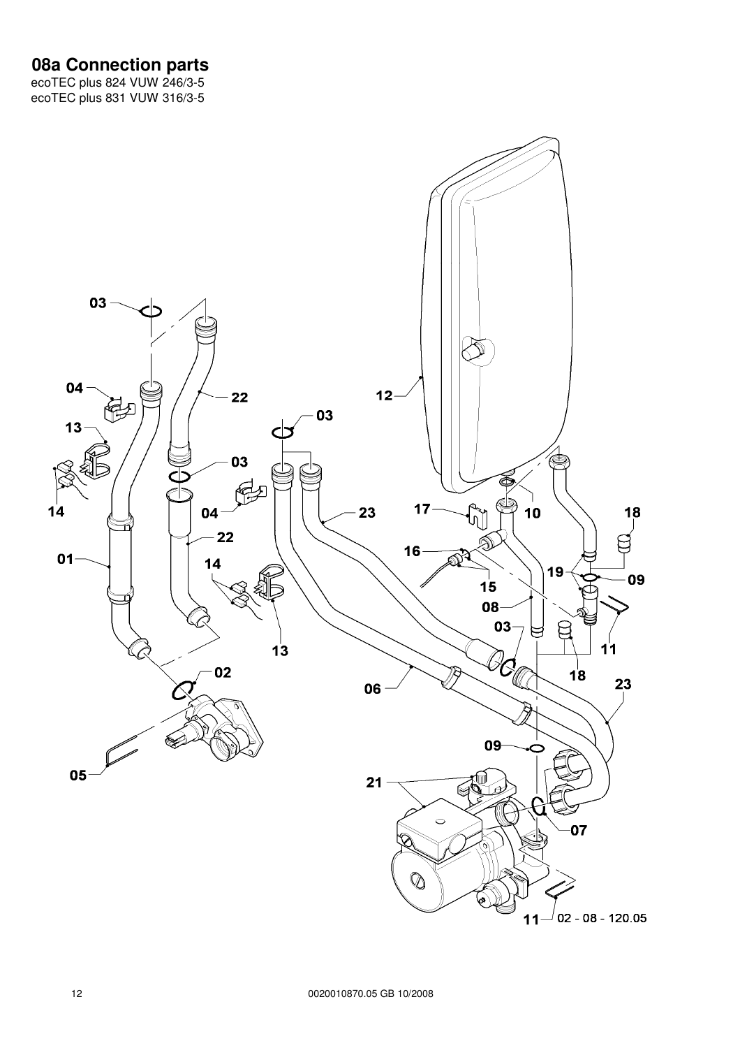# 08a Connection parts

ecoTEC plus 824 VUW 246/3-5
ecoTEC plus 831 VUW 316/3-5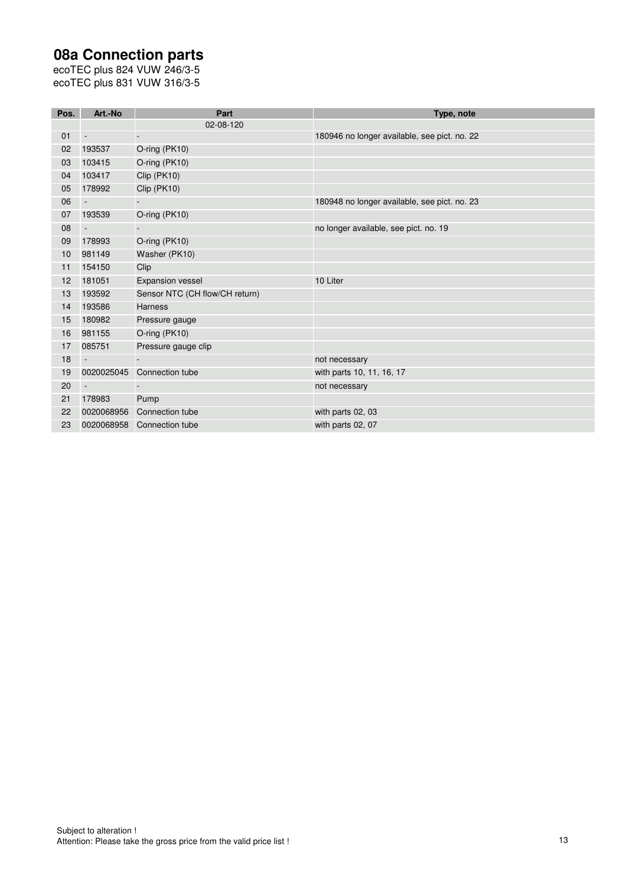# 08a Connection parts

ecoTEC plus 824 VUW 246/3-5
ecoTEC plus 831 VUW 316/3-5

| Pos. | Art.-No | Part | Type, note |
|---|---|---|---|
| | | 02-08-120 | |
| 01 | - | - | 180946 no longer available, see pict. no. 22 |
| 02 | 193537 | O-ring (PK10) | |
| 03 | 103415 | O-ring (PK10) | |
| 04 | 103417 | Clip (PK10) | |
| 05 | 178992 | Clip (PK10) | |
| 06 | - | - | 180948 no longer available, see pict. no. 23 |
| 07 | 193539 | O-ring (PK10) | |
| 08 | - | - | no longer available, see pict. no. 19 |
| 09 | 178993 | O-ring (PK10) | |
| 10 | 981149 | Washer (PK10) | |
| 11 | 154150 | Clip | |
| 12 | 181051 | Expansion vessel | 10 Liter |
| 13 | 193592 | Sensor NTC (CH flow/CH return) | |
| 14 | 193586 | Harness | |
| 15 | 180982 | Pressure gauge | |
| 16 | 981155 | O-ring (PK10) | |
| 17 | 085751 | Pressure gauge clip | |
| 18 | - | - | not necessary |
| 19 | 0020025045 | Connection tube | with parts 10, 11, 16, 17 |
| 20 | - | - | not necessary |
| 21 | 178983 | Pump | |
| 22 | 0020068956 | Connection tube | with parts 02, 03 |
| 23 | 0020068958 | Connection tube | with parts 02, 07 |

Subject to alteration !
Attention: Please take the gross price from the valid price list !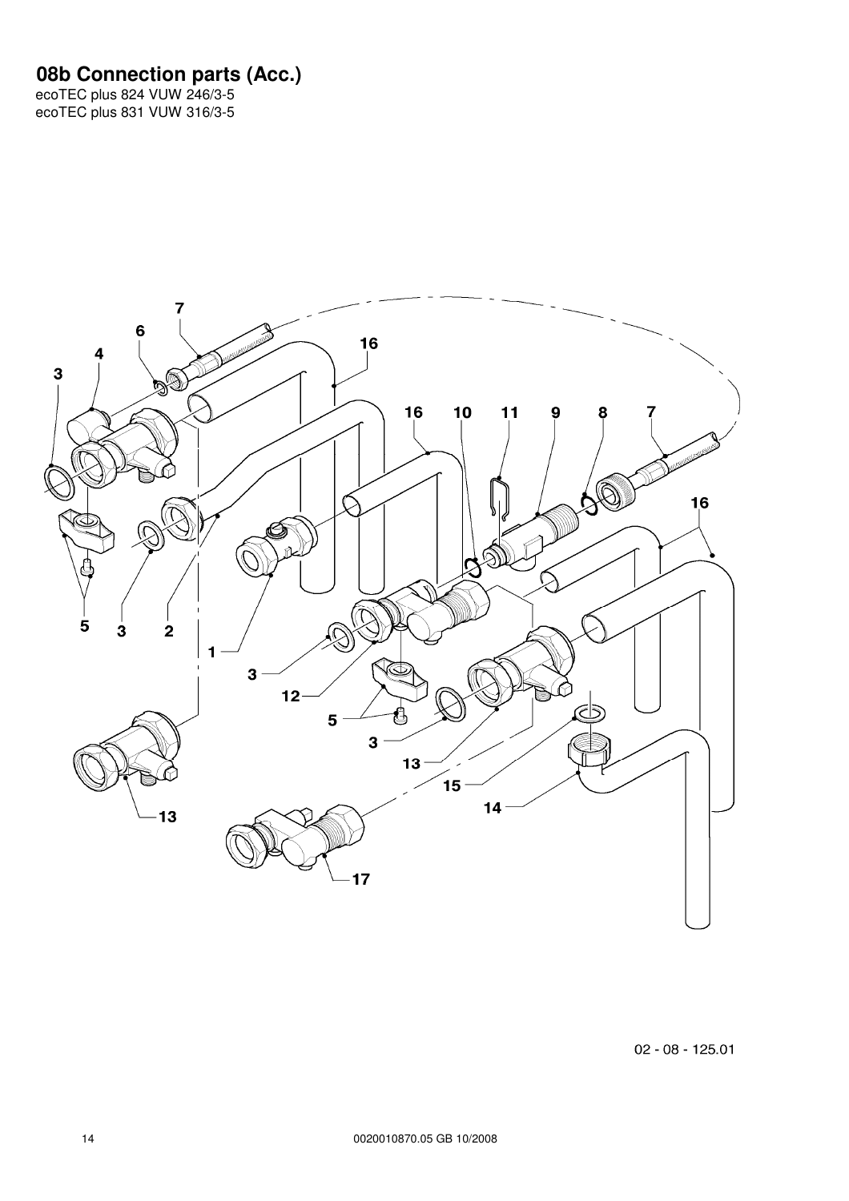# 08b Connection parts (Acc.)

ecoTEC plus 824 VUW 246/3-5
ecoTEC plus 831 VUW 316/3-5

7 6 4 3 16 16 10 11 9 8 7 16 5 3 2 1 3 12 5 3 13 15 14 13 17

02 - 08 - 125.01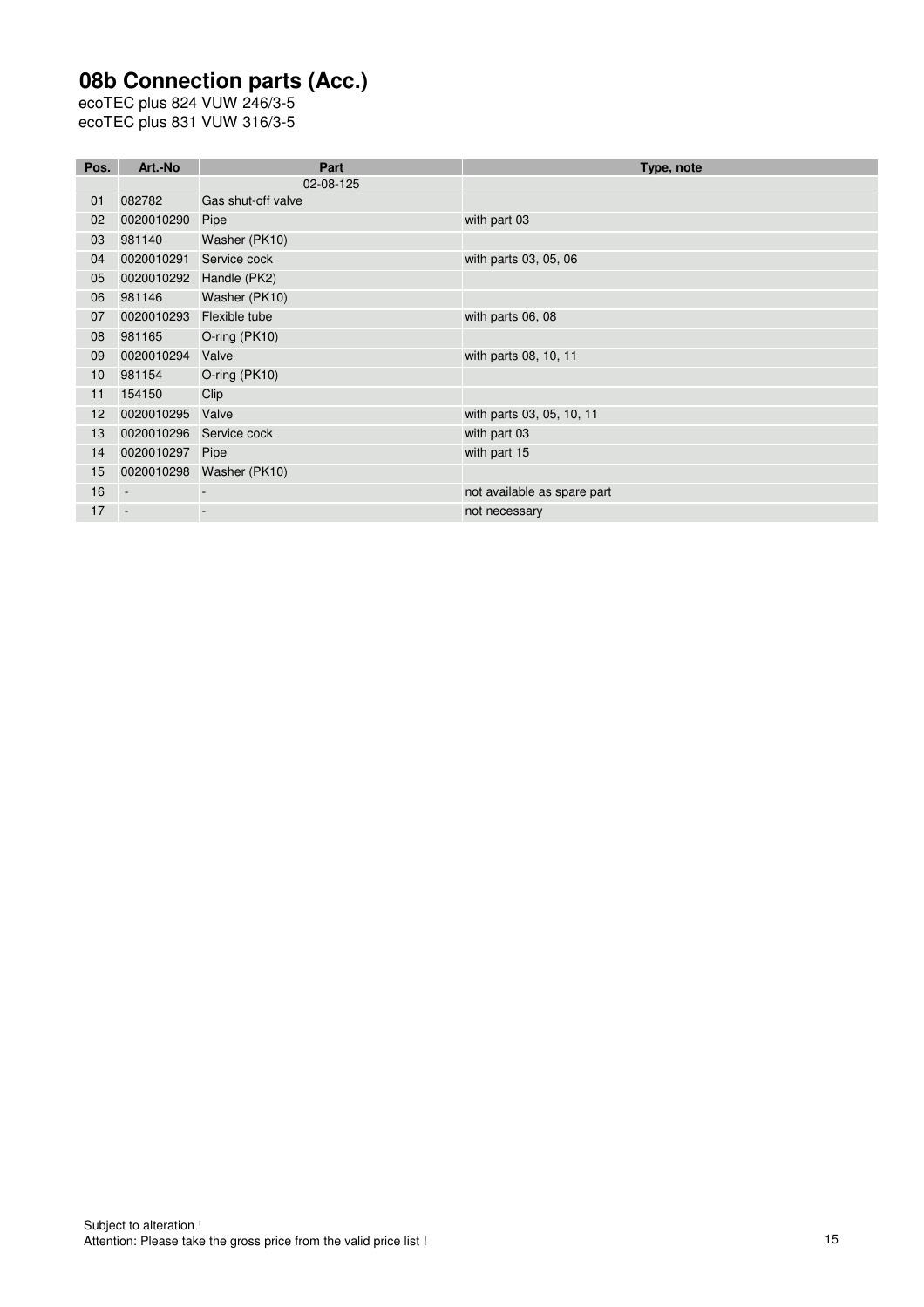# 08b Connection parts (Acc.)

ecoTEC plus 824 VUW 246/3-5
ecoTEC plus 831 VUW 316/3-5

| Pos. | Art.-No | Part | Type, note |
|---|---|---|---|
| | | 02-08-125 | |
| 01 | 082782 | Gas shut-off valve | |
| 02 | 0020010290 | Pipe | with part 03 |
| 03 | 981140 | Washer (PK10) | |
| 04 | 0020010291 | Service cock | with parts 03, 05, 06 |
| 05 | 0020010292 | Handle (PK2) | |
| 06 | 981146 | Washer (PK10) | |
| 07 | 0020010293 | Flexible tube | with parts 06, 08 |
| 08 | 981165 | O-ring (PK10) | |
| 09 | 0020010294 | Valve | with parts 08, 10, 11 |
| 10 | 981154 | O-ring (PK10) | |
| 11 | 154150 | Clip | |
| 12 | 0020010295 | Valve | with parts 03, 05, 10, 11 |
| 13 | 0020010296 | Service cock | with part 03 |
| 14 | 0020010297 | Pipe | with part 15 |
| 15 | 0020010298 | Washer (PK10) | |
| 16 | - | - | not available as spare part |
| 17 | - | - | not necessary |

Subject to alteration !
Attention: Please take the gross price from the valid price list !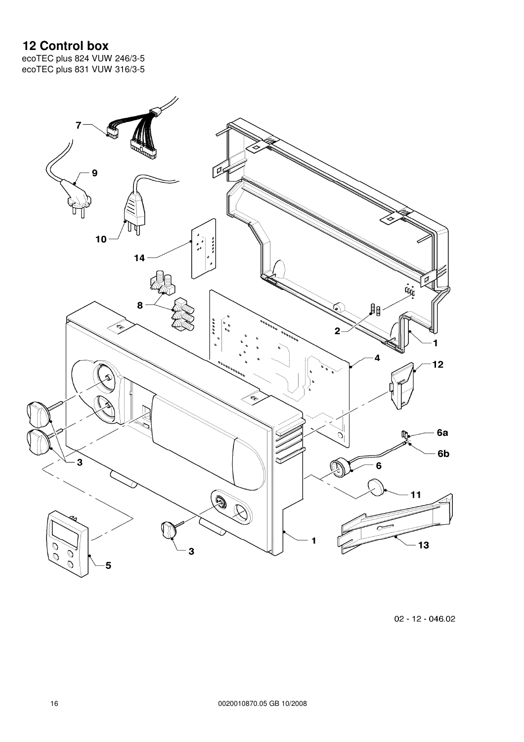# 12 Control box

ecoTEC plus 824 VUW 246/3-5
ecoTEC plus 831 VUW 316/3-5

02 - 12 - 046.02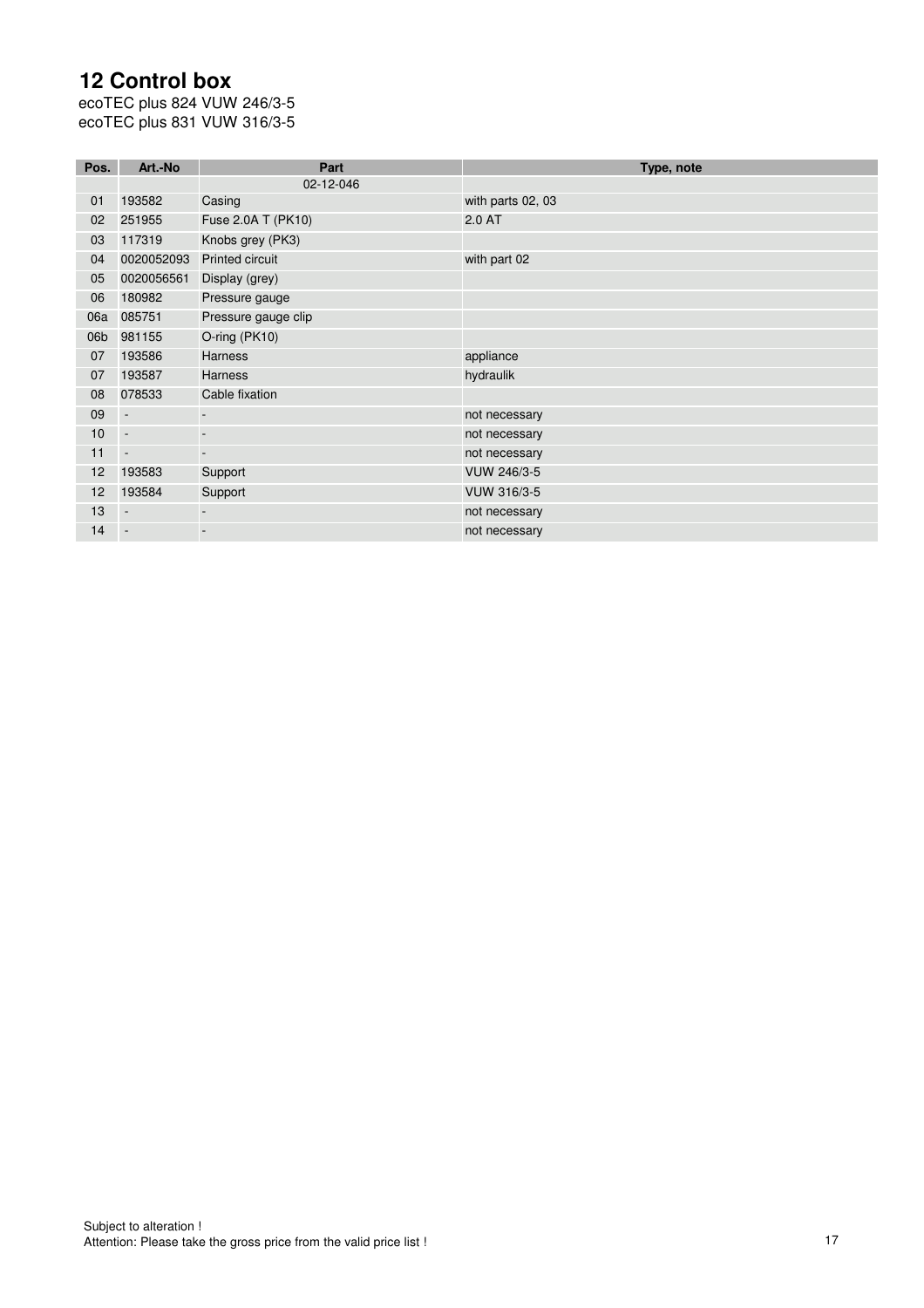# 12 Control box

ecoTEC plus 824 VUW 246/3-5
ecoTEC plus 831 VUW 316/3-5

| Pos. | Art.-No | Part | Type, note |
|---|---|---|---|
| | | 02-12-046 | |
| 01 | 193582 | Casing | with parts 02, 03 |
| 02 | 251955 | Fuse 2.0A T (PK10) | 2.0 AT |
| 03 | 117319 | Knobs grey (PK3) | |
| 04 | 0020052093 | Printed circuit | with part 02 |
| 05 | 0020056561 | Display (grey) | |
| 06 | 180982 | Pressure gauge | |
| 06a | 085751 | Pressure gauge clip | |
| 06b | 981155 | O-ring (PK10) | |
| 07 | 193586 | Harness | appliance |
| 07 | 193587 | Harness | hydraulik |
| 08 | 078533 | Cable fixation | |
| 09 | - | - | not necessary |
| 10 | - | - | not necessary |
| 11 | - | - | not necessary |
| 12 | 193583 | Support | VUW 246/3-5 |
| 12 | 193584 | Support | VUW 316/3-5 |
| 13 | - | - | not necessary |
| 14 | - | - | not necessary |

Subject to alteration !
Attention: Please take the gross price from the valid price list !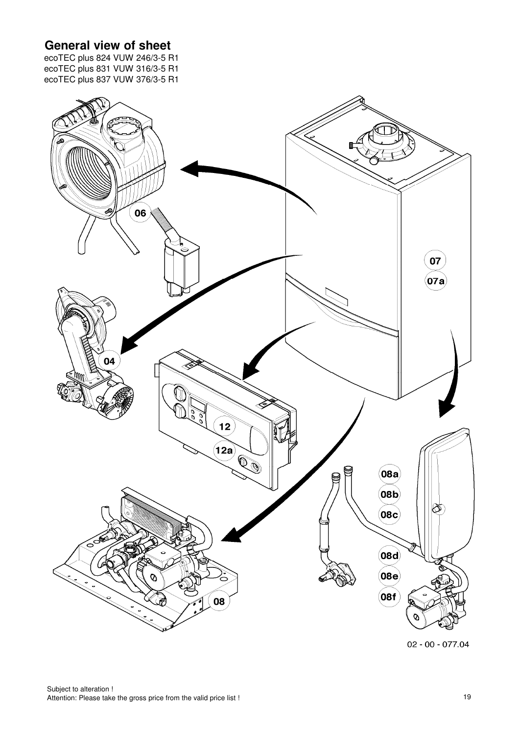# General view of sheet

ecoTEC plus 824 VUW 246/3-5 R1
ecoTEC plus 831 VUW 316/3-5 R1
ecoTEC plus 837 VUW 376/3-5 R1

06

04

12

12a

07

07a

08

08a

08b

08c

08d

08e

08f

02 - 00 - 077.04

Subject to alteration !
Attention: Please take the gross price from the valid price list !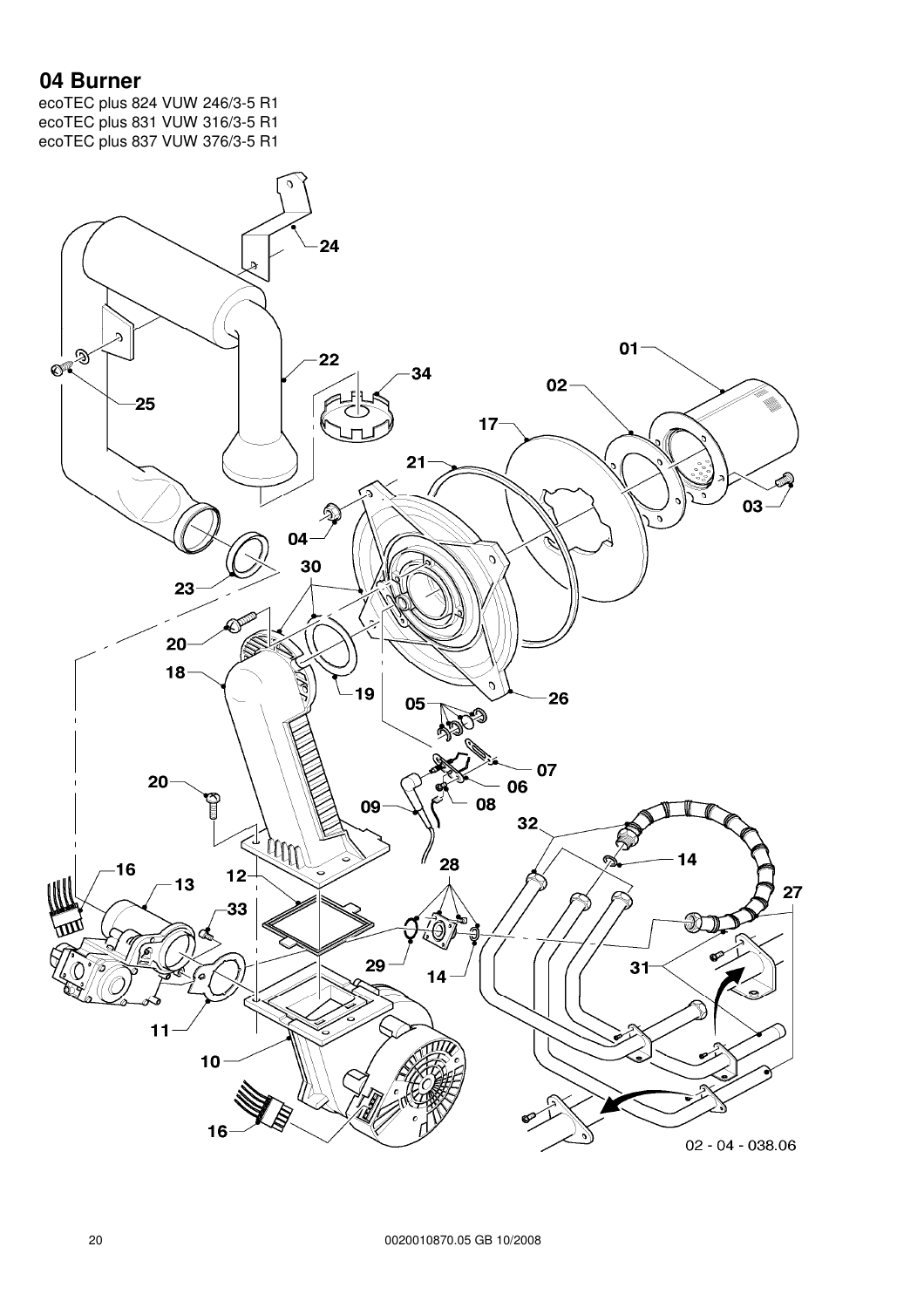# 04 Burner

ecoTEC plus 824 VUW 246/3-5 R1
ecoTEC plus 831 VUW 316/3-5 R1
ecoTEC plus 837 VUW 376/3-5 R1

01
02
03
04
05
06
07
08
09
10
11
12
13
14
16
17
18
19
20
21
22
23
24
25
26
27
28
29
30
31
32
33
34

02 - 04 - 038.06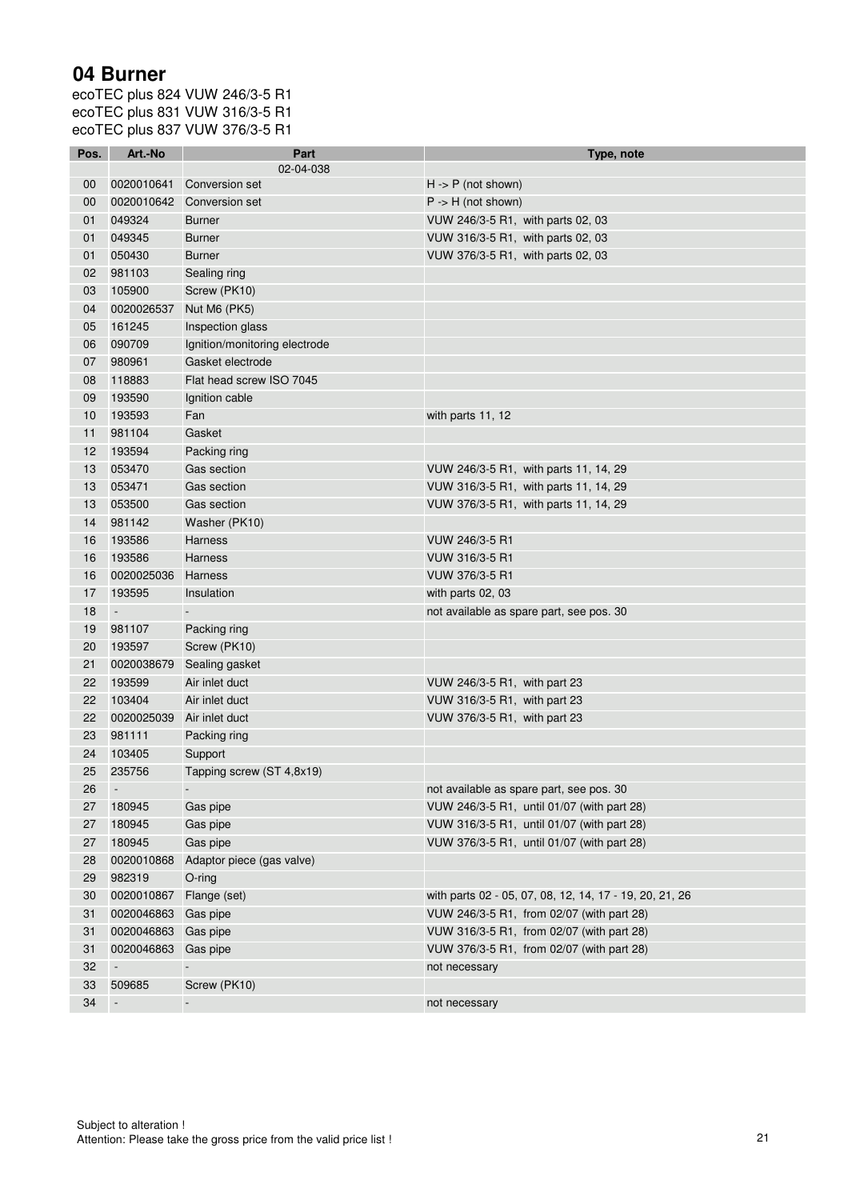# 04 Burner

ecoTEC plus 824 VUW 246/3-5 R1
ecoTEC plus 831 VUW 316/3-5 R1
ecoTEC plus 837 VUW 376/3-5 R1

| Pos. | Art.-No | Part | Type, note |
|---|---|---|---|
| | | 02-04-038 | |
| 00 | 0020010641 | Conversion set | H -> P (not shown) |
| 00 | 0020010642 | Conversion set | P -> H (not shown) |
| 01 | 049324 | Burner | VUW 246/3-5 R1, with parts 02, 03 |
| 01 | 049345 | Burner | VUW 316/3-5 R1, with parts 02, 03 |
| 01 | 050430 | Burner | VUW 376/3-5 R1, with parts 02, 03 |
| 02 | 981103 | Sealing ring | |
| 03 | 105900 | Screw (PK10) | |
| 04 | 0020026537 | Nut M6 (PK5) | |
| 05 | 161245 | Inspection glass | |
| 06 | 090709 | Ignition/monitoring electrode | |
| 07 | 980961 | Gasket electrode | |
| 08 | 118883 | Flat head screw ISO 7045 | |
| 09 | 193590 | Ignition cable | |
| 10 | 193593 | Fan | with parts 11, 12 |
| 11 | 981104 | Gasket | |
| 12 | 193594 | Packing ring | |
| 13 | 053470 | Gas section | VUW 246/3-5 R1, with parts 11, 14, 29 |
| 13 | 053471 | Gas section | VUW 316/3-5 R1, with parts 11, 14, 29 |
| 13 | 053500 | Gas section | VUW 376/3-5 R1, with parts 11, 14, 29 |
| 14 | 981142 | Washer (PK10) | |
| 16 | 193586 | Harness | VUW 246/3-5 R1 |
| 16 | 193586 | Harness | VUW 316/3-5 R1 |
| 16 | 0020025036 | Harness | VUW 376/3-5 R1 |
| 17 | 193595 | Insulation | with parts 02, 03 |
| 18 | - | - | not available as spare part, see pos. 30 |
| 19 | 981107 | Packing ring | |
| 20 | 193597 | Screw (PK10) | |
| 21 | 0020038679 | Sealing gasket | |
| 22 | 193599 | Air inlet duct | VUW 246/3-5 R1, with part 23 |
| 22 | 103404 | Air inlet duct | VUW 316/3-5 R1, with part 23 |
| 22 | 0020025039 | Air inlet duct | VUW 376/3-5 R1, with part 23 |
| 23 | 981111 | Packing ring | |
| 24 | 103405 | Support | |
| 25 | 235756 | Tapping screw (ST 4,8x19) | |
| 26 | - | - | not available as spare part, see pos. 30 |
| 27 | 180945 | Gas pipe | VUW 246/3-5 R1, until 01/07 (with part 28) |
| 27 | 180945 | Gas pipe | VUW 316/3-5 R1, until 01/07 (with part 28) |
| 27 | 180945 | Gas pipe | VUW 376/3-5 R1, until 01/07 (with part 28) |
| 28 | 0020010868 | Adaptor piece (gas valve) | |
| 29 | 982319 | O-ring | |
| 30 | 0020010867 | Flange (set) | with parts 02 - 05, 07, 08, 12, 14, 17 - 19, 20, 21, 26 |
| 31 | 0020046863 | Gas pipe | VUW 246/3-5 R1, from 02/07 (with part 28) |
| 31 | 0020046863 | Gas pipe | VUW 316/3-5 R1, from 02/07 (with part 28) |
| 31 | 0020046863 | Gas pipe | VUW 376/3-5 R1, from 02/07 (with part 28) |
| 32 | - | - | not necessary |
| 33 | 509685 | Screw (PK10) | |
| 34 | - | - | not necessary |

Subject to alteration !
Attention: Please take the gross price from the valid price list !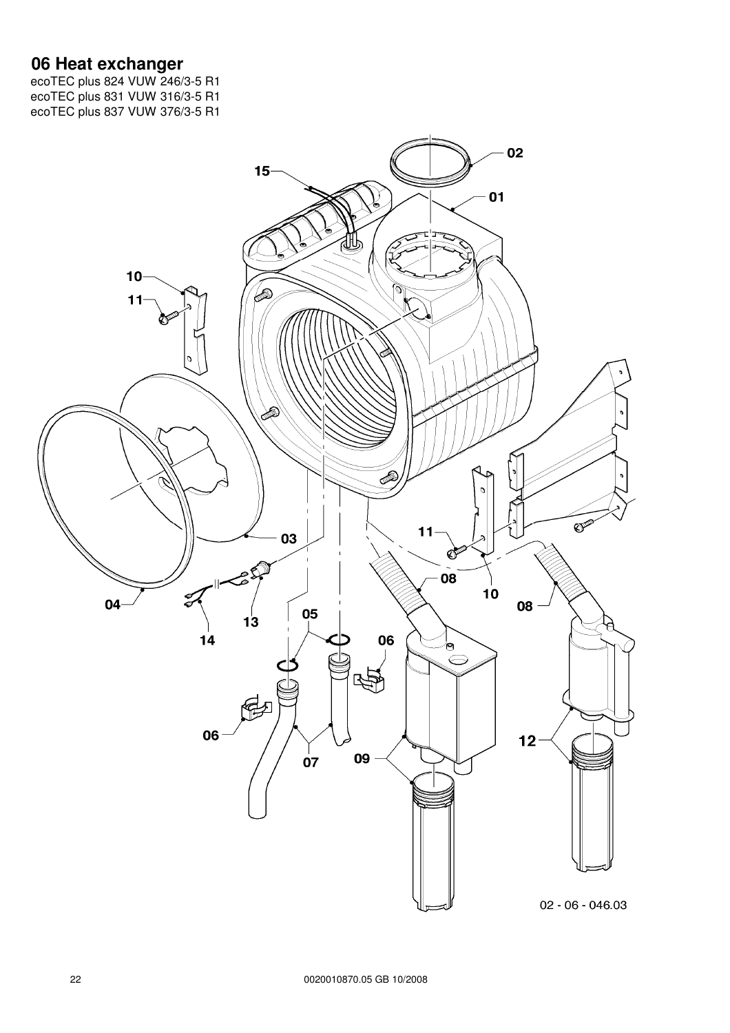# 06 Heat exchanger

ecoTEC plus 824 VUW 246/3-5 R1
ecoTEC plus 831 VUW 316/3-5 R1
ecoTEC plus 837 VUW 376/3-5 R1

02 - 06 - 046.03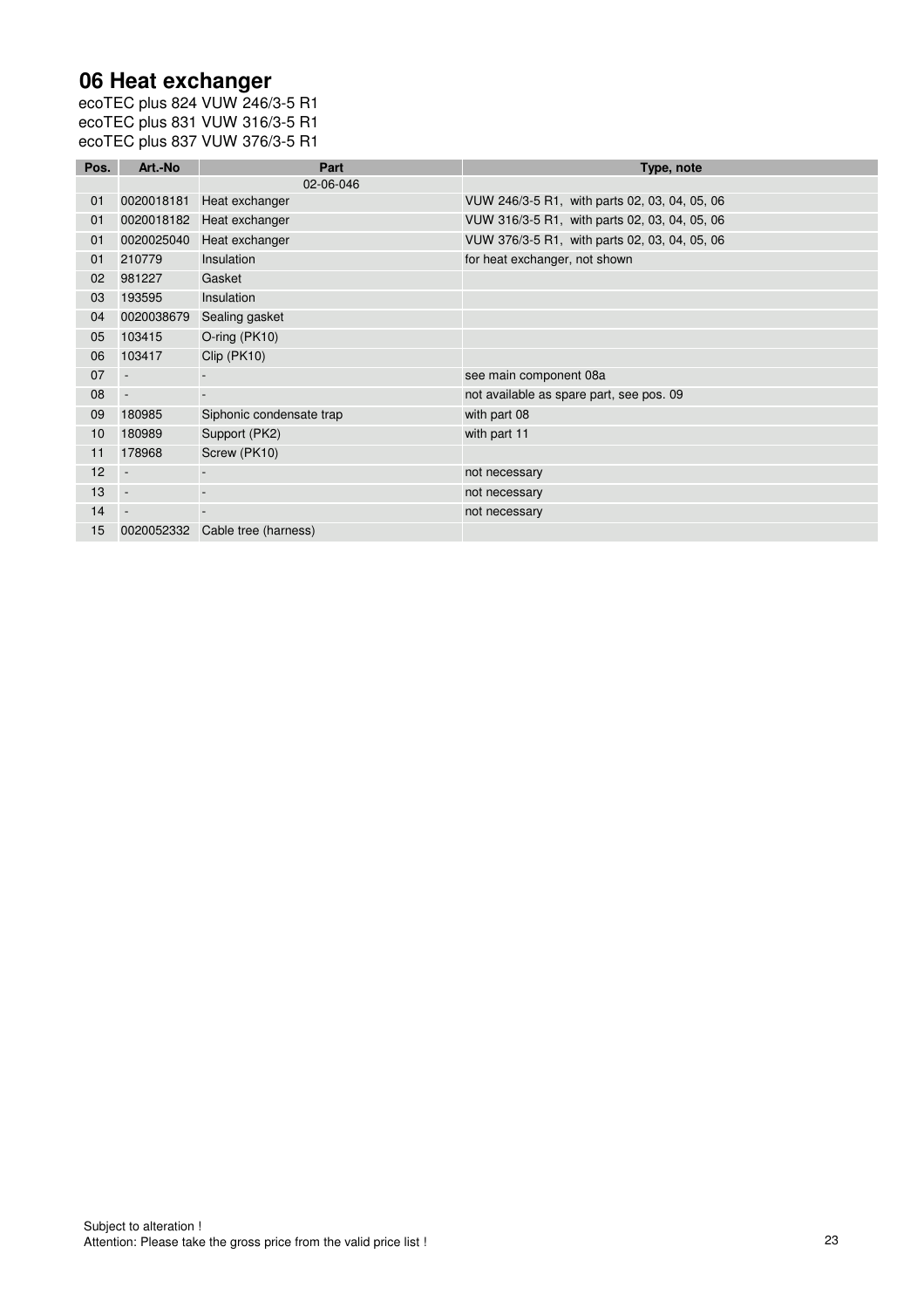# 06 Heat exchanger

ecoTEC plus 824 VUW 246/3-5 R1
ecoTEC plus 831 VUW 316/3-5 R1
ecoTEC plus 837 VUW 376/3-5 R1

| Pos. | Art.-No | Part | Type, note |
|---|---|---|---|
| | | 02-06-046 | |
| 01 | 0020018181 | Heat exchanger | VUW 246/3-5 R1, with parts 02, 03, 04, 05, 06 |
| 01 | 0020018182 | Heat exchanger | VUW 316/3-5 R1, with parts 02, 03, 04, 05, 06 |
| 01 | 0020025040 | Heat exchanger | VUW 376/3-5 R1, with parts 02, 03, 04, 05, 06 |
| 01 | 210779 | Insulation | for heat exchanger, not shown |
| 02 | 981227 | Gasket | |
| 03 | 193595 | Insulation | |
| 04 | 0020038679 | Sealing gasket | |
| 05 | 103415 | O-ring (PK10) | |
| 06 | 103417 | Clip (PK10) | |
| 07 | - | - | see main component 08a |
| 08 | - | - | not available as spare part, see pos. 09 |
| 09 | 180985 | Siphonic condensate trap | with part 08 |
| 10 | 180989 | Support (PK2) | with part 11 |
| 11 | 178968 | Screw (PK10) | |
| 12 | - | - | not necessary |
| 13 | - | - | not necessary |
| 14 | - | - | not necessary |
| 15 | 0020052332 | Cable tree (harness) | |

Subject to alteration !
Attention: Please take the gross price from the valid price list !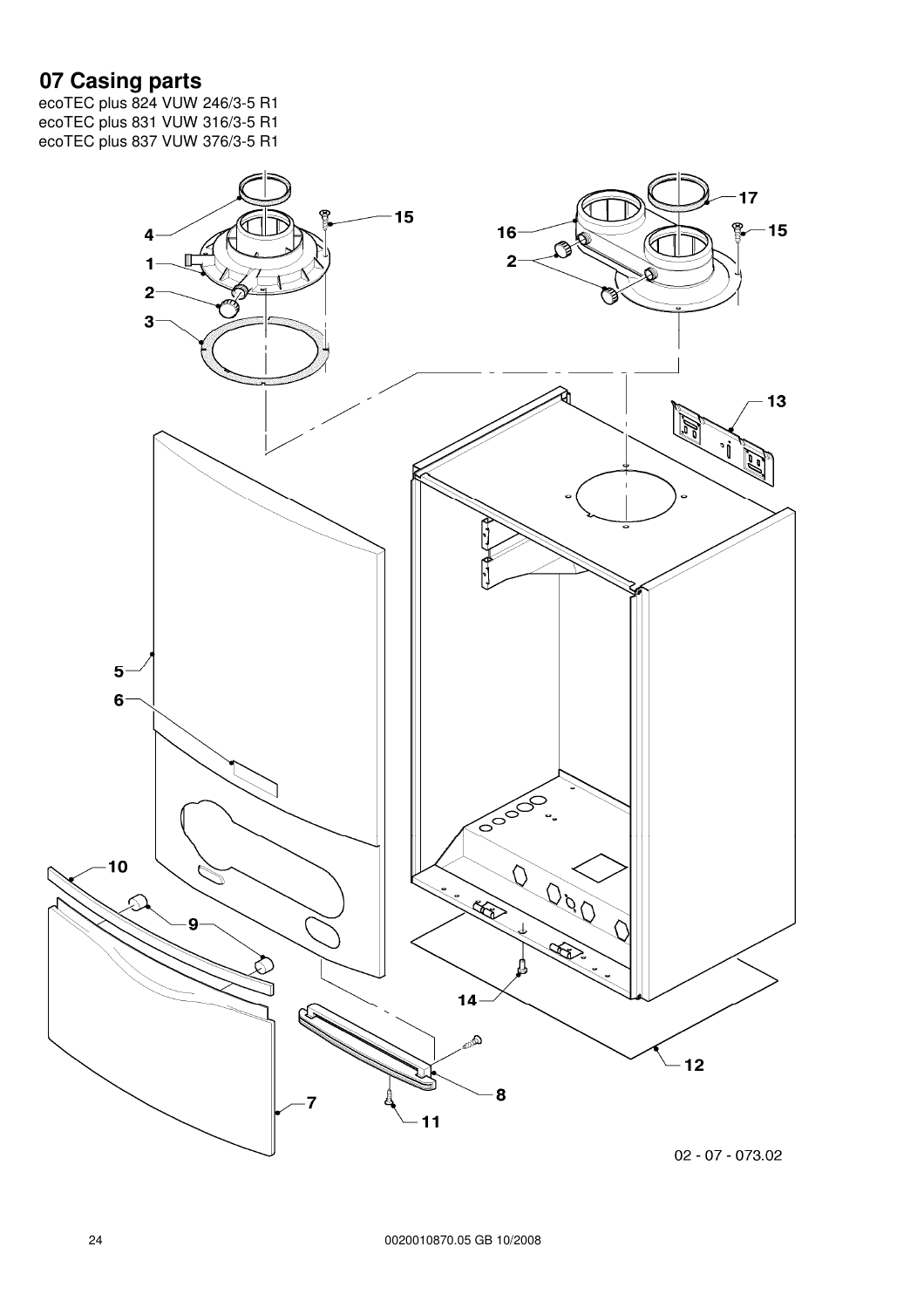# 07 Casing parts

ecoTEC plus 824 VUW 246/3-5 R1
ecoTEC plus 831 VUW 316/3-5 R1
ecoTEC plus 837 VUW 376/3-5 R1

4
1
2
3
15
16
2
17
15
13
5
6
10
9
14
12
8
7
11

02 - 07 - 073.02

0020010870.05 GB 10/2008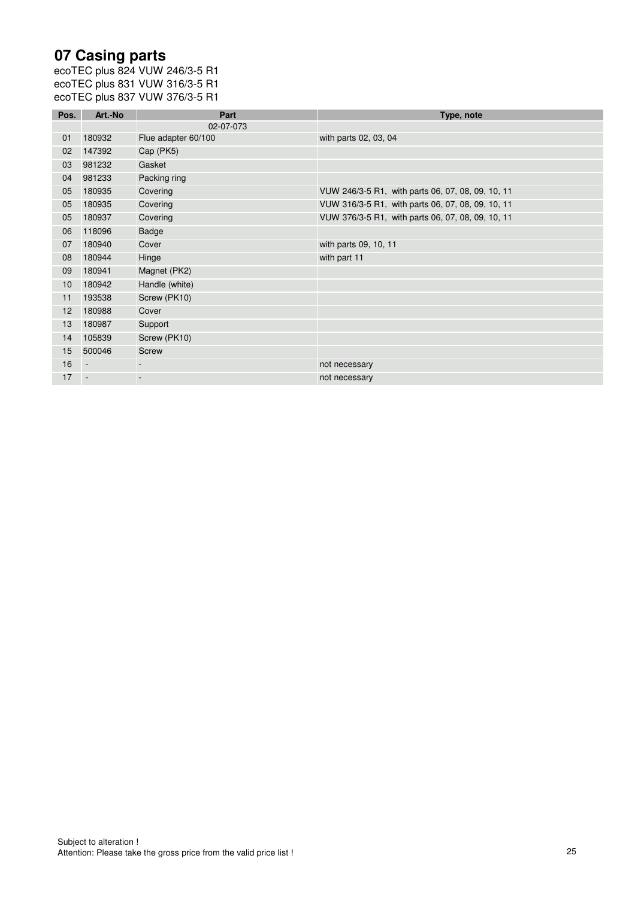# 07 Casing parts

ecoTEC plus 824 VUW 246/3-5 R1
ecoTEC plus 831 VUW 316/3-5 R1
ecoTEC plus 837 VUW 376/3-5 R1

| Pos. | Art.-No | Part | Type, note |
|---|---|---|---|
| | | 02-07-073 | |
| 01 | 180932 | Flue adapter 60/100 | with parts 02, 03, 04 |
| 02 | 147392 | Cap (PK5) | |
| 03 | 981232 | Gasket | |
| 04 | 981233 | Packing ring | |
| 05 | 180935 | Covering | VUW 246/3-5 R1, with parts 06, 07, 08, 09, 10, 11 |
| 05 | 180935 | Covering | VUW 316/3-5 R1, with parts 06, 07, 08, 09, 10, 11 |
| 05 | 180937 | Covering | VUW 376/3-5 R1, with parts 06, 07, 08, 09, 10, 11 |
| 06 | 118096 | Badge | |
| 07 | 180940 | Cover | with parts 09, 10, 11 |
| 08 | 180944 | Hinge | with part 11 |
| 09 | 180941 | Magnet (PK2) | |
| 10 | 180942 | Handle (white) | |
| 11 | 193538 | Screw (PK10) | |
| 12 | 180988 | Cover | |
| 13 | 180987 | Support | |
| 14 | 105839 | Screw (PK10) | |
| 15 | 500046 | Screw | |
| 16 | - | - | not necessary |
| 17 | - | - | not necessary |

Subject to alteration !
Attention: Please take the gross price from the valid price list !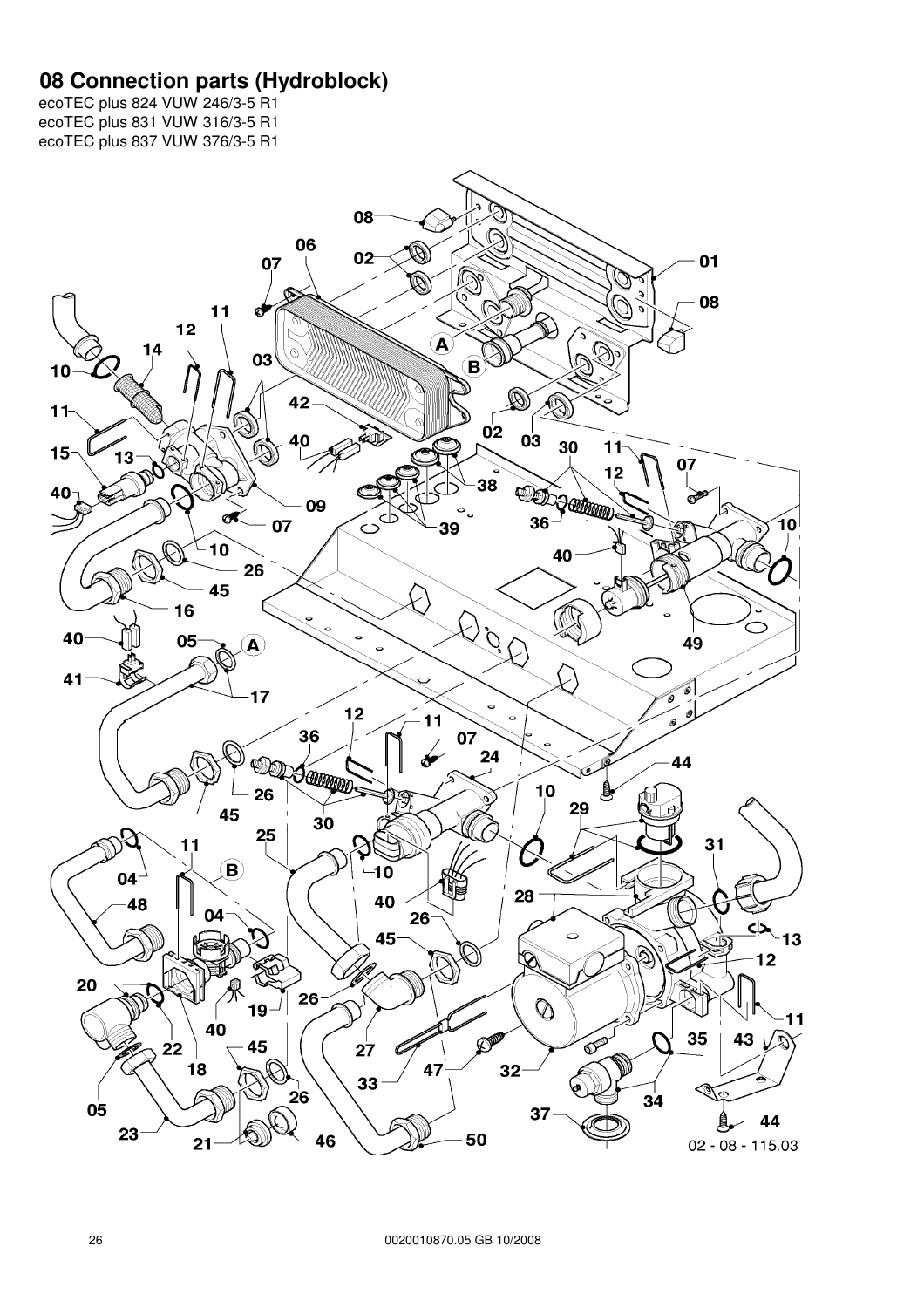# 08 Connection parts (Hydroblock)

ecoTEC plus 824 VUW 246/3-5 R1
ecoTEC plus 831 VUW 316/3-5 R1
ecoTEC plus 837 VUW 376/3-5 R1

02 - 08 - 115.03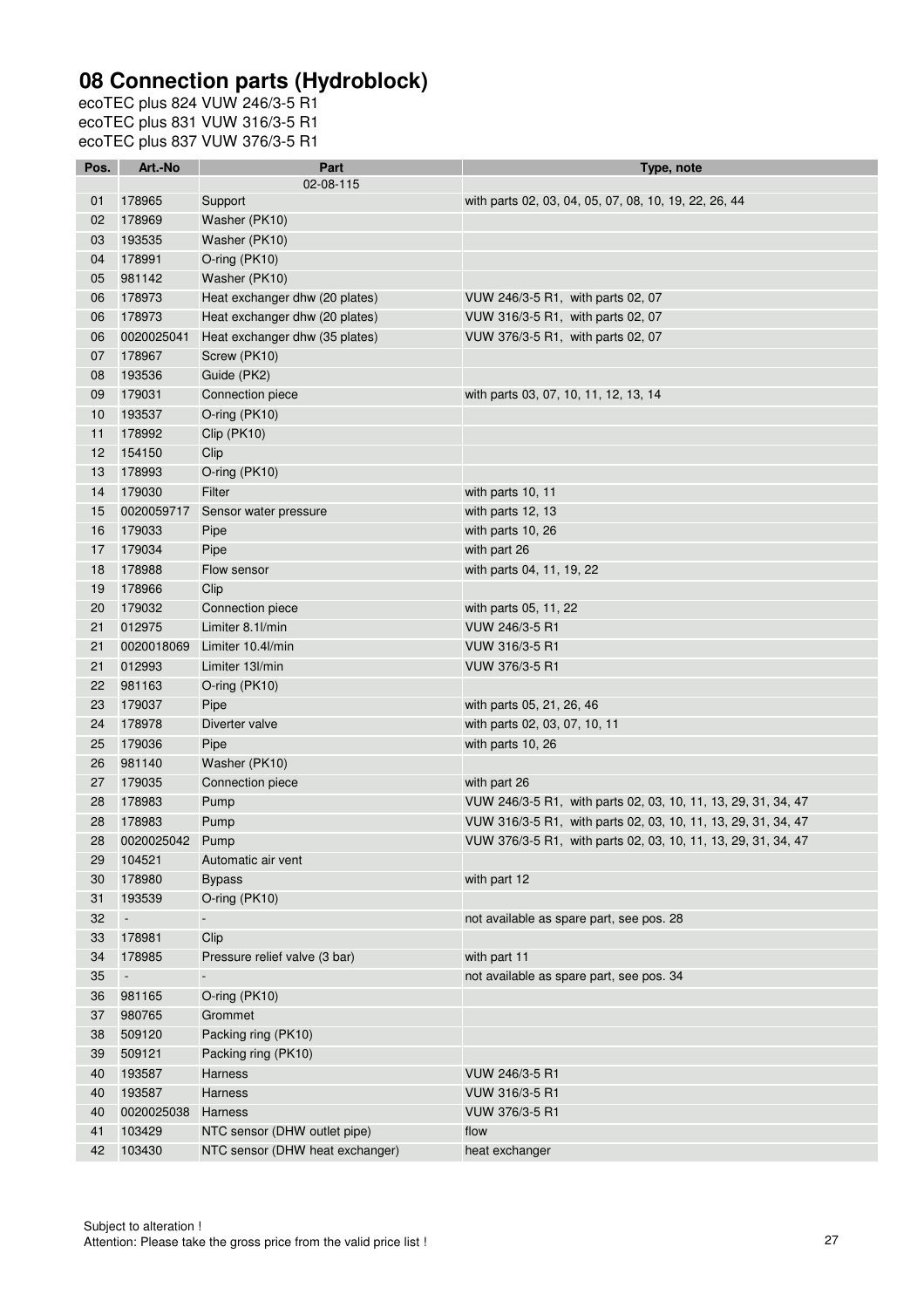# 08 Connection parts (Hydroblock)

ecoTEC plus 824 VUW 246/3-5 R1
ecoTEC plus 831 VUW 316/3-5 R1
ecoTEC plus 837 VUW 376/3-5 R1

| Pos. | Art.-No | Part | Type, note |
|---|---|---|---|
| | | 02-08-115 | |
| 01 | 178965 | Support | with parts 02, 03, 04, 05, 07, 08, 10, 19, 22, 26, 44 |
| 02 | 178969 | Washer (PK10) | |
| 03 | 193535 | Washer (PK10) | |
| 04 | 178991 | O-ring (PK10) | |
| 05 | 981142 | Washer (PK10) | |
| 06 | 178973 | Heat exchanger dhw (20 plates) | VUW 246/3-5 R1, with parts 02, 07 |
| 06 | 178973 | Heat exchanger dhw (20 plates) | VUW 316/3-5 R1, with parts 02, 07 |
| 06 | 0020025041 | Heat exchanger dhw (35 plates) | VUW 376/3-5 R1, with parts 02, 07 |
| 07 | 178967 | Screw (PK10) | |
| 08 | 193536 | Guide (PK2) | |
| 09 | 179031 | Connection piece | with parts 03, 07, 10, 11, 12, 13, 14 |
| 10 | 193537 | O-ring (PK10) | |
| 11 | 178992 | Clip (PK10) | |
| 12 | 154150 | Clip | |
| 13 | 178993 | O-ring (PK10) | |
| 14 | 179030 | Filter | with parts 10, 11 |
| 15 | 0020059717 | Sensor water pressure | with parts 12, 13 |
| 16 | 179033 | Pipe | with parts 10, 26 |
| 17 | 179034 | Pipe | with part 26 |
| 18 | 178988 | Flow sensor | with parts 04, 11, 19, 22 |
| 19 | 178966 | Clip | |
| 20 | 179032 | Connection piece | with parts 05, 11, 22 |
| 21 | 012975 | Limiter 8.1l/min | VUW 246/3-5 R1 |
| 21 | 0020018069 | Limiter 10.4l/min | VUW 316/3-5 R1 |
| 21 | 012993 | Limiter 13l/min | VUW 376/3-5 R1 |
| 22 | 981163 | O-ring (PK10) | |
| 23 | 179037 | Pipe | with parts 05, 21, 26, 46 |
| 24 | 178978 | Diverter valve | with parts 02, 03, 07, 10, 11 |
| 25 | 179036 | Pipe | with parts 10, 26 |
| 26 | 981140 | Washer (PK10) | |
| 27 | 179035 | Connection piece | with part 26 |
| 28 | 178983 | Pump | VUW 246/3-5 R1, with parts 02, 03, 10, 11, 13, 29, 31, 34, 47 |
| 28 | 178983 | Pump | VUW 316/3-5 R1, with parts 02, 03, 10, 11, 13, 29, 31, 34, 47 |
| 28 | 0020025042 | Pump | VUW 376/3-5 R1, with parts 02, 03, 10, 11, 13, 29, 31, 34, 47 |
| 29 | 104521 | Automatic air vent | |
| 30 | 178980 | Bypass | with part 12 |
| 31 | 193539 | O-ring (PK10) | |
| 32 | - | - | not available as spare part, see pos. 28 |
| 33 | 178981 | Clip | |
| 34 | 178985 | Pressure relief valve (3 bar) | with part 11 |
| 35 | - | - | not available as spare part, see pos. 34 |
| 36 | 981165 | O-ring (PK10) | |
| 37 | 980765 | Grommet | |
| 38 | 509120 | Packing ring (PK10) | |
| 39 | 509121 | Packing ring (PK10) | |
| 40 | 193587 | Harness | VUW 246/3-5 R1 |
| 40 | 193587 | Harness | VUW 316/3-5 R1 |
| 40 | 0020025038 | Harness | VUW 376/3-5 R1 |
| 41 | 103429 | NTC sensor (DHW outlet pipe) | flow |
| 42 | 103430 | NTC sensor (DHW heat exchanger) | heat exchanger |

Subject to alteration !
Attention: Please take the gross price from the valid price list !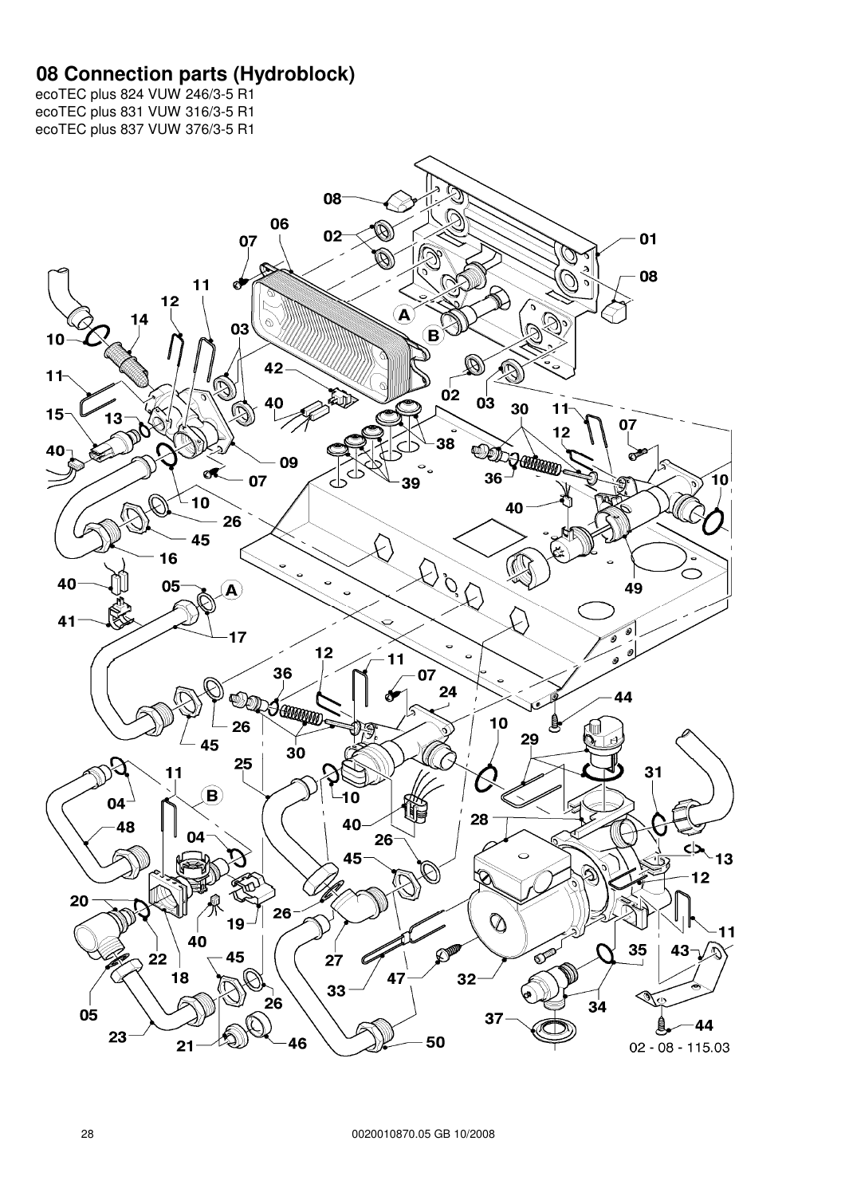## 08 Connection parts (Hydroblock)

ecoTEC plus 824 VUW 246/3-5 R1
ecoTEC plus 831 VUW 316/3-5 R1
ecoTEC plus 837 VUW 376/3-5 R1

02 - 08 - 115.03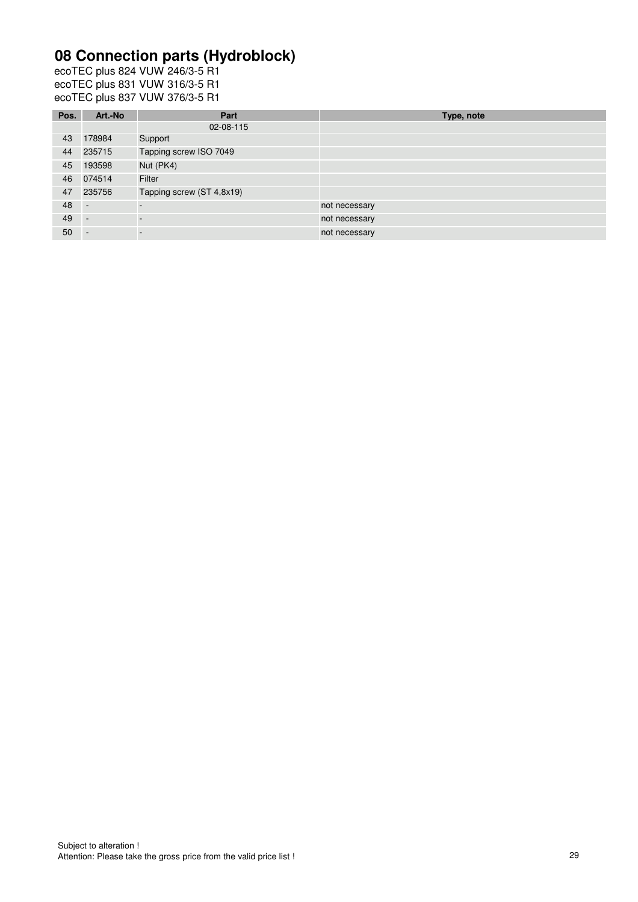# 08 Connection parts (Hydroblock)

ecoTEC plus 824 VUW 246/3-5 R1
ecoTEC plus 831 VUW 316/3-5 R1
ecoTEC plus 837 VUW 376/3-5 R1

| Pos. | Art.-No | Part | Type, note |
| --- | --- | --- | --- |
| | | 02-08-115 | |
| 43 | 178984 | Support | |
| 44 | 235715 | Tapping screw ISO 7049 | |
| 45 | 193598 | Nut (PK4) | |
| 46 | 074514 | Filter | |
| 47 | 235756 | Tapping screw (ST 4,8x19) | |
| 48 | - | - | not necessary |
| 49 | - | - | not necessary |
| 50 | - | - | not necessary |

Subject to alteration !
Attention: Please take the gross price from the valid price list !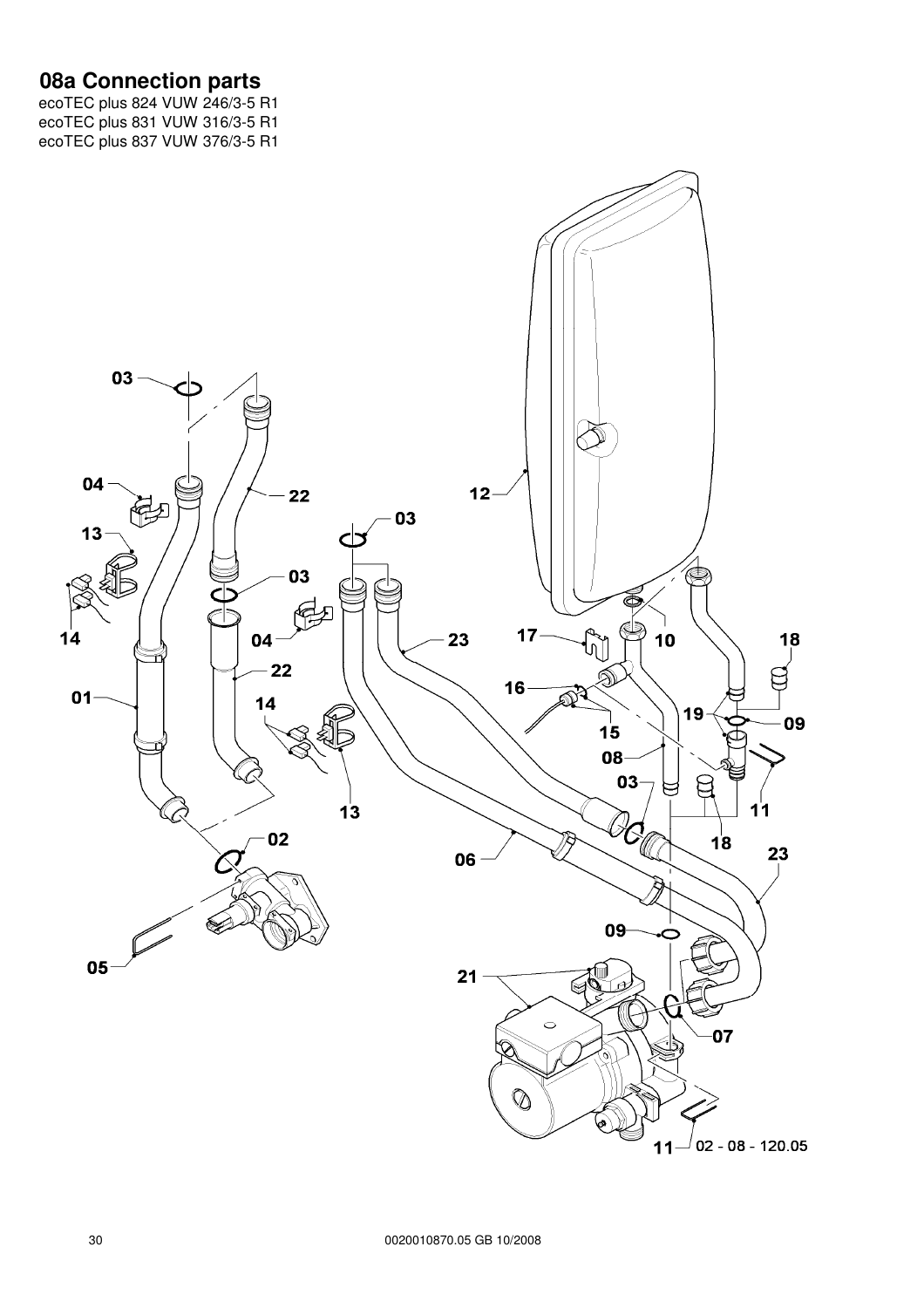## 08a Connection parts

ecoTEC plus 824 VUW 246/3-5 R1
ecoTEC plus 831 VUW 316/3-5 R1
ecoTEC plus 837 VUW 376/3-5 R1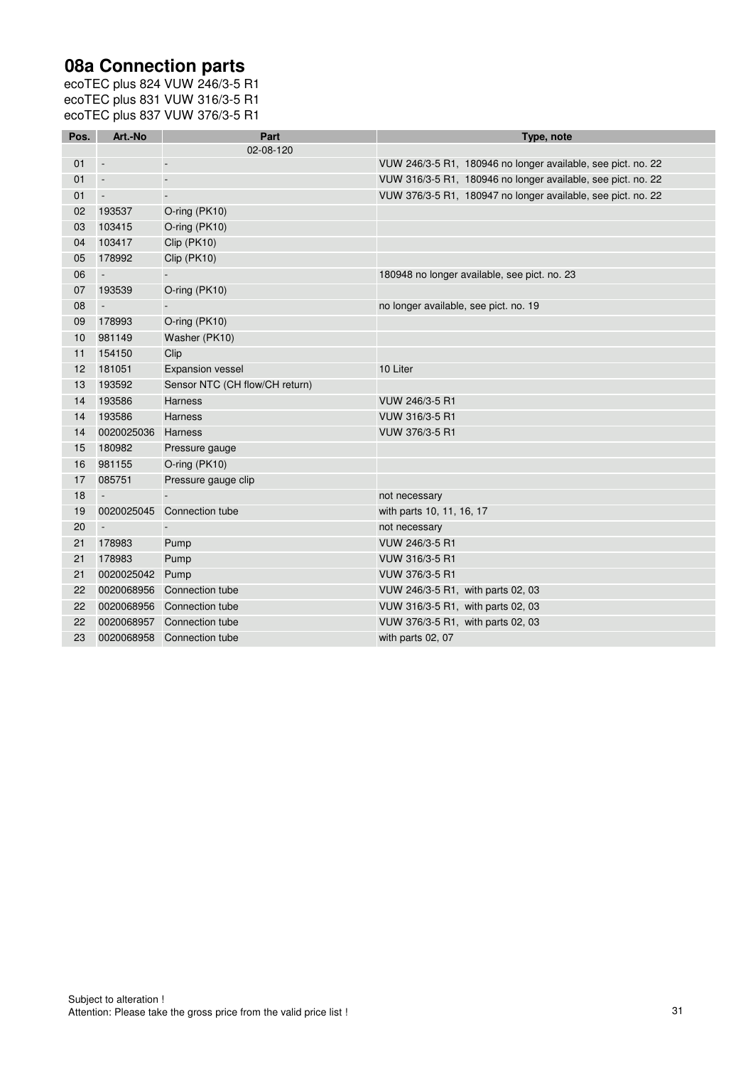# 08a Connection parts

ecoTEC plus 824 VUW 246/3-5 R1
ecoTEC plus 831 VUW 316/3-5 R1
ecoTEC plus 837 VUW 376/3-5 R1

| Pos. | Art.-No | Part | Type, note |
|---|---|---|---|
| | | 02-08-120 | |
| 01 | - | - | VUW 246/3-5 R1, 180946 no longer available, see pict. no. 22 |
| 01 | - | - | VUW 316/3-5 R1, 180946 no longer available, see pict. no. 22 |
| 01 | - | - | VUW 376/3-5 R1, 180947 no longer available, see pict. no. 22 |
| 02 | 193537 | O-ring (PK10) | |
| 03 | 103415 | O-ring (PK10) | |
| 04 | 103417 | Clip (PK10) | |
| 05 | 178992 | Clip (PK10) | |
| 06 | - | - | 180948 no longer available, see pict. no. 23 |
| 07 | 193539 | O-ring (PK10) | |
| 08 | - | - | no longer available, see pict. no. 19 |
| 09 | 178993 | O-ring (PK10) | |
| 10 | 981149 | Washer (PK10) | |
| 11 | 154150 | Clip | |
| 12 | 181051 | Expansion vessel | 10 Liter |
| 13 | 193592 | Sensor NTC (CH flow/CH return) | |
| 14 | 193586 | Harness | VUW 246/3-5 R1 |
| 14 | 193586 | Harness | VUW 316/3-5 R1 |
| 14 | 0020025036 | Harness | VUW 376/3-5 R1 |
| 15 | 180982 | Pressure gauge | |
| 16 | 981155 | O-ring (PK10) | |
| 17 | 085751 | Pressure gauge clip | |
| 18 | - | - | not necessary |
| 19 | 0020025045 | Connection tube | with parts 10, 11, 16, 17 |
| 20 | - | - | not necessary |
| 21 | 178983 | Pump | VUW 246/3-5 R1 |
| 21 | 178983 | Pump | VUW 316/3-5 R1 |
| 21 | 0020025042 | Pump | VUW 376/3-5 R1 |
| 22 | 0020068956 | Connection tube | VUW 246/3-5 R1, with parts 02, 03 |
| 22 | 0020068956 | Connection tube | VUW 316/3-5 R1, with parts 02, 03 |
| 22 | 0020068957 | Connection tube | VUW 376/3-5 R1, with parts 02, 03 |
| 23 | 0020068958 | Connection tube | with parts 02, 07 |

Subject to alteration !
Attention: Please take the gross price from the valid price list !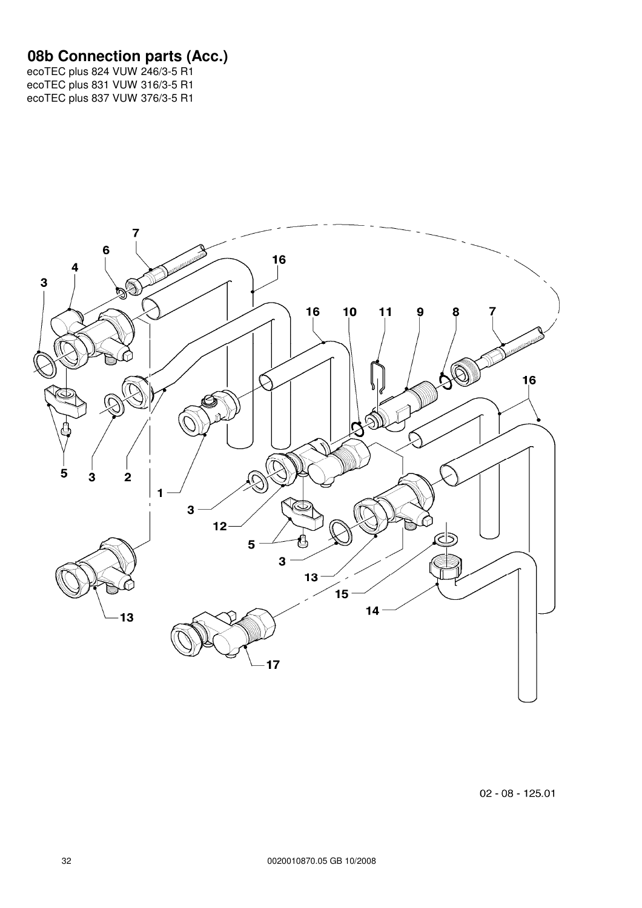# 08b Connection parts (Acc.)

ecoTEC plus 824 VUW 246/3-5 R1
ecoTEC plus 831 VUW 316/3-5 R1
ecoTEC plus 837 VUW 376/3-5 R1

02 - 08 - 125.01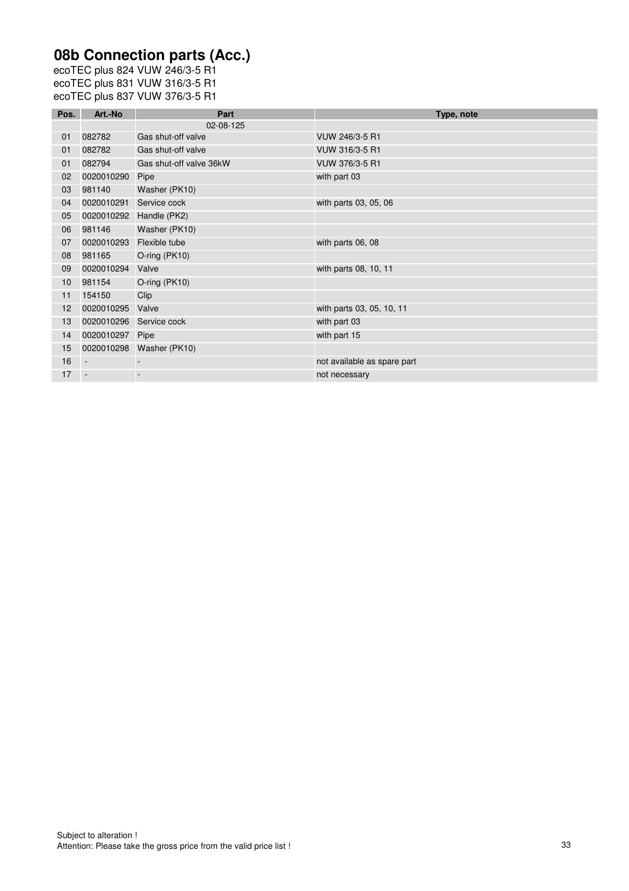# 08b Connection parts (Acc.)

ecoTEC plus 824 VUW 246/3-5 R1
ecoTEC plus 831 VUW 316/3-5 R1
ecoTEC plus 837 VUW 376/3-5 R1

| Pos. | Art.-No | Part | Type, note |
|---|---|---|---|
| | | 02-08-125 | |
| 01 | 082782 | Gas shut-off valve | VUW 246/3-5 R1 |
| 01 | 082782 | Gas shut-off valve | VUW 316/3-5 R1 |
| 01 | 082794 | Gas shut-off valve 36kW | VUW 376/3-5 R1 |
| 02 | 0020010290 | Pipe | with part 03 |
| 03 | 981140 | Washer (PK10) | |
| 04 | 0020010291 | Service cock | with parts 03, 05, 06 |
| 05 | 0020010292 | Handle (PK2) | |
| 06 | 981146 | Washer (PK10) | |
| 07 | 0020010293 | Flexible tube | with parts 06, 08 |
| 08 | 981165 | O-ring (PK10) | |
| 09 | 0020010294 | Valve | with parts 08, 10, 11 |
| 10 | 981154 | O-ring (PK10) | |
| 11 | 154150 | Clip | |
| 12 | 0020010295 | Valve | with parts 03, 05, 10, 11 |
| 13 | 0020010296 | Service cock | with part 03 |
| 14 | 0020010297 | Pipe | with part 15 |
| 15 | 0020010298 | Washer (PK10) | |
| 16 | - | - | not available as spare part |
| 17 | - | - | not necessary |

Subject to alteration !
Attention: Please take the gross price from the valid price list !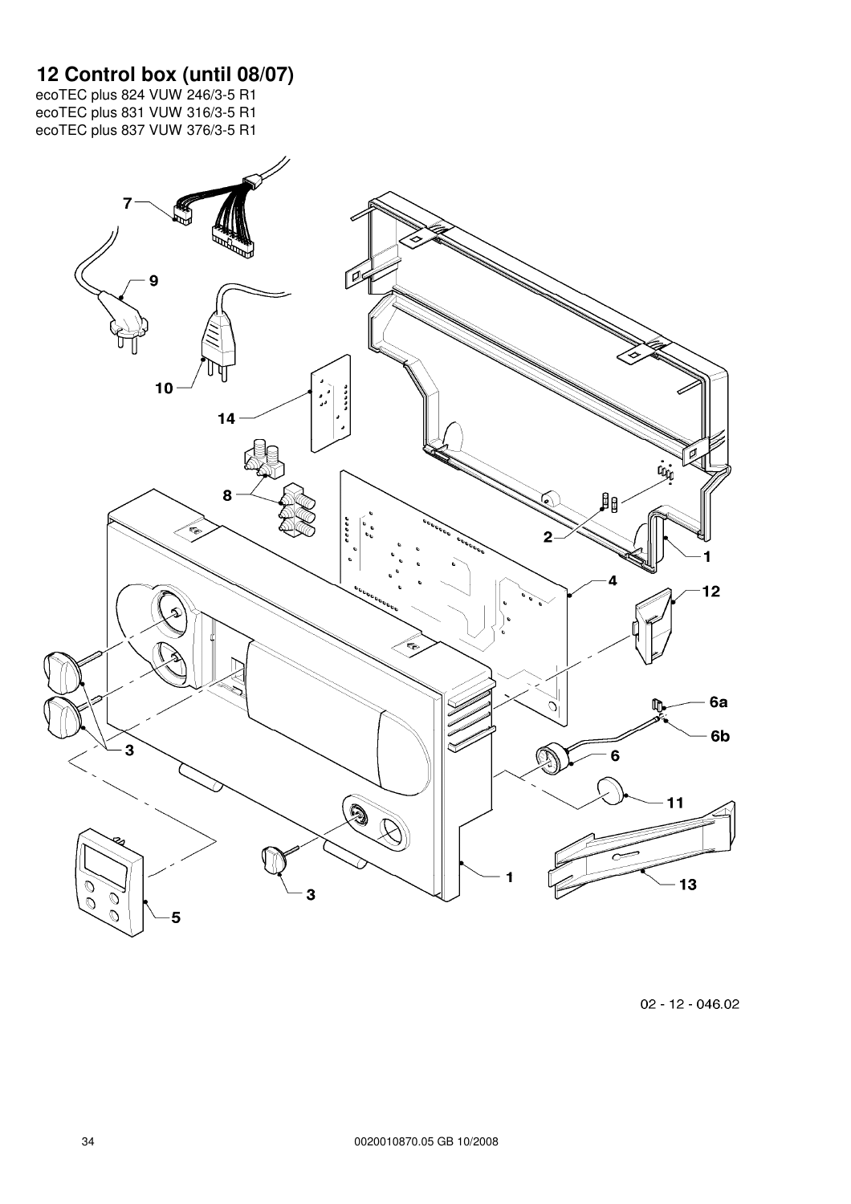# 12 Control box (until 08/07)

ecoTEC plus 824 VUW 246/3-5 R1
ecoTEC plus 831 VUW 316/3-5 R1
ecoTEC plus 837 VUW 376/3-5 R1

7

9

10

14

8

2

1

4

12

3

6a

6b

6

11

1

13

3

5

02 - 12 - 046.02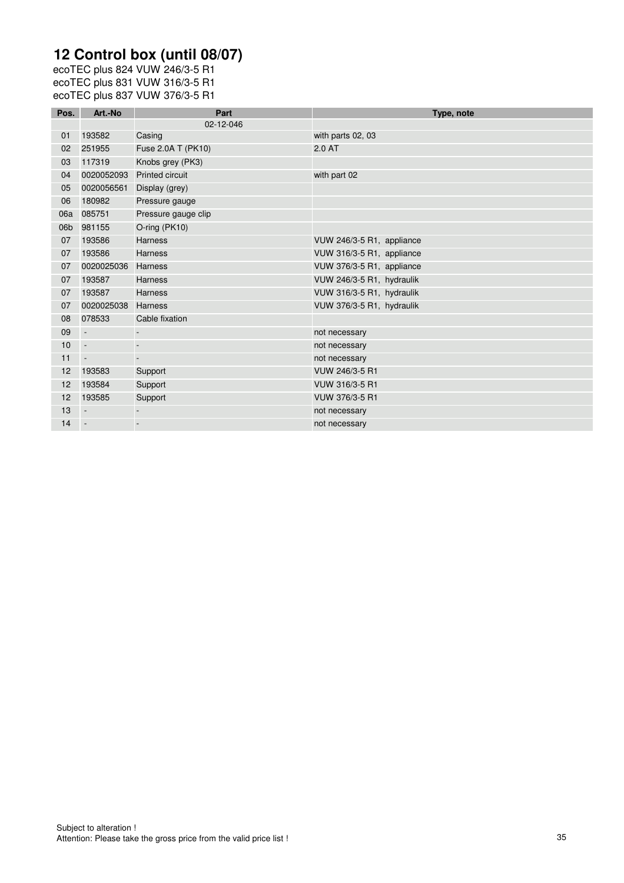# 12 Control box (until 08/07)

ecoTEC plus 824 VUW 246/3-5 R1
ecoTEC plus 831 VUW 316/3-5 R1
ecoTEC plus 837 VUW 376/3-5 R1

| Pos. | Art.-No | Part | Type, note |
|---|---|---|---|
| | | 02-12-046 | |
| 01 | 193582 | Casing | with parts 02, 03 |
| 02 | 251955 | Fuse 2.0A T (PK10) | 2.0 AT |
| 03 | 117319 | Knobs grey (PK3) | |
| 04 | 0020052093 | Printed circuit | with part 02 |
| 05 | 0020056561 | Display (grey) | |
| 06 | 180982 | Pressure gauge | |
| 06a | 085751 | Pressure gauge clip | |
| 06b | 981155 | O-ring (PK10) | |
| 07 | 193586 | Harness | VUW 246/3-5 R1, appliance |
| 07 | 193586 | Harness | VUW 316/3-5 R1, appliance |
| 07 | 0020025036 | Harness | VUW 376/3-5 R1, appliance |
| 07 | 193587 | Harness | VUW 246/3-5 R1, hydraulik |
| 07 | 193587 | Harness | VUW 316/3-5 R1, hydraulik |
| 07 | 0020025038 | Harness | VUW 376/3-5 R1, hydraulik |
| 08 | 078533 | Cable fixation | |
| 09 | - | - | not necessary |
| 10 | - | - | not necessary |
| 11 | - | - | not necessary |
| 12 | 193583 | Support | VUW 246/3-5 R1 |
| 12 | 193584 | Support | VUW 316/3-5 R1 |
| 12 | 193585 | Support | VUW 376/3-5 R1 |
| 13 | - | - | not necessary |
| 14 | - | - | not necessary |

Subject to alteration !
Attention: Please take the gross price from the valid price list !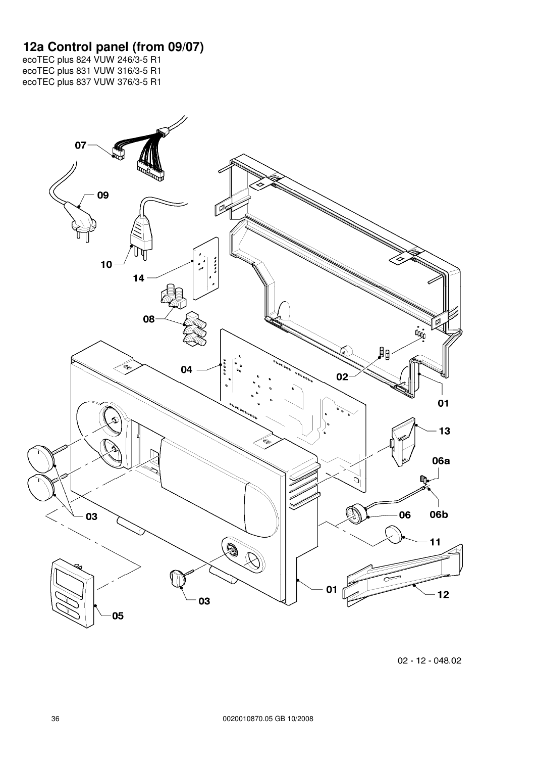# 12a Control panel (from 09/07)

ecoTEC plus 824 VUW 246/3-5 R1
ecoTEC plus 831 VUW 316/3-5 R1
ecoTEC plus 837 VUW 376/3-5 R1

07

09

10

14

08

04

02

01

13

06a

03

06

06b

11

01

12

03

05

02 - 12 - 048.02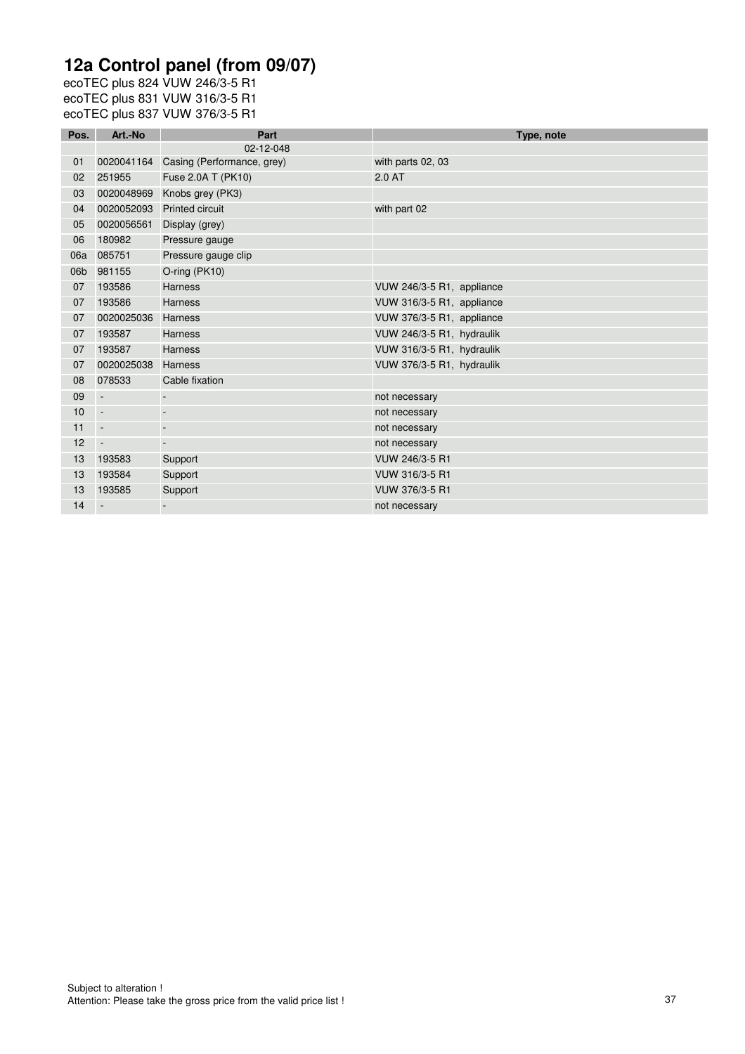# 12a Control panel (from 09/07)

ecoTEC plus 824 VUW 246/3-5 R1
ecoTEC plus 831 VUW 316/3-5 R1
ecoTEC plus 837 VUW 376/3-5 R1

| Pos. | Art.-No | Part | Type, note |
|---|---|---|---|
| | | 02-12-048 | |
| 01 | 0020041164 | Casing (Performance, grey) | with parts 02, 03 |
| 02 | 251955 | Fuse 2.0A T (PK10) | 2.0 AT |
| 03 | 0020048969 | Knobs grey (PK3) | |
| 04 | 0020052093 | Printed circuit | with part 02 |
| 05 | 0020056561 | Display (grey) | |
| 06 | 180982 | Pressure gauge | |
| 06a | 085751 | Pressure gauge clip | |
| 06b | 981155 | O-ring (PK10) | |
| 07 | 193586 | Harness | VUW 246/3-5 R1, appliance |
| 07 | 193586 | Harness | VUW 316/3-5 R1, appliance |
| 07 | 0020025036 | Harness | VUW 376/3-5 R1, appliance |
| 07 | 193587 | Harness | VUW 246/3-5 R1, hydraulik |
| 07 | 193587 | Harness | VUW 316/3-5 R1, hydraulik |
| 07 | 0020025038 | Harness | VUW 376/3-5 R1, hydraulik |
| 08 | 078533 | Cable fixation | |
| 09 | - | - | not necessary |
| 10 | - | - | not necessary |
| 11 | - | - | not necessary |
| 12 | - | - | not necessary |
| 13 | 193583 | Support | VUW 246/3-5 R1 |
| 13 | 193584 | Support | VUW 316/3-5 R1 |
| 13 | 193585 | Support | VUW 376/3-5 R1 |
| 14 | - | - | not necessary |

Subject to alteration !
Attention: Please take the gross price from the valid price list !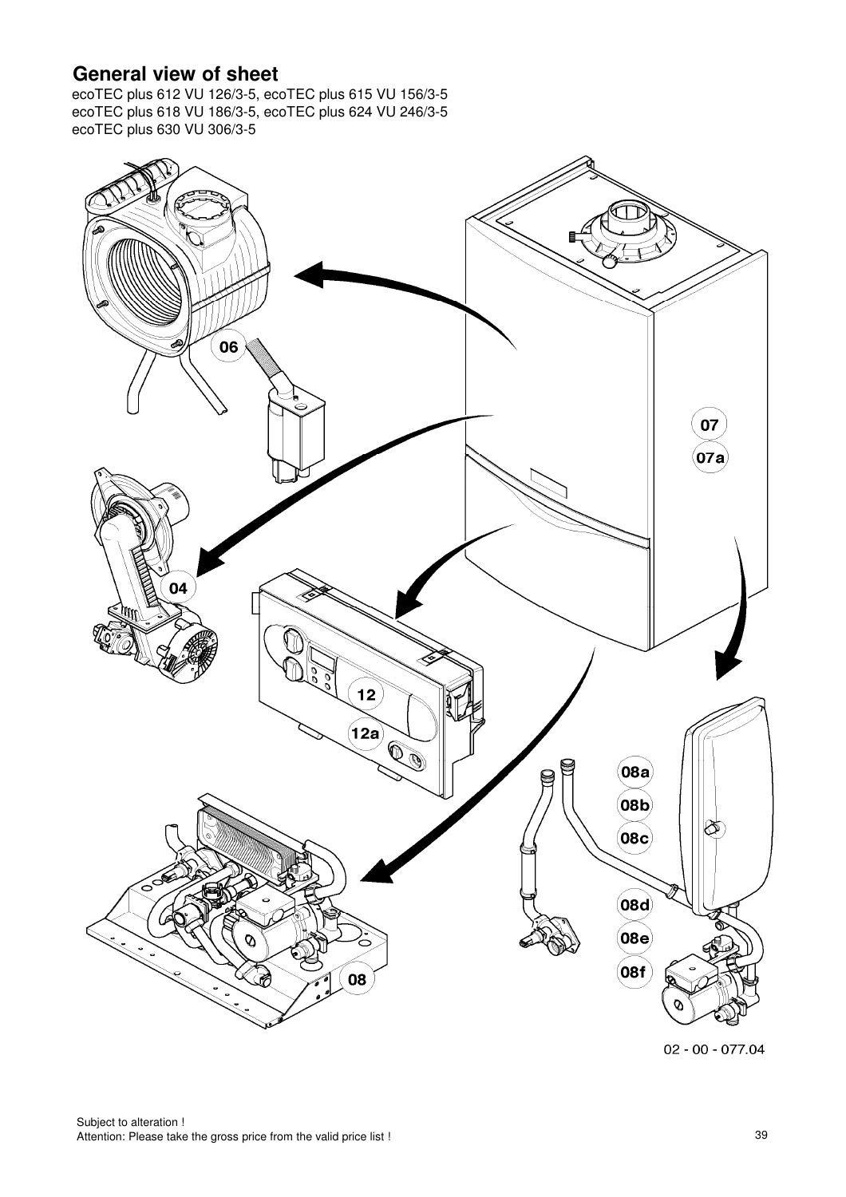## General view of sheet

ecoTEC plus 612 VU 126/3-5, ecoTEC plus 615 VU 156/3-5
ecoTEC plus 618 VU 186/3-5, ecoTEC plus 624 VU 246/3-5
ecoTEC plus 630 VU 306/3-5

06

04

12

12a

07

07a

08a

08b

08c

08d

08e

08f

08

02 - 00 - 077.04

Subject to alteration !
Attention: Please take the gross price from the valid price list !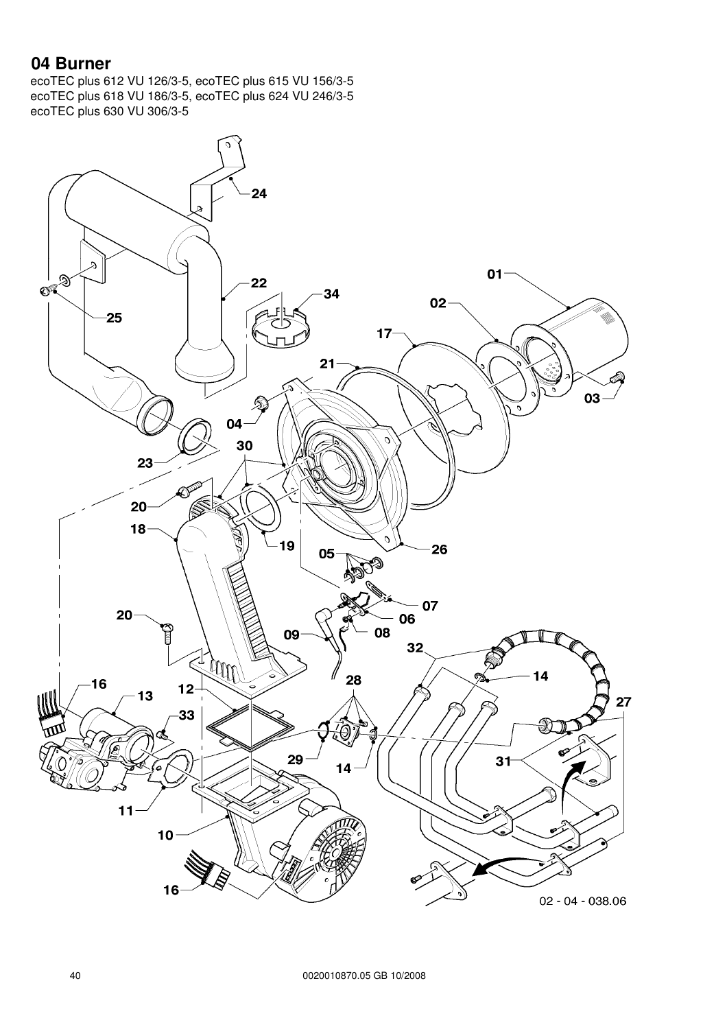# 04 Burner

ecoTEC plus 612 VU 126/3-5, ecoTEC plus 615 VU 156/3-5
ecoTEC plus 618 VU 186/3-5, ecoTEC plus 624 VU 246/3-5
ecoTEC plus 630 VU 306/3-5

02 - 04 - 038.06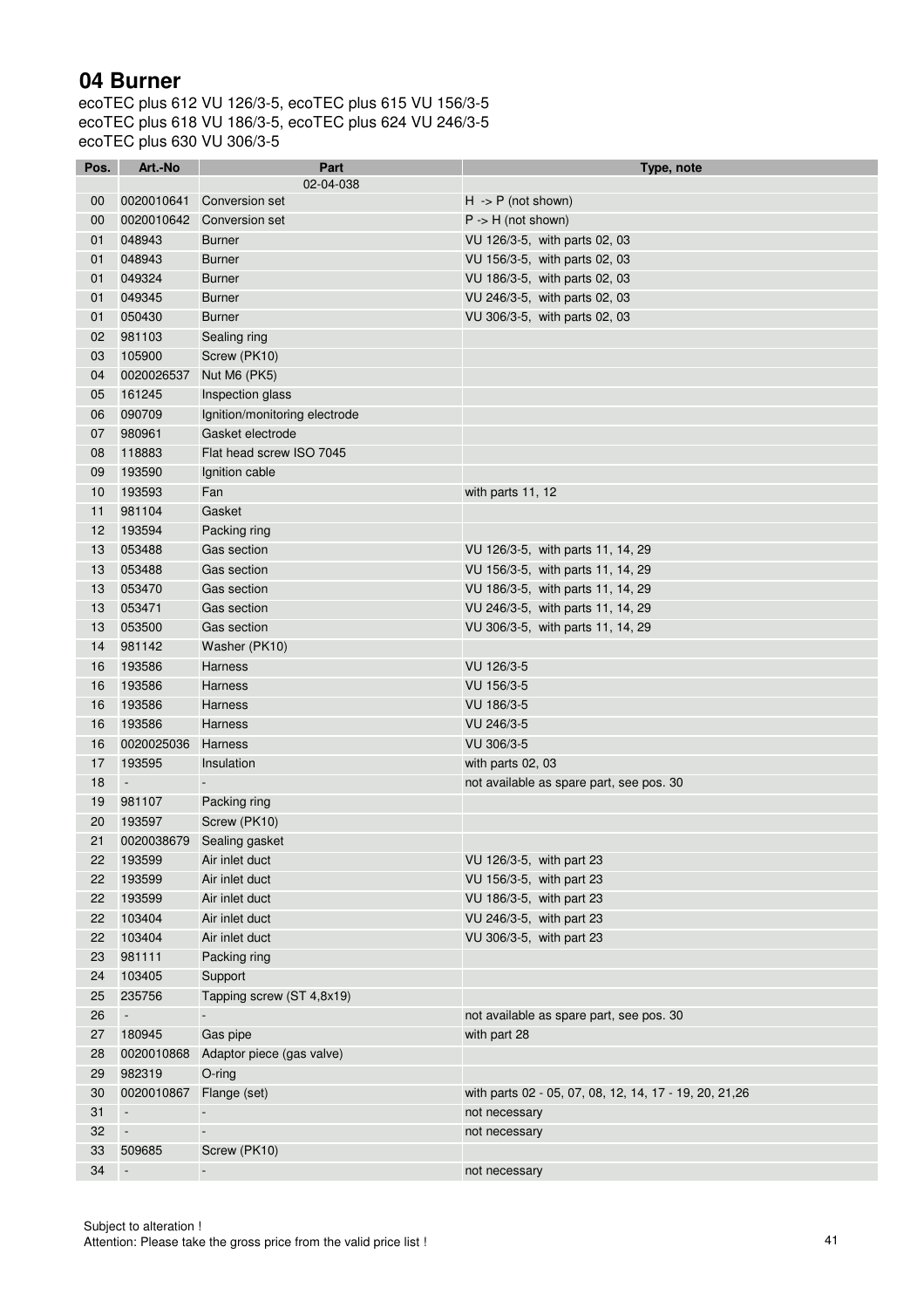# 04 Burner

ecoTEC plus 612 VU 126/3-5, ecoTEC plus 615 VU 156/3-5
ecoTEC plus 618 VU 186/3-5, ecoTEC plus 624 VU 246/3-5
ecoTEC plus 630 VU 306/3-5

| Pos. | Art.-No | Part | Type, note |
|---|---|---|---|
| | | 02-04-038 | |
| 00 | 0020010641 | Conversion set | H -> P (not shown) |
| 00 | 0020010642 | Conversion set | P -> H (not shown) |
| 01 | 048943 | Burner | VU 126/3-5, with parts 02, 03 |
| 01 | 048943 | Burner | VU 156/3-5, with parts 02, 03 |
| 01 | 049324 | Burner | VU 186/3-5, with parts 02, 03 |
| 01 | 049345 | Burner | VU 246/3-5, with parts 02, 03 |
| 01 | 050430 | Burner | VU 306/3-5, with parts 02, 03 |
| 02 | 981103 | Sealing ring | |
| 03 | 105900 | Screw (PK10) | |
| 04 | 0020026537 | Nut M6 (PK5) | |
| 05 | 161245 | Inspection glass | |
| 06 | 090709 | Ignition/monitoring electrode | |
| 07 | 980961 | Gasket electrode | |
| 08 | 118883 | Flat head screw ISO 7045 | |
| 09 | 193590 | Ignition cable | |
| 10 | 193593 | Fan | with parts 11, 12 |
| 11 | 981104 | Gasket | |
| 12 | 193594 | Packing ring | |
| 13 | 053488 | Gas section | VU 126/3-5, with parts 11, 14, 29 |
| 13 | 053488 | Gas section | VU 156/3-5, with parts 11, 14, 29 |
| 13 | 053470 | Gas section | VU 186/3-5, with parts 11, 14, 29 |
| 13 | 053471 | Gas section | VU 246/3-5, with parts 11, 14, 29 |
| 13 | 053500 | Gas section | VU 306/3-5, with parts 11, 14, 29 |
| 14 | 981142 | Washer (PK10) | |
| 16 | 193586 | Harness | VU 126/3-5 |
| 16 | 193586 | Harness | VU 156/3-5 |
| 16 | 193586 | Harness | VU 186/3-5 |
| 16 | 193586 | Harness | VU 246/3-5 |
| 16 | 0020025036 | Harness | VU 306/3-5 |
| 17 | 193595 | Insulation | with parts 02, 03 |
| 18 | - | - | not available as spare part, see pos. 30 |
| 19 | 981107 | Packing ring | |
| 20 | 193597 | Screw (PK10) | |
| 21 | 0020038679 | Sealing gasket | |
| 22 | 193599 | Air inlet duct | VU 126/3-5, with part 23 |
| 22 | 193599 | Air inlet duct | VU 156/3-5, with part 23 |
| 22 | 193599 | Air inlet duct | VU 186/3-5, with part 23 |
| 22 | 103404 | Air inlet duct | VU 246/3-5, with part 23 |
| 22 | 103404 | Air inlet duct | VU 306/3-5, with part 23 |
| 23 | 981111 | Packing ring | |
| 24 | 103405 | Support | |
| 25 | 235756 | Tapping screw (ST 4,8x19) | |
| 26 | - | - | not available as spare part, see pos. 30 |
| 27 | 180945 | Gas pipe | with part 28 |
| 28 | 0020010868 | Adaptor piece (gas valve) | |
| 29 | 982319 | O-ring | |
| 30 | 0020010867 | Flange (set) | with parts 02 - 05, 07, 08, 12, 14, 17 - 19, 20, 21,26 |
| 31 | - | - | not necessary |
| 32 | - | - | not necessary |
| 33 | 509685 | Screw (PK10) | |
| 34 | - | - | not necessary |

Subject to alteration !
Attention: Please take the gross price from the valid price list !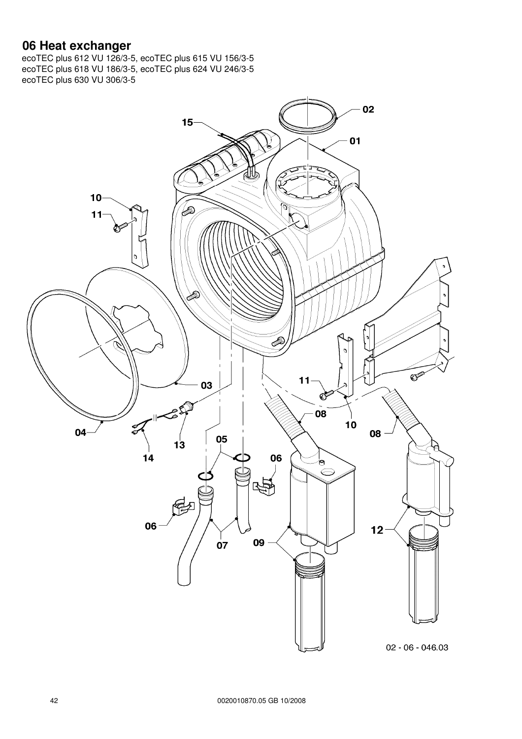# 06 Heat exchanger

ecoTEC plus 612 VU 126/3-5, ecoTEC plus 615 VU 156/3-5
ecoTEC plus 618 VU 186/3-5, ecoTEC plus 624 VU 246/3-5
ecoTEC plus 630 VU 306/3-5

02 - 06 - 046.03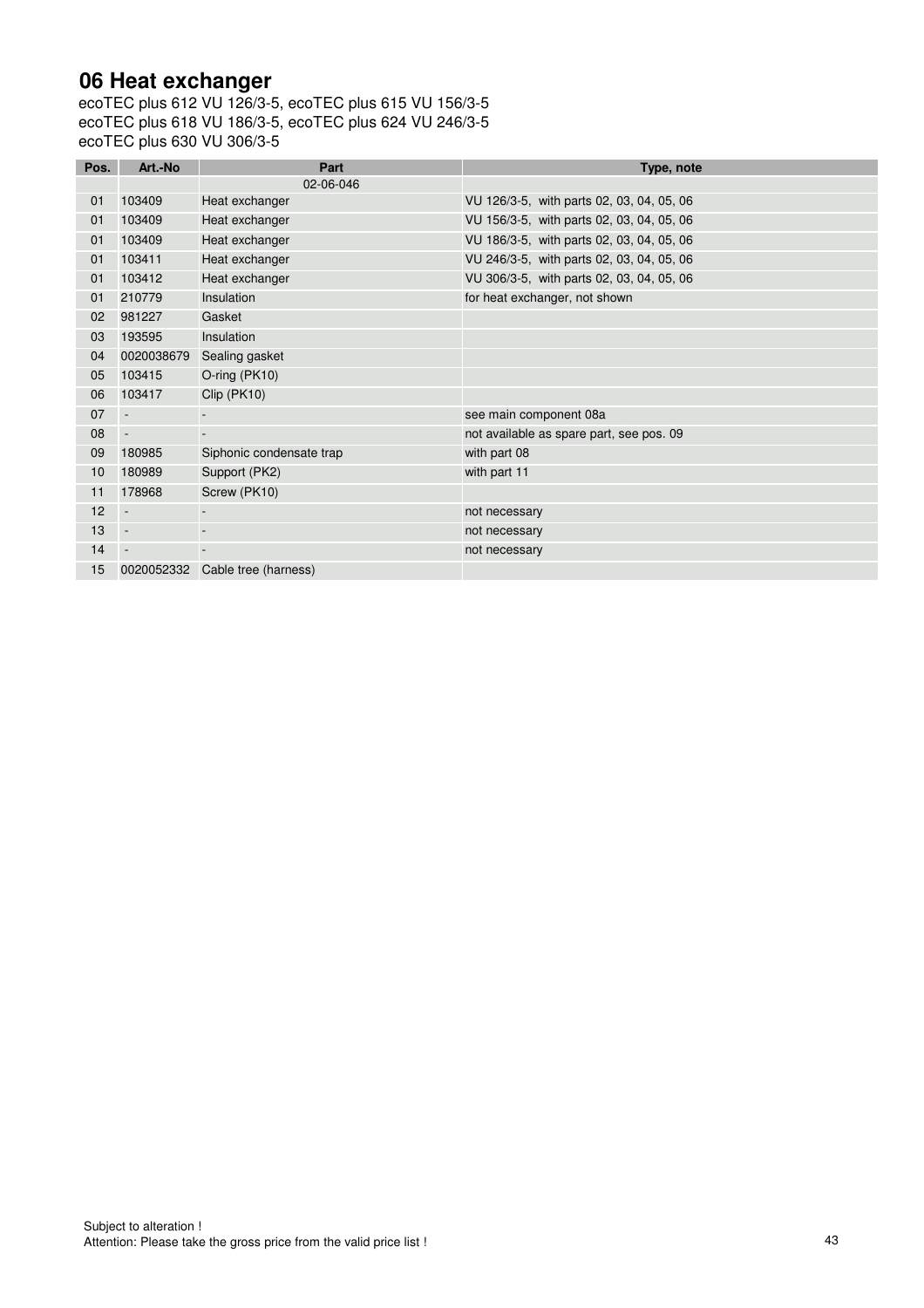# 06 Heat exchanger

ecoTEC plus 612 VU 126/3-5, ecoTEC plus 615 VU 156/3-5
ecoTEC plus 618 VU 186/3-5, ecoTEC plus 624 VU 246/3-5
ecoTEC plus 630 VU 306/3-5

| Pos. | Art.-No | Part | Type, note |
|---|---|---|---|
| | | 02-06-046 | |
| 01 | 103409 | Heat exchanger | VU 126/3-5, with parts 02, 03, 04, 05, 06 |
| 01 | 103409 | Heat exchanger | VU 156/3-5, with parts 02, 03, 04, 05, 06 |
| 01 | 103409 | Heat exchanger | VU 186/3-5, with parts 02, 03, 04, 05, 06 |
| 01 | 103411 | Heat exchanger | VU 246/3-5, with parts 02, 03, 04, 05, 06 |
| 01 | 103412 | Heat exchanger | VU 306/3-5, with parts 02, 03, 04, 05, 06 |
| 01 | 210779 | Insulation | for heat exchanger, not shown |
| 02 | 981227 | Gasket | |
| 03 | 193595 | Insulation | |
| 04 | 0020038679 | Sealing gasket | |
| 05 | 103415 | O-ring (PK10) | |
| 06 | 103417 | Clip (PK10) | |
| 07 | - | - | see main component 08a |
| 08 | - | - | not available as spare part, see pos. 09 |
| 09 | 180985 | Siphonic condensate trap | with part 08 |
| 10 | 180989 | Support (PK2) | with part 11 |
| 11 | 178968 | Screw (PK10) | |
| 12 | - | - | not necessary |
| 13 | - | - | not necessary |
| 14 | - | - | not necessary |
| 15 | 0020052332 | Cable tree (harness) | |

Subject to alteration !
Attention: Please take the gross price from the valid price list !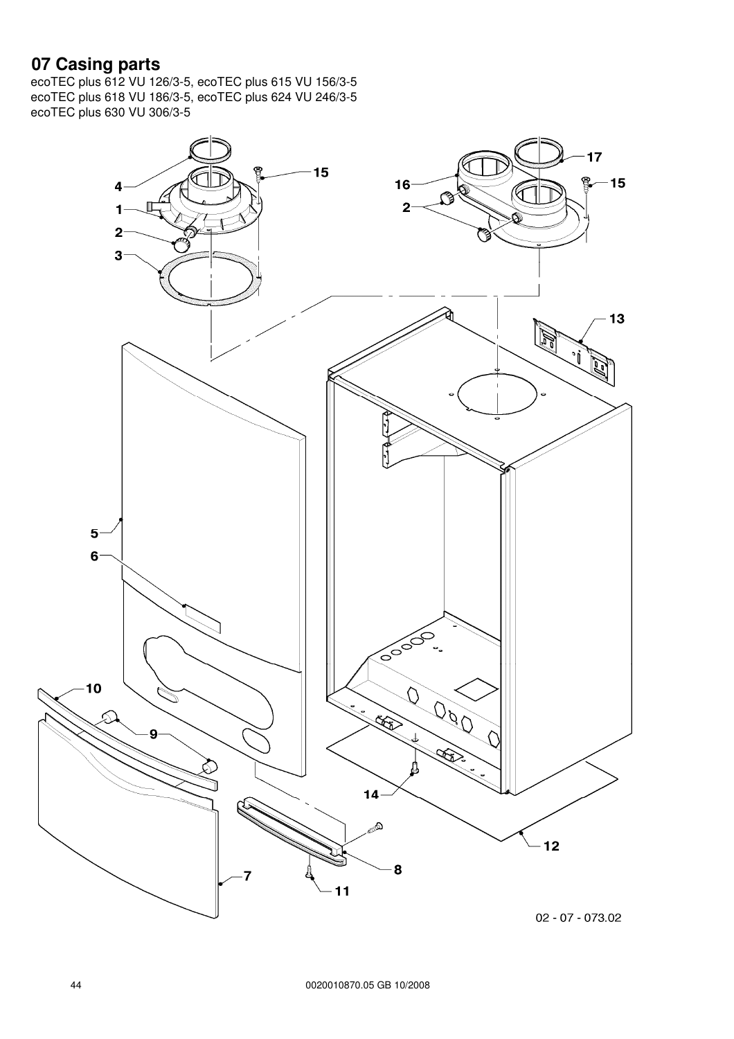# 07 Casing parts

ecoTEC plus 612 VU 126/3-5, ecoTEC plus 615 VU 156/3-5
ecoTEC plus 618 VU 186/3-5, ecoTEC plus 624 VU 246/3-5
ecoTEC plus 630 VU 306/3-5

02 - 07 - 073.02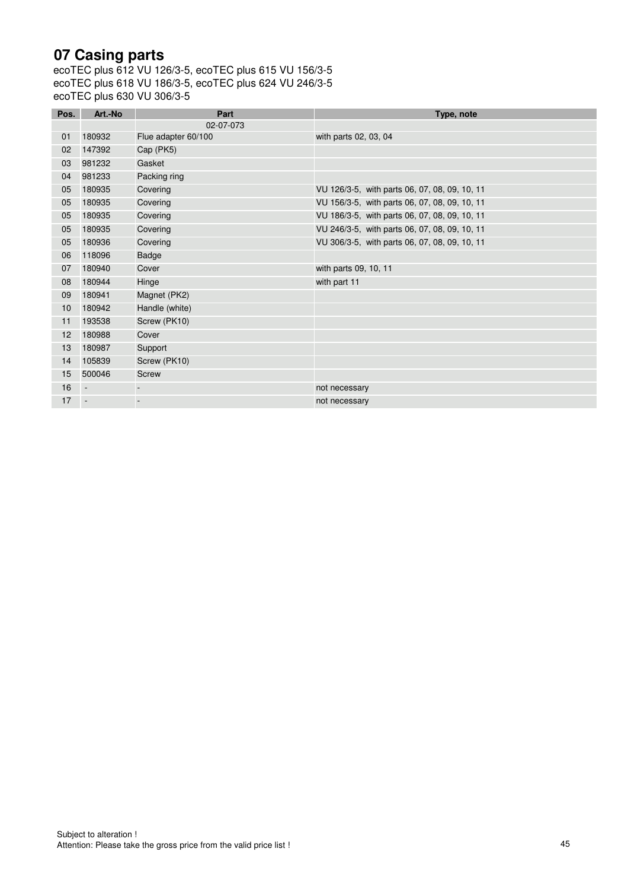# 07 Casing parts

ecoTEC plus 612 VU 126/3-5, ecoTEC plus 615 VU 156/3-5
ecoTEC plus 618 VU 186/3-5, ecoTEC plus 624 VU 246/3-5
ecoTEC plus 630 VU 306/3-5

| Pos. | Art.-No | Part | Type, note |
|---|---|---|---|
| | | 02-07-073 | |
| 01 | 180932 | Flue adapter 60/100 | with parts 02, 03, 04 |
| 02 | 147392 | Cap (PK5) | |
| 03 | 981232 | Gasket | |
| 04 | 981233 | Packing ring | |
| 05 | 180935 | Covering | VU 126/3-5, with parts 06, 07, 08, 09, 10, 11 |
| 05 | 180935 | Covering | VU 156/3-5, with parts 06, 07, 08, 09, 10, 11 |
| 05 | 180935 | Covering | VU 186/3-5, with parts 06, 07, 08, 09, 10, 11 |
| 05 | 180935 | Covering | VU 246/3-5, with parts 06, 07, 08, 09, 10, 11 |
| 05 | 180936 | Covering | VU 306/3-5, with parts 06, 07, 08, 09, 10, 11 |
| 06 | 118096 | Badge | |
| 07 | 180940 | Cover | with parts 09, 10, 11 |
| 08 | 180944 | Hinge | with part 11 |
| 09 | 180941 | Magnet (PK2) | |
| 10 | 180942 | Handle (white) | |
| 11 | 193538 | Screw (PK10) | |
| 12 | 180988 | Cover | |
| 13 | 180987 | Support | |
| 14 | 105839 | Screw (PK10) | |
| 15 | 500046 | Screw | |
| 16 | - | - | not necessary |
| 17 | - | - | not necessary |

Subject to alteration !
Attention: Please take the gross price from the valid price list !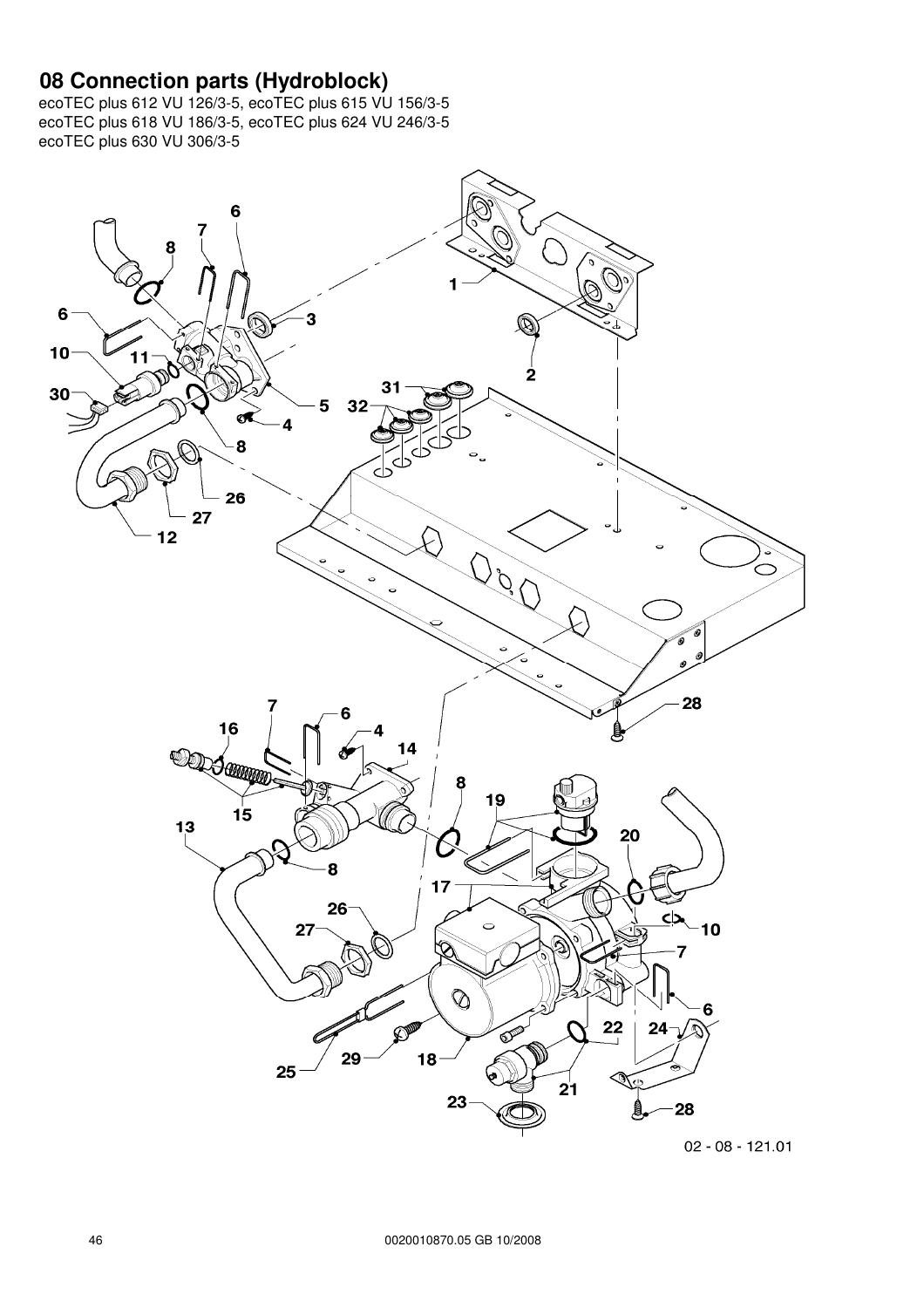# 08 Connection parts (Hydroblock)

ecoTEC plus 612 VU 126/3-5, ecoTEC plus 615 VU 156/3-5
ecoTEC plus 618 VU 186/3-5, ecoTEC plus 624 VU 246/3-5
ecoTEC plus 630 VU 306/3-5

02 - 08 - 121.01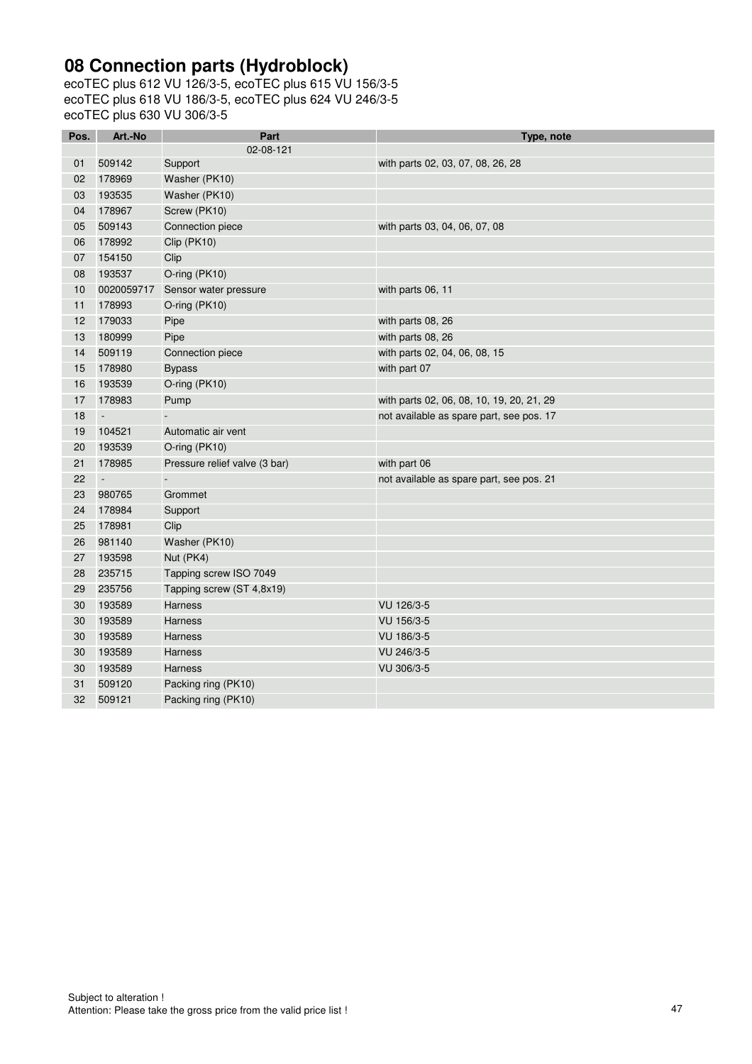# 08 Connection parts (Hydroblock)

ecoTEC plus 612 VU 126/3-5, ecoTEC plus 615 VU 156/3-5
ecoTEC plus 618 VU 186/3-5, ecoTEC plus 624 VU 246/3-5
ecoTEC plus 630 VU 306/3-5

| Pos. | Art.-No | Part | Type, note |
|---|---|---|---|
| | | 02-08-121 | |
| 01 | 509142 | Support | with parts 02, 03, 07, 08, 26, 28 |
| 02 | 178969 | Washer (PK10) | |
| 03 | 193535 | Washer (PK10) | |
| 04 | 178967 | Screw (PK10) | |
| 05 | 509143 | Connection piece | with parts 03, 04, 06, 07, 08 |
| 06 | 178992 | Clip (PK10) | |
| 07 | 154150 | Clip | |
| 08 | 193537 | O-ring (PK10) | |
| 10 | 0020059717 | Sensor water pressure | with parts 06, 11 |
| 11 | 178993 | O-ring (PK10) | |
| 12 | 179033 | Pipe | with parts 08, 26 |
| 13 | 180999 | Pipe | with parts 08, 26 |
| 14 | 509119 | Connection piece | with parts 02, 04, 06, 08, 15 |
| 15 | 178980 | Bypass | with part 07 |
| 16 | 193539 | O-ring (PK10) | |
| 17 | 178983 | Pump | with parts 02, 06, 08, 10, 19, 20, 21, 29 |
| 18 | - | - | not available as spare part, see pos. 17 |
| 19 | 104521 | Automatic air vent | |
| 20 | 193539 | O-ring (PK10) | |
| 21 | 178985 | Pressure relief valve (3 bar) | with part 06 |
| 22 | - | - | not available as spare part, see pos. 21 |
| 23 | 980765 | Grommet | |
| 24 | 178984 | Support | |
| 25 | 178981 | Clip | |
| 26 | 981140 | Washer (PK10) | |
| 27 | 193598 | Nut (PK4) | |
| 28 | 235715 | Tapping screw ISO 7049 | |
| 29 | 235756 | Tapping screw (ST 4,8x19) | |
| 30 | 193589 | Harness | VU 126/3-5 |
| 30 | 193589 | Harness | VU 156/3-5 |
| 30 | 193589 | Harness | VU 186/3-5 |
| 30 | 193589 | Harness | VU 246/3-5 |
| 30 | 193589 | Harness | VU 306/3-5 |
| 31 | 509120 | Packing ring (PK10) | |
| 32 | 509121 | Packing ring (PK10) | |

Subject to alteration !
Attention: Please take the gross price from the valid price list !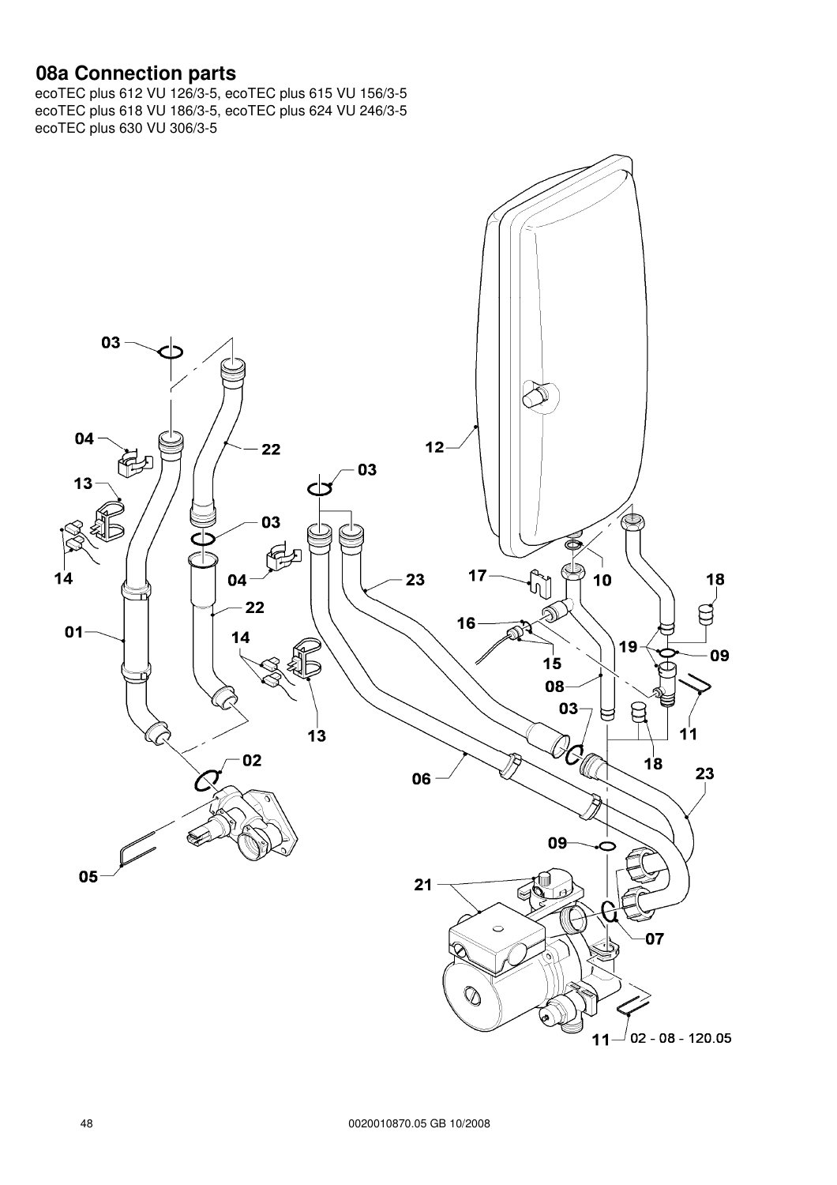## 08a Connection parts

ecoTEC plus 612 VU 126/3-5, ecoTEC plus 615 VU 156/3-5
ecoTEC plus 618 VU 186/3-5, ecoTEC plus 624 VU 246/3-5
ecoTEC plus 630 VU 306/3-5

02 - 08 - 120.05

0020010870.05 GB 10/2008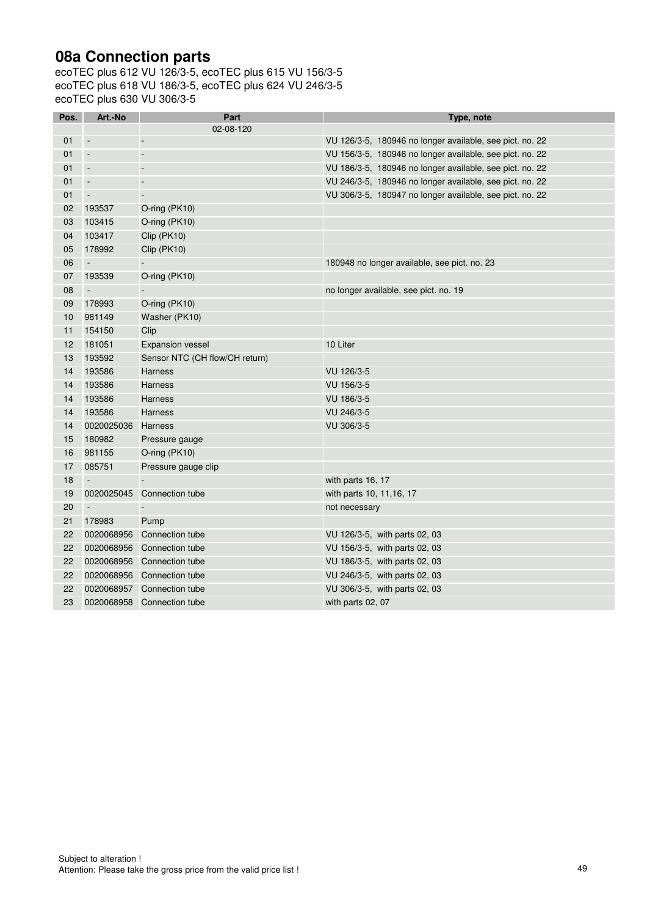# 08a Connection parts

ecoTEC plus 612 VU 126/3-5, ecoTEC plus 615 VU 156/3-5
ecoTEC plus 618 VU 186/3-5, ecoTEC plus 624 VU 246/3-5
ecoTEC plus 630 VU 306/3-5

| Pos. | Art.-No | Part | Type, note |
|---|---|---|---|
| | | 02-08-120 | |
| 01 | - | - | VU 126/3-5, 180946 no longer available, see pict. no. 22 |
| 01 | - | - | VU 156/3-5, 180946 no longer available, see pict. no. 22 |
| 01 | - | - | VU 186/3-5, 180946 no longer available, see pict. no. 22 |
| 01 | - | - | VU 246/3-5, 180946 no longer available, see pict. no. 22 |
| 01 | - | - | VU 306/3-5, 180947 no longer available, see pict. no. 22 |
| 02 | 193537 | O-ring (PK10) | |
| 03 | 103415 | O-ring (PK10) | |
| 04 | 103417 | Clip (PK10) | |
| 05 | 178992 | Clip (PK10) | |
| 06 | - | - | 180948 no longer available, see pict. no. 23 |
| 07 | 193539 | O-ring (PK10) | |
| 08 | - | - | no longer available, see pict. no. 19 |
| 09 | 178993 | O-ring (PK10) | |
| 10 | 981149 | Washer (PK10) | |
| 11 | 154150 | Clip | |
| 12 | 181051 | Expansion vessel | 10 Liter |
| 13 | 193592 | Sensor NTC (CH flow/CH return) | |
| 14 | 193586 | Harness | VU 126/3-5 |
| 14 | 193586 | Harness | VU 156/3-5 |
| 14 | 193586 | Harness | VU 186/3-5 |
| 14 | 193586 | Harness | VU 246/3-5 |
| 14 | 0020025036 | Harness | VU 306/3-5 |
| 15 | 180982 | Pressure gauge | |
| 16 | 981155 | O-ring (PK10) | |
| 17 | 085751 | Pressure gauge clip | |
| 18 | - | - | with parts 16, 17 |
| 19 | 0020025045 | Connection tube | with parts 10, 11,16, 17 |
| 20 | - | - | not necessary |
| 21 | 178983 | Pump | |
| 22 | 0020068956 | Connection tube | VU 126/3-5, with parts 02, 03 |
| 22 | 0020068956 | Connection tube | VU 156/3-5, with parts 02, 03 |
| 22 | 0020068956 | Connection tube | VU 186/3-5, with parts 02, 03 |
| 22 | 0020068956 | Connection tube | VU 246/3-5, with parts 02, 03 |
| 22 | 0020068957 | Connection tube | VU 306/3-5, with parts 02, 03 |
| 23 | 0020068958 | Connection tube | with parts 02, 07 |

Subject to alteration !
Attention: Please take the gross price from the valid price list !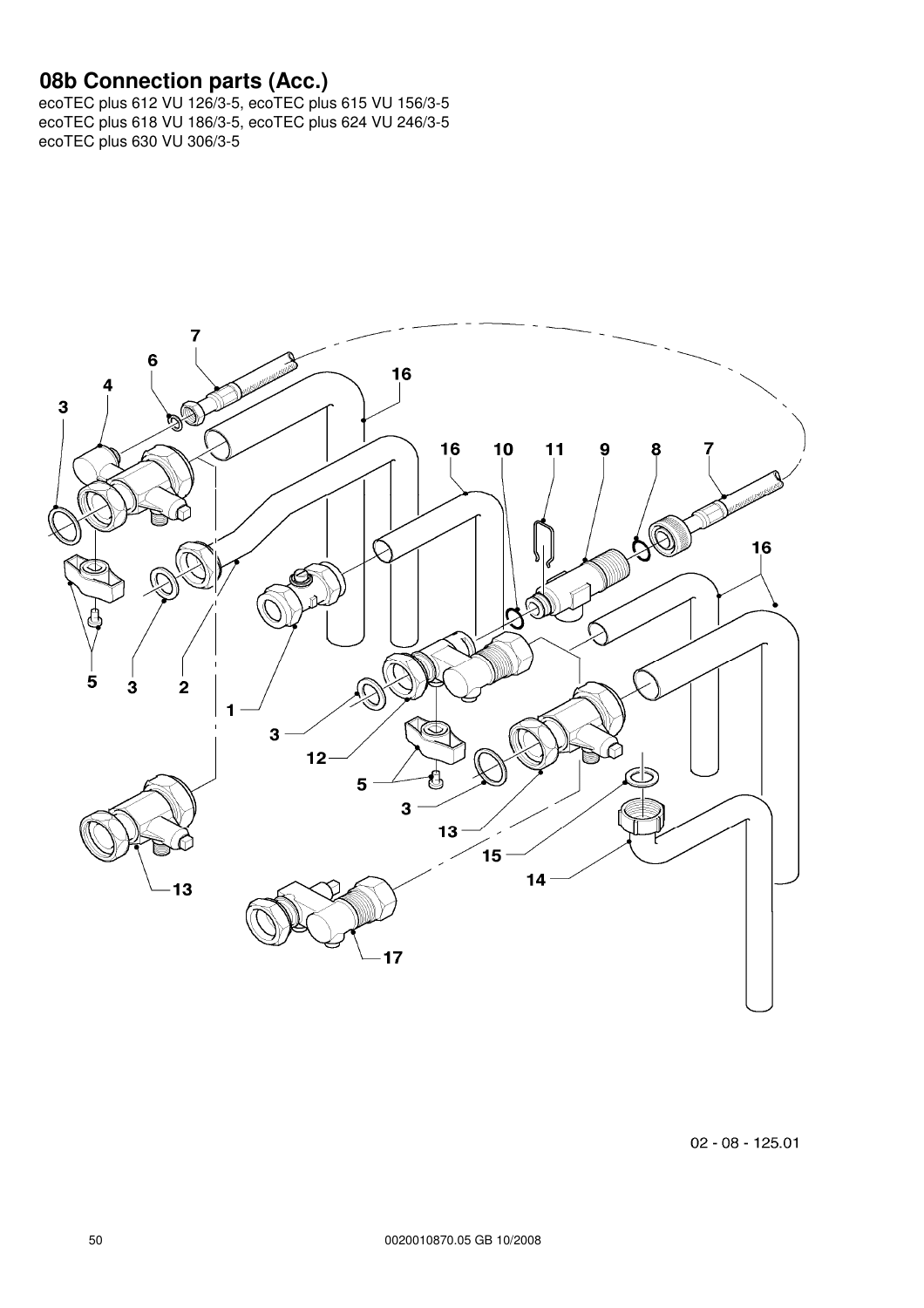# 08b Connection parts (Acc.)

ecoTEC plus 612 VU 126/3-5, ecoTEC plus 615 VU 156/3-5
ecoTEC plus 618 VU 186/3-5, ecoTEC plus 624 VU 246/3-5
ecoTEC plus 630 VU 306/3-5

02 - 08 - 125.01

0020010870.05 GB 10/2008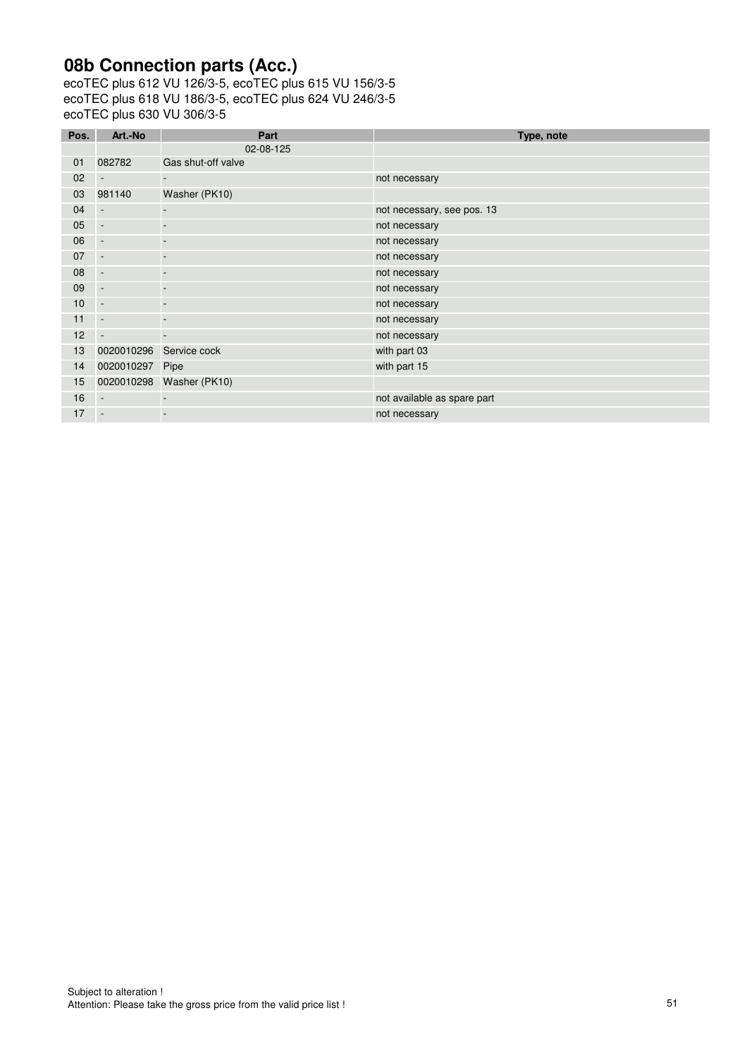# 08b Connection parts (Acc.)

ecoTEC plus 612 VU 126/3-5, ecoTEC plus 615 VU 156/3-5
ecoTEC plus 618 VU 186/3-5, ecoTEC plus 624 VU 246/3-5
ecoTEC plus 630 VU 306/3-5

| Pos. | Art.-No | Part | Type, note |
|---|---|---|---|
| | | 02-08-125 | |
| 01 | 082782 | Gas shut-off valve | |
| 02 | - | - | not necessary |
| 03 | 981140 | Washer (PK10) | |
| 04 | - | - | not necessary, see pos. 13 |
| 05 | - | - | not necessary |
| 06 | - | - | not necessary |
| 07 | - | - | not necessary |
| 08 | - | - | not necessary |
| 09 | - | - | not necessary |
| 10 | - | - | not necessary |
| 11 | - | - | not necessary |
| 12 | - | - | not necessary |
| 13 | 0020010296 | Service cock | with part 03 |
| 14 | 0020010297 | Pipe | with part 15 |
| 15 | 0020010298 | Washer (PK10) | |
| 16 | - | - | not available as spare part |
| 17 | - | - | not necessary |

Subject to alteration !
Attention: Please take the gross price from the valid price list !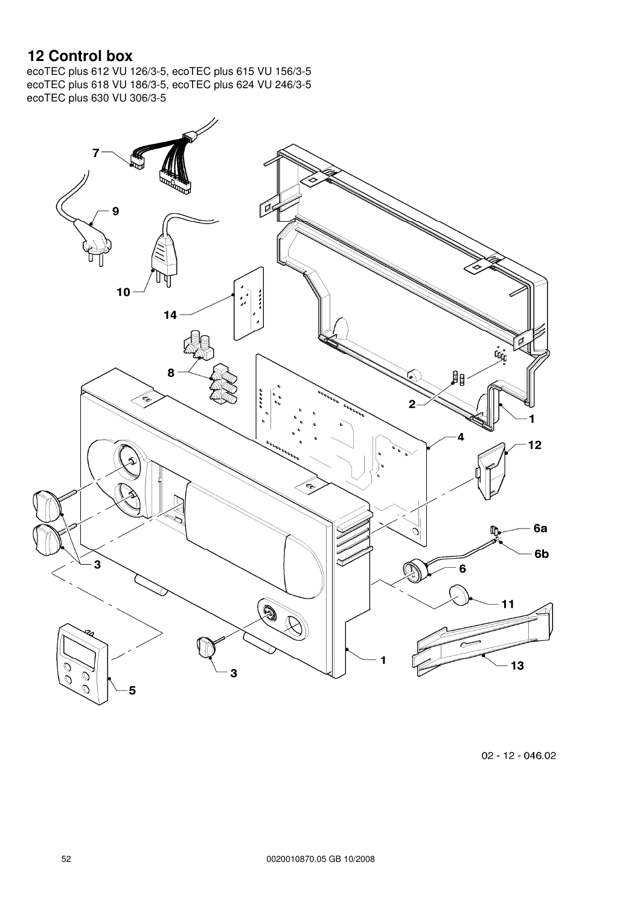# 12 Control box

ecoTEC plus 612 VU 126/3-5, ecoTEC plus 615 VU 156/3-5
ecoTEC plus 618 VU 186/3-5, ecoTEC plus 624 VU 246/3-5
ecoTEC plus 630 VU 306/3-5

02 - 12 - 046.02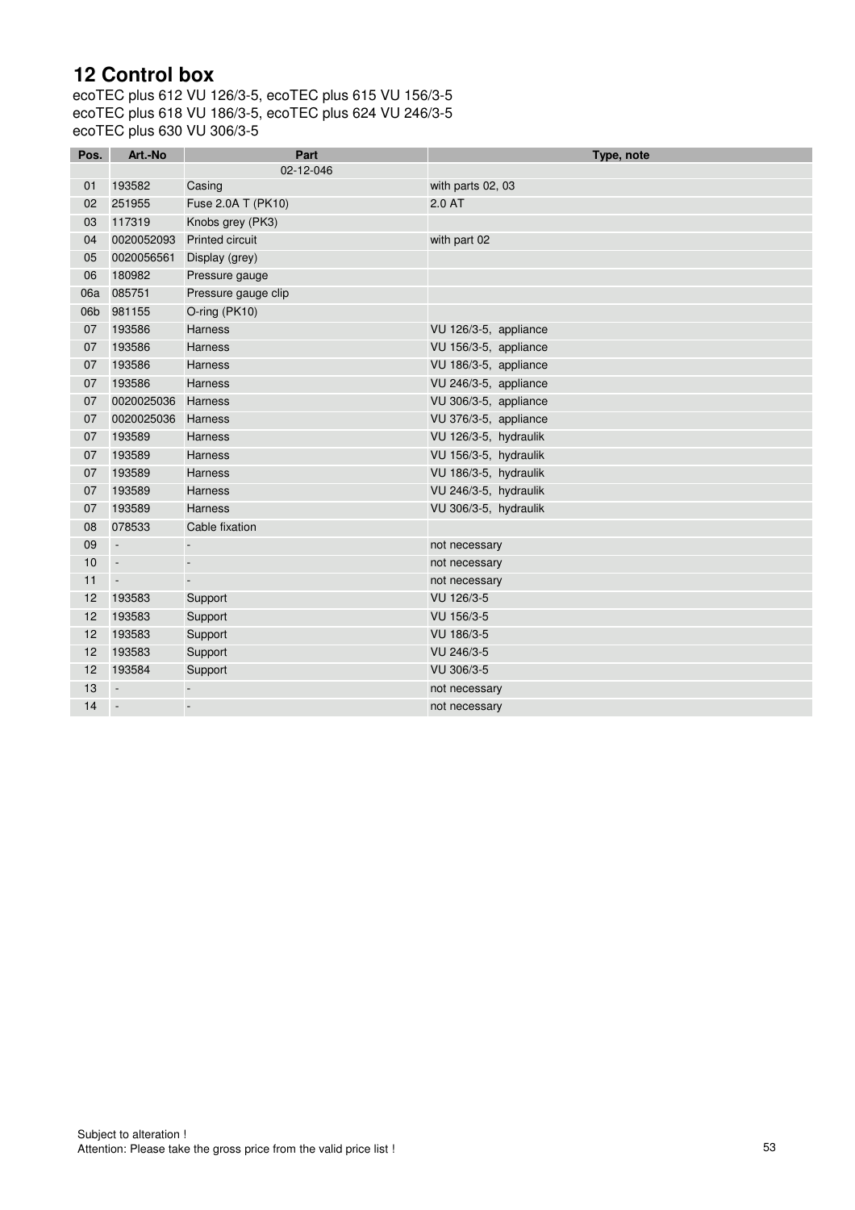## 12 Control box

ecoTEC plus 612 VU 126/3-5, ecoTEC plus 615 VU 156/3-5
ecoTEC plus 618 VU 186/3-5, ecoTEC plus 624 VU 246/3-5
ecoTEC plus 630 VU 306/3-5

| Pos. | Art.-No | Part | Type, note |
|---|---|---|---|
| | | 02-12-046 | |
| 01 | 193582 | Casing | with parts 02, 03 |
| 02 | 251955 | Fuse 2.0A T (PK10) | 2.0 AT |
| 03 | 117319 | Knobs grey (PK3) | |
| 04 | 0020052093 | Printed circuit | with part 02 |
| 05 | 0020056561 | Display (grey) | |
| 06 | 180982 | Pressure gauge | |
| 06a | 085751 | Pressure gauge clip | |
| 06b | 981155 | O-ring (PK10) | |
| 07 | 193586 | Harness | VU 126/3-5, appliance |
| 07 | 193586 | Harness | VU 156/3-5, appliance |
| 07 | 193586 | Harness | VU 186/3-5, appliance |
| 07 | 193586 | Harness | VU 246/3-5, appliance |
| 07 | 0020025036 | Harness | VU 306/3-5, appliance |
| 07 | 0020025036 | Harness | VU 376/3-5, appliance |
| 07 | 193589 | Harness | VU 126/3-5, hydraulik |
| 07 | 193589 | Harness | VU 156/3-5, hydraulik |
| 07 | 193589 | Harness | VU 186/3-5, hydraulik |
| 07 | 193589 | Harness | VU 246/3-5, hydraulik |
| 07 | 193589 | Harness | VU 306/3-5, hydraulik |
| 08 | 078533 | Cable fixation | |
| 09 | - | - | not necessary |
| 10 | - | - | not necessary |
| 11 | - | - | not necessary |
| 12 | 193583 | Support | VU 126/3-5 |
| 12 | 193583 | Support | VU 156/3-5 |
| 12 | 193583 | Support | VU 186/3-5 |
| 12 | 193583 | Support | VU 246/3-5 |
| 12 | 193584 | Support | VU 306/3-5 |
| 13 | - | - | not necessary |
| 14 | - | - | not necessary |

Subject to alteration !
Attention: Please take the gross price from the valid price list !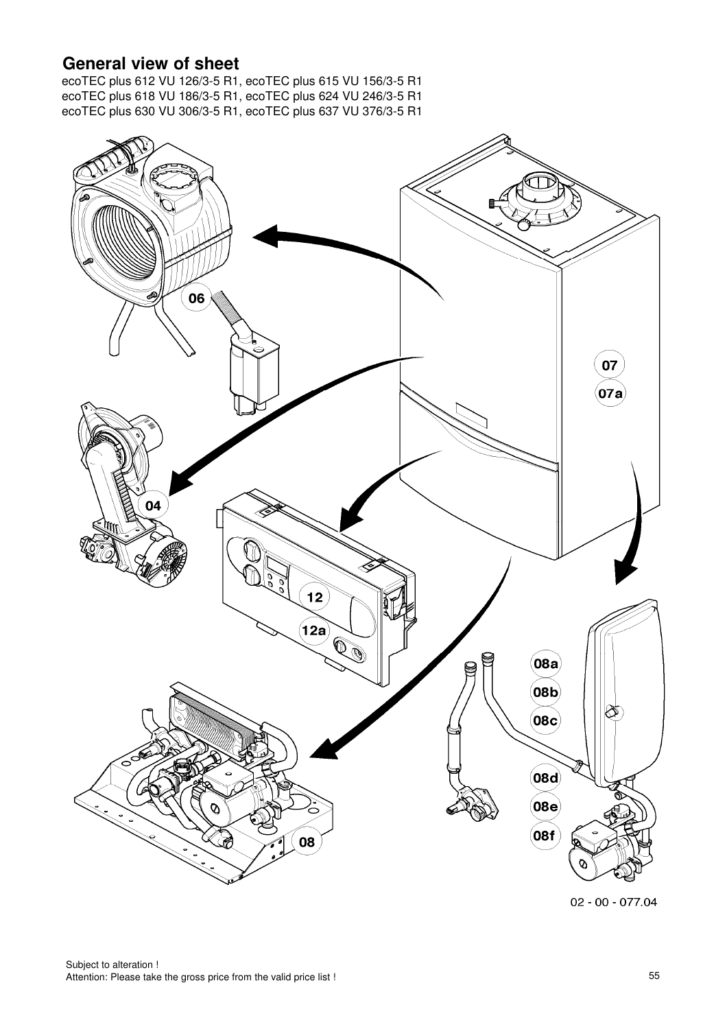## General view of sheet

ecoTEC plus 612 VU 126/3-5 R1, ecoTEC plus 615 VU 156/3-5 R1
ecoTEC plus 618 VU 186/3-5 R1, ecoTEC plus 624 VU 246/3-5 R1
ecoTEC plus 630 VU 306/3-5 R1, ecoTEC plus 637 VU 376/3-5 R1

06

07
07a

04

12
12a

08a
08b
08c
08d
08e
08f

08

02 - 00 - 077.04

Subject to alteration !
Attention: Please take the gross price from the valid price list !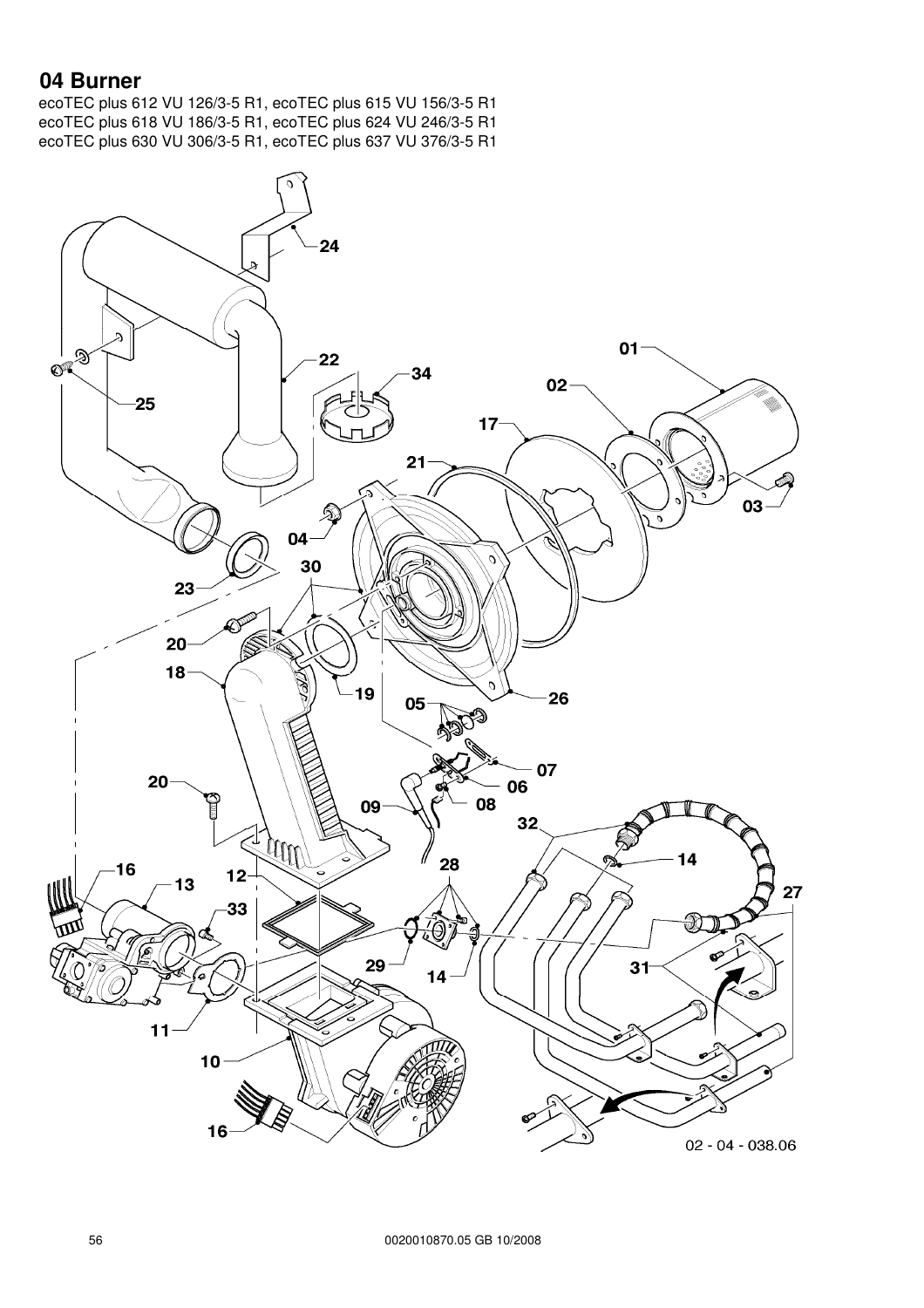# 04 Burner

ecoTEC plus 612 VU 126/3-5 R1, ecoTEC plus 615 VU 156/3-5 R1
ecoTEC plus 618 VU 186/3-5 R1, ecoTEC plus 624 VU 246/3-5 R1
ecoTEC plus 630 VU 306/3-5 R1, ecoTEC plus 637 VU 376/3-5 R1

02 - 04 - 038.06

0020010870.05 GB 10/2008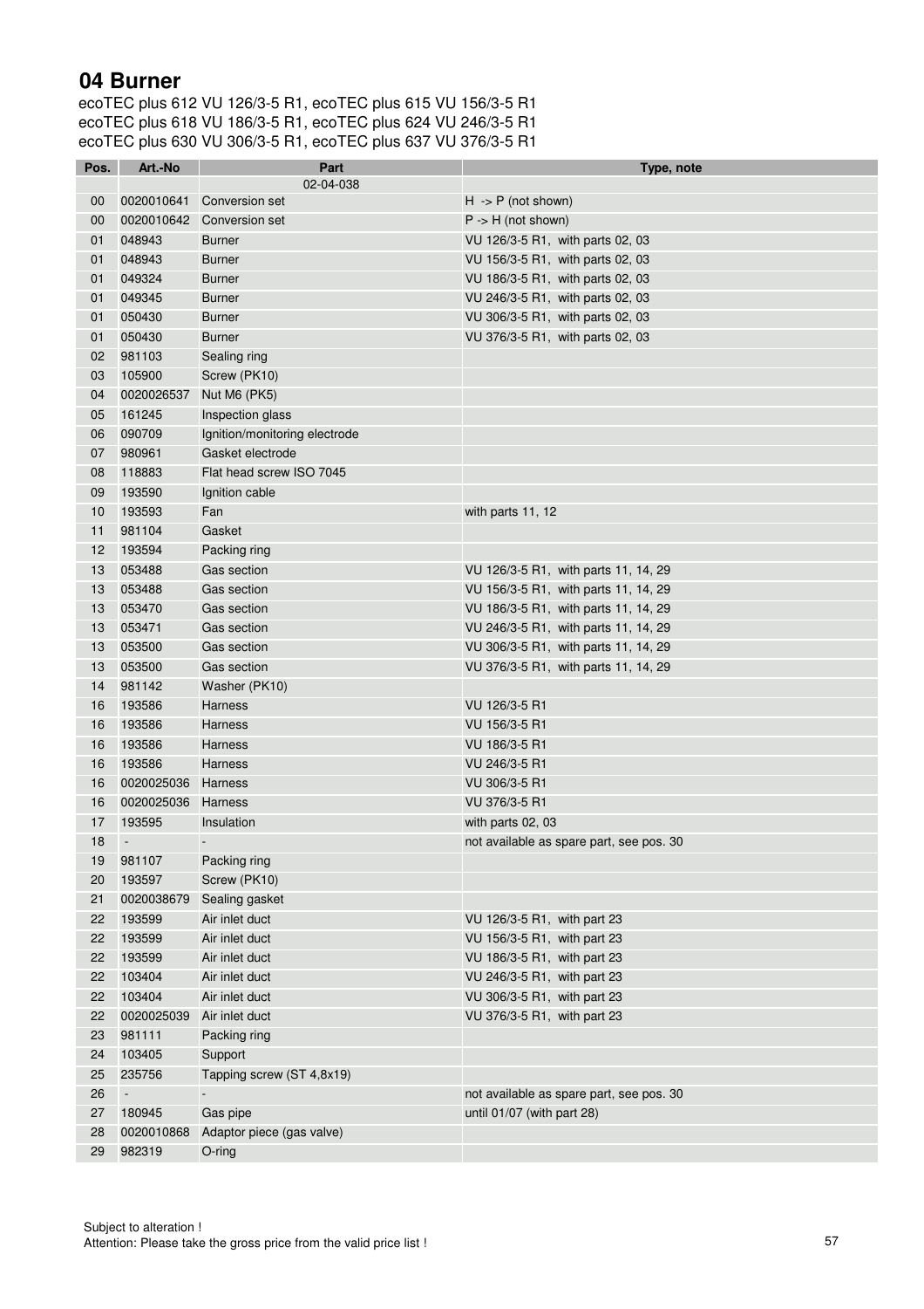# 04 Burner

ecoTEC plus 612 VU 126/3-5 R1, ecoTEC plus 615 VU 156/3-5 R1
ecoTEC plus 618 VU 186/3-5 R1, ecoTEC plus 624 VU 246/3-5 R1
ecoTEC plus 630 VU 306/3-5 R1, ecoTEC plus 637 VU 376/3-5 R1

| Pos. | Art.-No | Part | Type, note |
|---|---|---|---|
| | | 02-04-038 | |
| 00 | 0020010641 | Conversion set | H -> P (not shown) |
| 00 | 0020010642 | Conversion set | P -> H (not shown) |
| 01 | 048943 | Burner | VU 126/3-5 R1, with parts 02, 03 |
| 01 | 048943 | Burner | VU 156/3-5 R1, with parts 02, 03 |
| 01 | 049324 | Burner | VU 186/3-5 R1, with parts 02, 03 |
| 01 | 049345 | Burner | VU 246/3-5 R1, with parts 02, 03 |
| 01 | 050430 | Burner | VU 306/3-5 R1, with parts 02, 03 |
| 01 | 050430 | Burner | VU 376/3-5 R1, with parts 02, 03 |
| 02 | 981103 | Sealing ring | |
| 03 | 105900 | Screw (PK10) | |
| 04 | 0020026537 | Nut M6 (PK5) | |
| 05 | 161245 | Inspection glass | |
| 06 | 090709 | Ignition/monitoring electrode | |
| 07 | 980961 | Gasket electrode | |
| 08 | 118883 | Flat head screw ISO 7045 | |
| 09 | 193590 | Ignition cable | |
| 10 | 193593 | Fan | with parts 11, 12 |
| 11 | 981104 | Gasket | |
| 12 | 193594 | Packing ring | |
| 13 | 053488 | Gas section | VU 126/3-5 R1, with parts 11, 14, 29 |
| 13 | 053488 | Gas section | VU 156/3-5 R1, with parts 11, 14, 29 |
| 13 | 053470 | Gas section | VU 186/3-5 R1, with parts 11, 14, 29 |
| 13 | 053471 | Gas section | VU 246/3-5 R1, with parts 11, 14, 29 |
| 13 | 053500 | Gas section | VU 306/3-5 R1, with parts 11, 14, 29 |
| 13 | 053500 | Gas section | VU 376/3-5 R1, with parts 11, 14, 29 |
| 14 | 981142 | Washer (PK10) | |
| 16 | 193586 | Harness | VU 126/3-5 R1 |
| 16 | 193586 | Harness | VU 156/3-5 R1 |
| 16 | 193586 | Harness | VU 186/3-5 R1 |
| 16 | 193586 | Harness | VU 246/3-5 R1 |
| 16 | 0020025036 | Harness | VU 306/3-5 R1 |
| 16 | 0020025036 | Harness | VU 376/3-5 R1 |
| 17 | 193595 | Insulation | with parts 02, 03 |
| 18 | - | - | not available as spare part, see pos. 30 |
| 19 | 981107 | Packing ring | |
| 20 | 193597 | Screw (PK10) | |
| 21 | 0020038679 | Sealing gasket | |
| 22 | 193599 | Air inlet duct | VU 126/3-5 R1, with part 23 |
| 22 | 193599 | Air inlet duct | VU 156/3-5 R1, with part 23 |
| 22 | 193599 | Air inlet duct | VU 186/3-5 R1, with part 23 |
| 22 | 103404 | Air inlet duct | VU 246/3-5 R1, with part 23 |
| 22 | 103404 | Air inlet duct | VU 306/3-5 R1, with part 23 |
| 22 | 0020025039 | Air inlet duct | VU 376/3-5 R1, with part 23 |
| 23 | 981111 | Packing ring | |
| 24 | 103405 | Support | |
| 25 | 235756 | Tapping screw (ST 4,8x19) | |
| 26 | - | - | not available as spare part, see pos. 30 |
| 27 | 180945 | Gas pipe | until 01/07 (with part 28) |
| 28 | 0020010868 | Adaptor piece (gas valve) | |
| 29 | 982319 | O-ring | |

Subject to alteration !
Attention: Please take the gross price from the valid price list !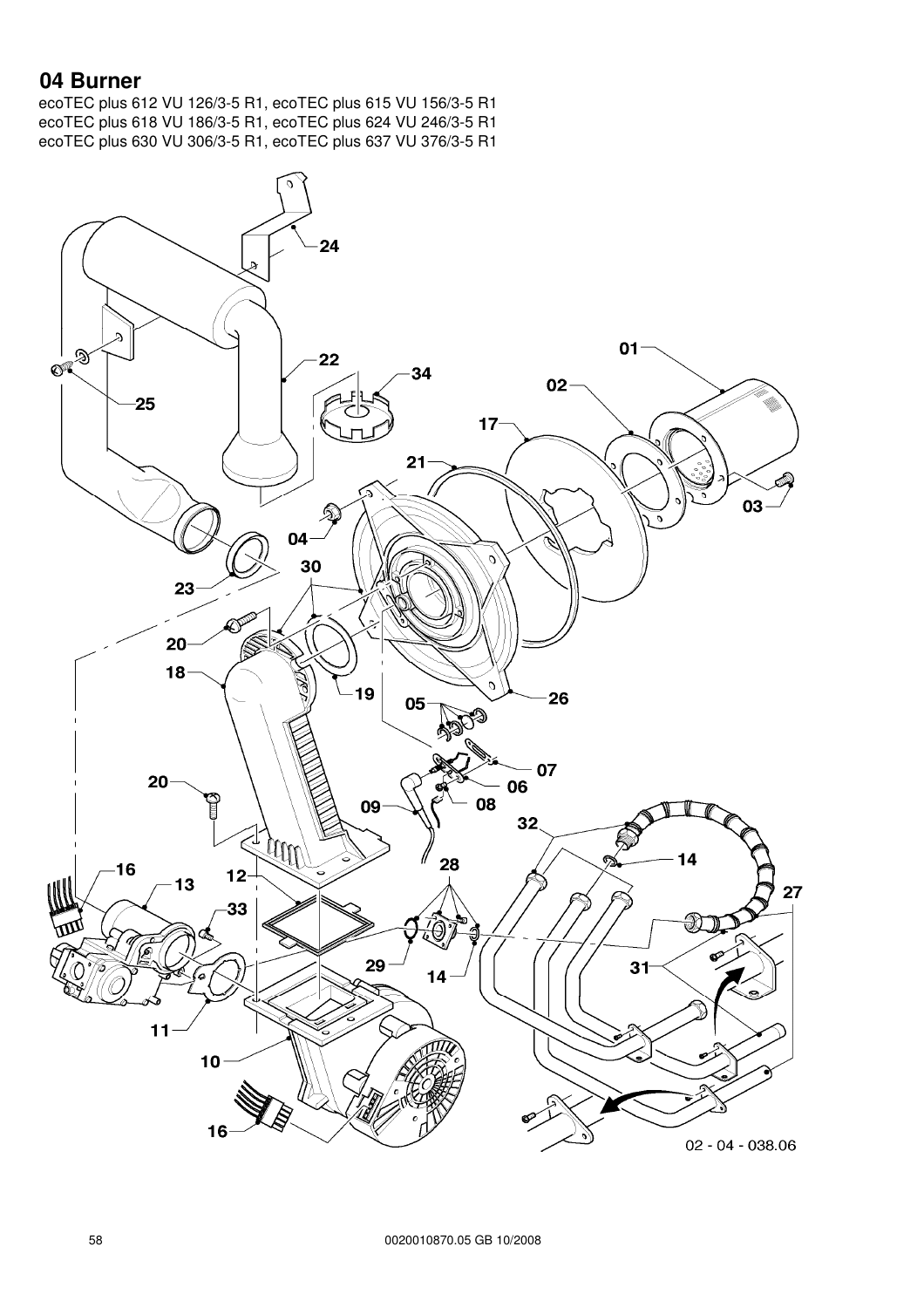# 04 Burner

ecoTEC plus 612 VU 126/3-5 R1, ecoTEC plus 615 VU 156/3-5 R1
ecoTEC plus 618 VU 186/3-5 R1, ecoTEC plus 624 VU 246/3-5 R1
ecoTEC plus 630 VU 306/3-5 R1, ecoTEC plus 637 VU 376/3-5 R1

02 - 04 - 038.06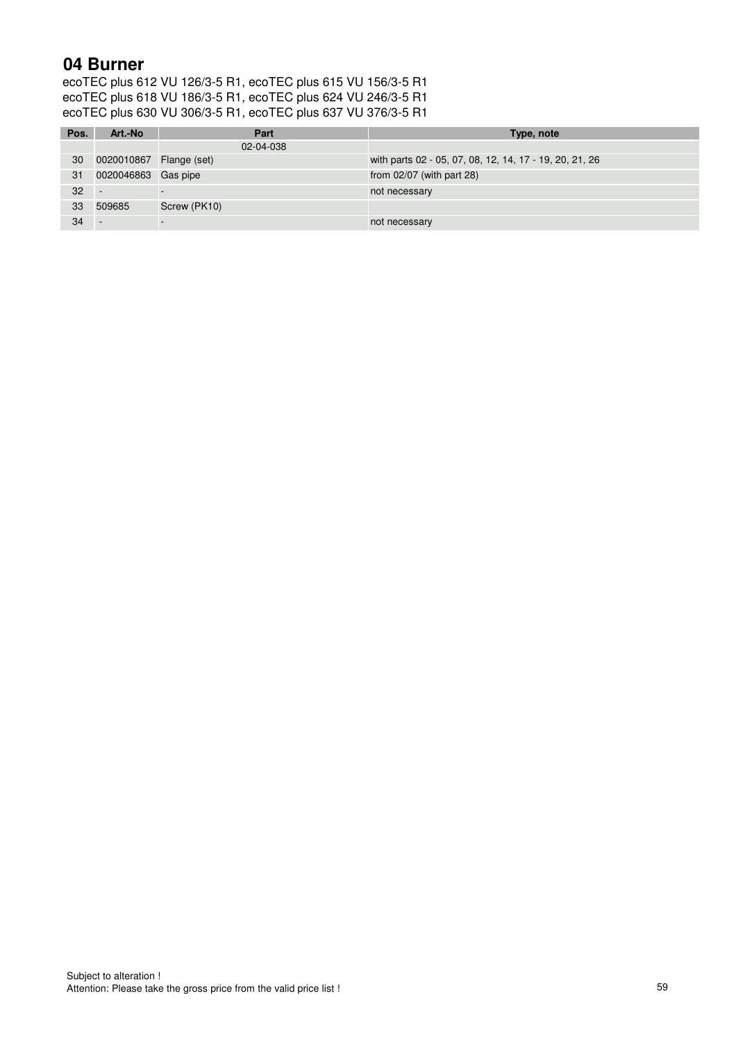# 04 Burner

ecoTEC plus 612 VU 126/3-5 R1, ecoTEC plus 615 VU 156/3-5 R1
ecoTEC plus 618 VU 186/3-5 R1, ecoTEC plus 624 VU 246/3-5 R1
ecoTEC plus 630 VU 306/3-5 R1, ecoTEC plus 637 VU 376/3-5 R1

| Pos. | Art.-No | Part | Type, note |
|---|---|---|---|
| | | 02-04-038 | |
| 30 | 0020010867 | Flange (set) | with parts 02 - 05, 07, 08, 12, 14, 17 - 19, 20, 21, 26 |
| 31 | 0020046863 | Gas pipe | from 02/07 (with part 28) |
| 32 | - | - | not necessary |
| 33 | 509685 | Screw (PK10) | |
| 34 | - | - | not necessary |

Subject to alteration !
Attention: Please take the gross price from the valid price list !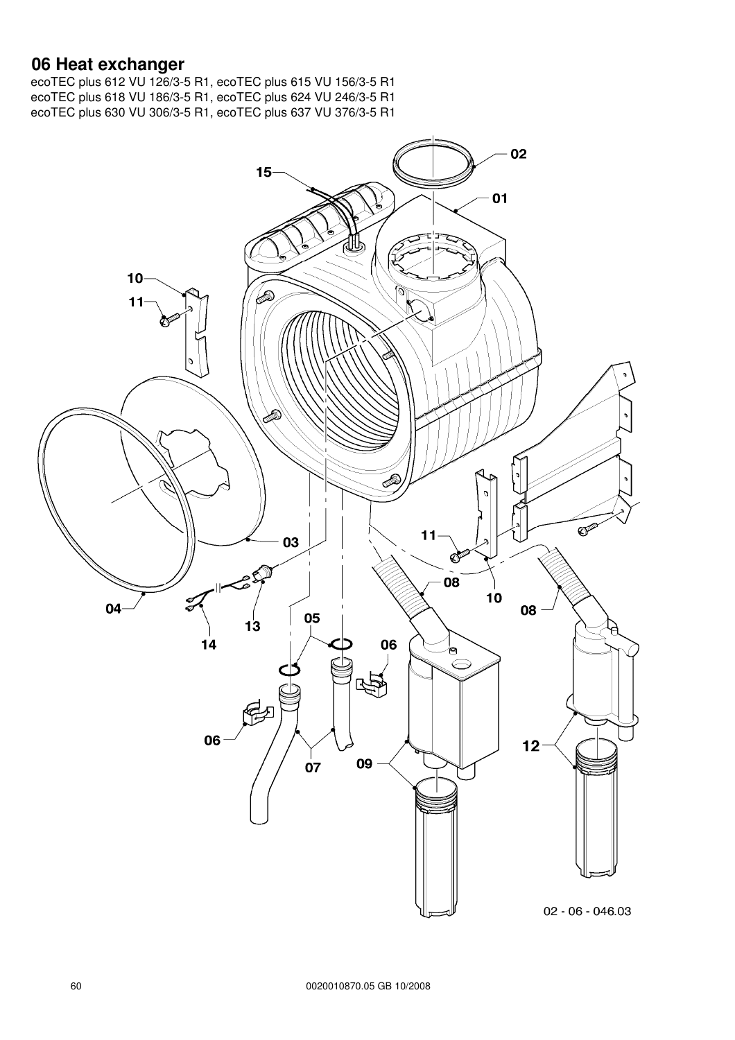# 06 Heat exchanger

ecoTEC plus 612 VU 126/3-5 R1, ecoTEC plus 615 VU 156/3-5 R1
ecoTEC plus 618 VU 186/3-5 R1, ecoTEC plus 624 VU 246/3-5 R1
ecoTEC plus 630 VU 306/3-5 R1, ecoTEC plus 637 VU 376/3-5 R1

02 - 06 - 046.03

0020010870.05 GB 10/2008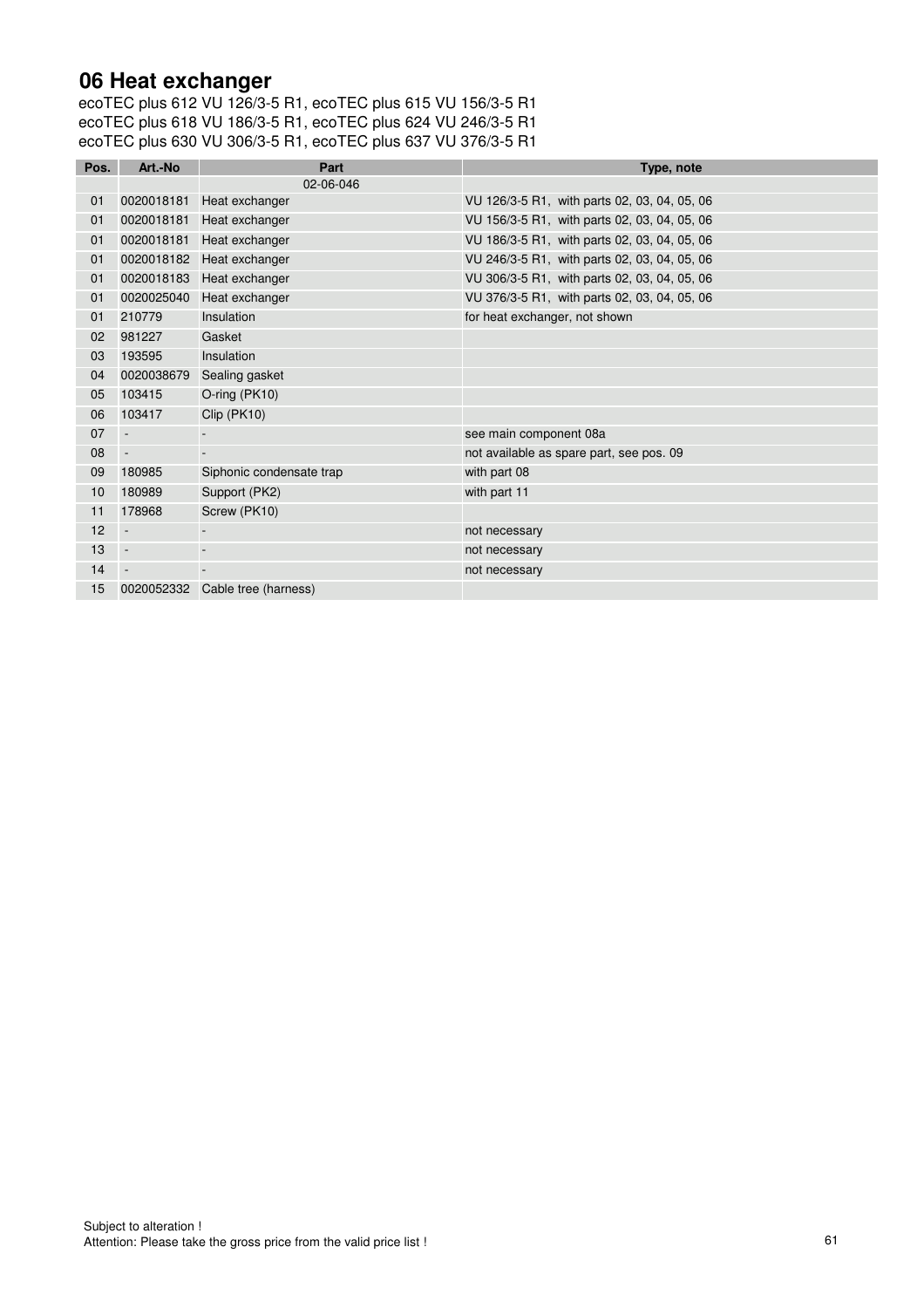# 06 Heat exchanger

ecoTEC plus 612 VU 126/3-5 R1, ecoTEC plus 615 VU 156/3-5 R1
ecoTEC plus 618 VU 186/3-5 R1, ecoTEC plus 624 VU 246/3-5 R1
ecoTEC plus 630 VU 306/3-5 R1, ecoTEC plus 637 VU 376/3-5 R1

| Pos. | Art.-No | Part | Type, note |
|---|---|---|---|
| | | 02-06-046 | |
| 01 | 0020018181 | Heat exchanger | VU 126/3-5 R1, with parts 02, 03, 04, 05, 06 |
| 01 | 0020018181 | Heat exchanger | VU 156/3-5 R1, with parts 02, 03, 04, 05, 06 |
| 01 | 0020018181 | Heat exchanger | VU 186/3-5 R1, with parts 02, 03, 04, 05, 06 |
| 01 | 0020018182 | Heat exchanger | VU 246/3-5 R1, with parts 02, 03, 04, 05, 06 |
| 01 | 0020018183 | Heat exchanger | VU 306/3-5 R1, with parts 02, 03, 04, 05, 06 |
| 01 | 0020025040 | Heat exchanger | VU 376/3-5 R1, with parts 02, 03, 04, 05, 06 |
| 01 | 210779 | Insulation | for heat exchanger, not shown |
| 02 | 981227 | Gasket | |
| 03 | 193595 | Insulation | |
| 04 | 0020038679 | Sealing gasket | |
| 05 | 103415 | O-ring (PK10) | |
| 06 | 103417 | Clip (PK10) | |
| 07 | - | - | see main component 08a |
| 08 | - | - | not available as spare part, see pos. 09 |
| 09 | 180985 | Siphonic condensate trap | with part 08 |
| 10 | 180989 | Support (PK2) | with part 11 |
| 11 | 178968 | Screw (PK10) | |
| 12 | - | - | not necessary |
| 13 | - | - | not necessary |
| 14 | - | - | not necessary |
| 15 | 0020052332 | Cable tree (harness) | |

Subject to alteration !
Attention: Please take the gross price from the valid price list !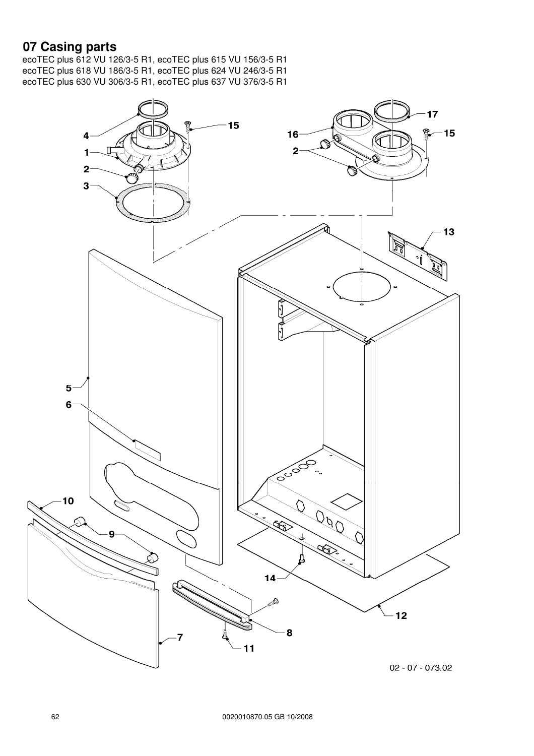# 07 Casing parts

ecoTEC plus 612 VU 126/3-5 R1, ecoTEC plus 615 VU 156/3-5 R1
ecoTEC plus 618 VU 186/3-5 R1, ecoTEC plus 624 VU 246/3-5 R1
ecoTEC plus 630 VU 306/3-5 R1, ecoTEC plus 637 VU 376/3-5 R1

02 - 07 - 073.02

0020010870.05 GB 10/2008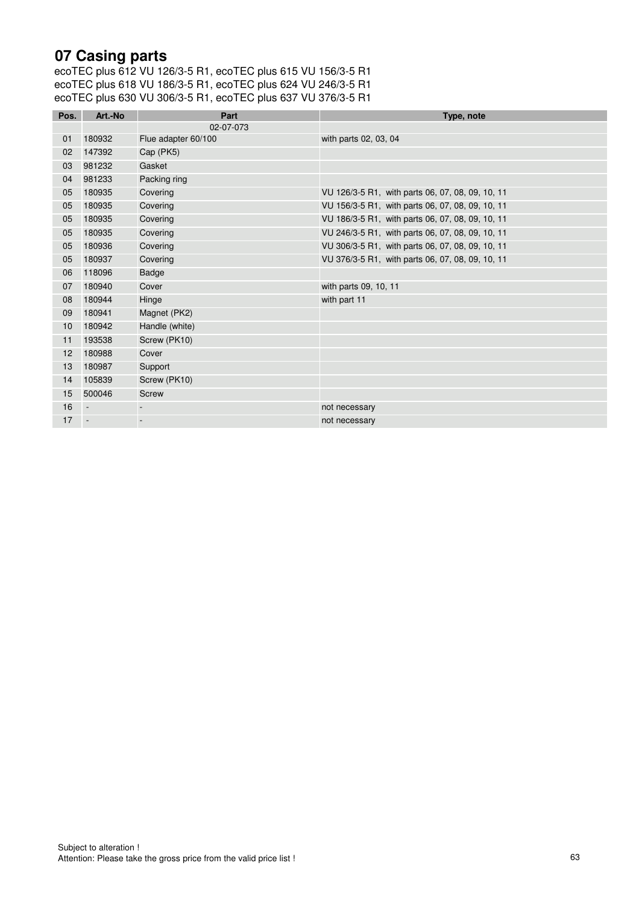# 07 Casing parts

ecoTEC plus 612 VU 126/3-5 R1, ecoTEC plus 615 VU 156/3-5 R1
ecoTEC plus 618 VU 186/3-5 R1, ecoTEC plus 624 VU 246/3-5 R1
ecoTEC plus 630 VU 306/3-5 R1, ecoTEC plus 637 VU 376/3-5 R1

| Pos. | Art.-No | Part | Type, note |
|---|---|---|---|
| | | 02-07-073 | |
| 01 | 180932 | Flue adapter 60/100 | with parts 02, 03, 04 |
| 02 | 147392 | Cap (PK5) | |
| 03 | 981232 | Gasket | |
| 04 | 981233 | Packing ring | |
| 05 | 180935 | Covering | VU 126/3-5 R1, with parts 06, 07, 08, 09, 10, 11 |
| 05 | 180935 | Covering | VU 156/3-5 R1, with parts 06, 07, 08, 09, 10, 11 |
| 05 | 180935 | Covering | VU 186/3-5 R1, with parts 06, 07, 08, 09, 10, 11 |
| 05 | 180935 | Covering | VU 246/3-5 R1, with parts 06, 07, 08, 09, 10, 11 |
| 05 | 180936 | Covering | VU 306/3-5 R1, with parts 06, 07, 08, 09, 10, 11 |
| 05 | 180937 | Covering | VU 376/3-5 R1, with parts 06, 07, 08, 09, 10, 11 |
| 06 | 118096 | Badge | |
| 07 | 180940 | Cover | with parts 09, 10, 11 |
| 08 | 180944 | Hinge | with part 11 |
| 09 | 180941 | Magnet (PK2) | |
| 10 | 180942 | Handle (white) | |
| 11 | 193538 | Screw (PK10) | |
| 12 | 180988 | Cover | |
| 13 | 180987 | Support | |
| 14 | 105839 | Screw (PK10) | |
| 15 | 500046 | Screw | |
| 16 | - | - | not necessary |
| 17 | - | - | not necessary |

Subject to alteration !
Attention: Please take the gross price from the valid price list !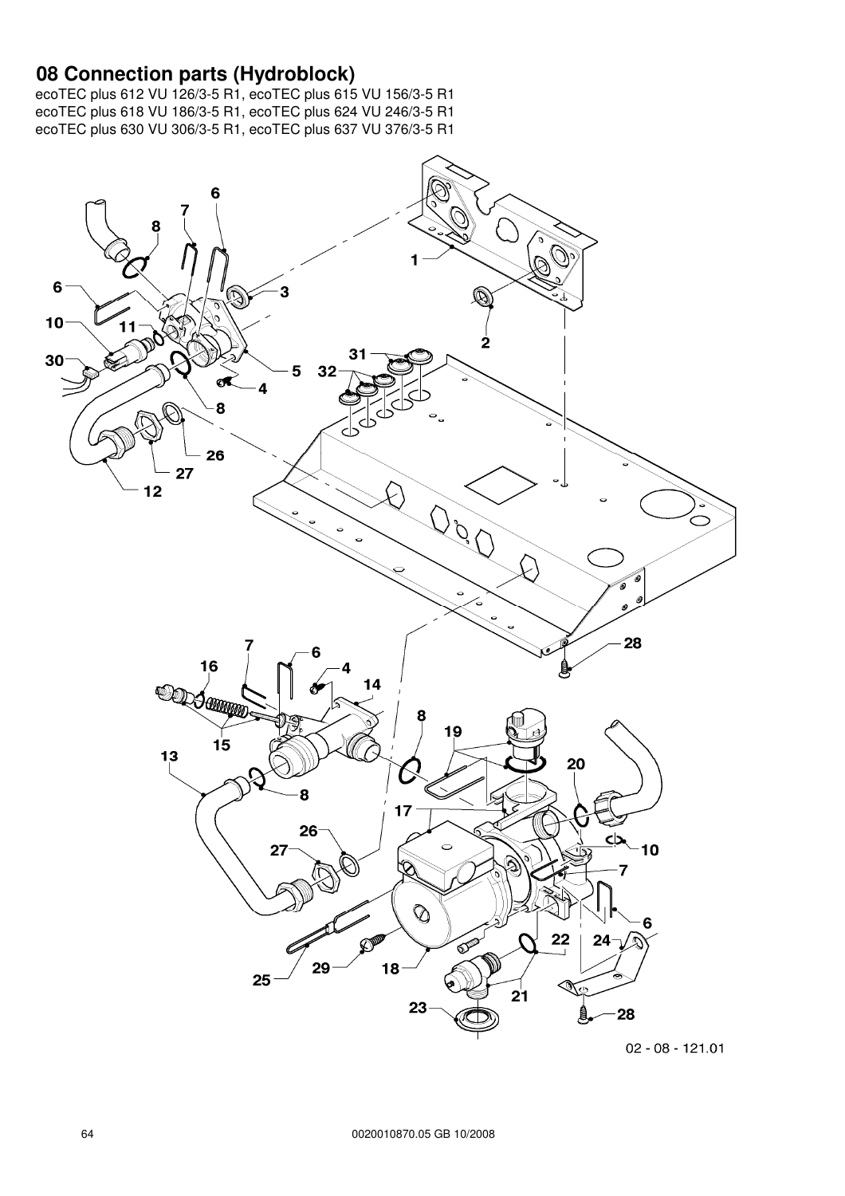# 08 Connection parts (Hydroblock)

ecoTEC plus 612 VU 126/3-5 R1, ecoTEC plus 615 VU 156/3-5 R1
ecoTEC plus 618 VU 186/3-5 R1, ecoTEC plus 624 VU 246/3-5 R1
ecoTEC plus 630 VU 306/3-5 R1, ecoTEC plus 637 VU 376/3-5 R1

02 - 08 - 121.01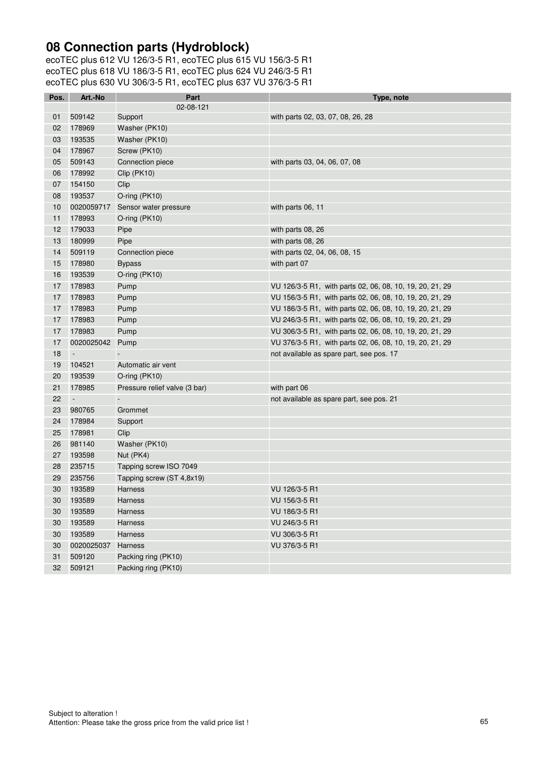# 08 Connection parts (Hydroblock)

ecoTEC plus 612 VU 126/3-5 R1, ecoTEC plus 615 VU 156/3-5 R1
ecoTEC plus 618 VU 186/3-5 R1, ecoTEC plus 624 VU 246/3-5 R1
ecoTEC plus 630 VU 306/3-5 R1, ecoTEC plus 637 VU 376/3-5 R1

| Pos. | Art.-No | Part | Type, note |
|---|---|---|---|
| | | 02-08-121 | |
| 01 | 509142 | Support | with parts 02, 03, 07, 08, 26, 28 |
| 02 | 178969 | Washer (PK10) | |
| 03 | 193535 | Washer (PK10) | |
| 04 | 178967 | Screw (PK10) | |
| 05 | 509143 | Connection piece | with parts 03, 04, 06, 07, 08 |
| 06 | 178992 | Clip (PK10) | |
| 07 | 154150 | Clip | |
| 08 | 193537 | O-ring (PK10) | |
| 10 | 0020059717 | Sensor water pressure | with parts 06, 11 |
| 11 | 178993 | O-ring (PK10) | |
| 12 | 179033 | Pipe | with parts 08, 26 |
| 13 | 180999 | Pipe | with parts 08, 26 |
| 14 | 509119 | Connection piece | with parts 02, 04, 06, 08, 15 |
| 15 | 178980 | Bypass | with part 07 |
| 16 | 193539 | O-ring (PK10) | |
| 17 | 178983 | Pump | VU 126/3-5 R1, with parts 02, 06, 08, 10, 19, 20, 21, 29 |
| 17 | 178983 | Pump | VU 156/3-5 R1, with parts 02, 06, 08, 10, 19, 20, 21, 29 |
| 17 | 178983 | Pump | VU 186/3-5 R1, with parts 02, 06, 08, 10, 19, 20, 21, 29 |
| 17 | 178983 | Pump | VU 246/3-5 R1, with parts 02, 06, 08, 10, 19, 20, 21, 29 |
| 17 | 178983 | Pump | VU 306/3-5 R1, with parts 02, 06, 08, 10, 19, 20, 21, 29 |
| 17 | 0020025042 | Pump | VU 376/3-5 R1, with parts 02, 06, 08, 10, 19, 20, 21, 29 |
| 18 | - | - | not available as spare part, see pos. 17 |
| 19 | 104521 | Automatic air vent | |
| 20 | 193539 | O-ring (PK10) | |
| 21 | 178985 | Pressure relief valve (3 bar) | with part 06 |
| 22 | - | - | not available as spare part, see pos. 21 |
| 23 | 980765 | Grommet | |
| 24 | 178984 | Support | |
| 25 | 178981 | Clip | |
| 26 | 981140 | Washer (PK10) | |
| 27 | 193598 | Nut (PK4) | |
| 28 | 235715 | Tapping screw ISO 7049 | |
| 29 | 235756 | Tapping screw (ST 4,8x19) | |
| 30 | 193589 | Harness | VU 126/3-5 R1 |
| 30 | 193589 | Harness | VU 156/3-5 R1 |
| 30 | 193589 | Harness | VU 186/3-5 R1 |
| 30 | 193589 | Harness | VU 246/3-5 R1 |
| 30 | 193589 | Harness | VU 306/3-5 R1 |
| 30 | 0020025037 | Harness | VU 376/3-5 R1 |
| 31 | 509120 | Packing ring (PK10) | |
| 32 | 509121 | Packing ring (PK10) | |

Subject to alteration !
Attention: Please take the gross price from the valid price list !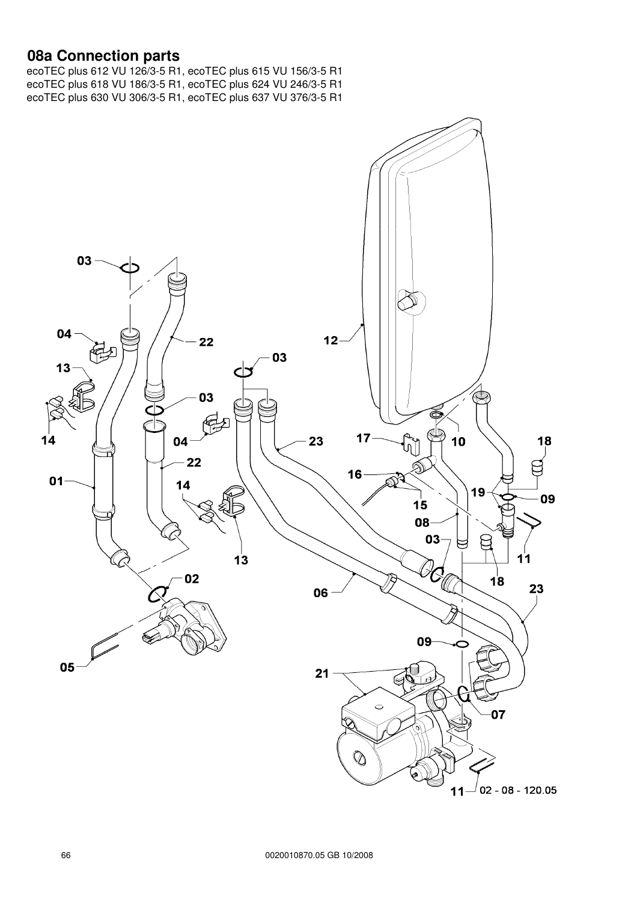# 08a Connection parts

ecoTEC plus 612 VU 126/3-5 R1, ecoTEC plus 615 VU 156/3-5 R1
ecoTEC plus 618 VU 186/3-5 R1, ecoTEC plus 624 VU 246/3-5 R1
ecoTEC plus 630 VU 306/3-5 R1, ecoTEC plus 637 VU 376/3-5 R1

03
04
22
13
14
01
02
05
03
04
22
14
13
23
06
12
03
17
10
18
16
15
19
09
08
03
11
18
23
09
21
07
11
02 - 08 - 120.05

0020010870.05 GB 10/2008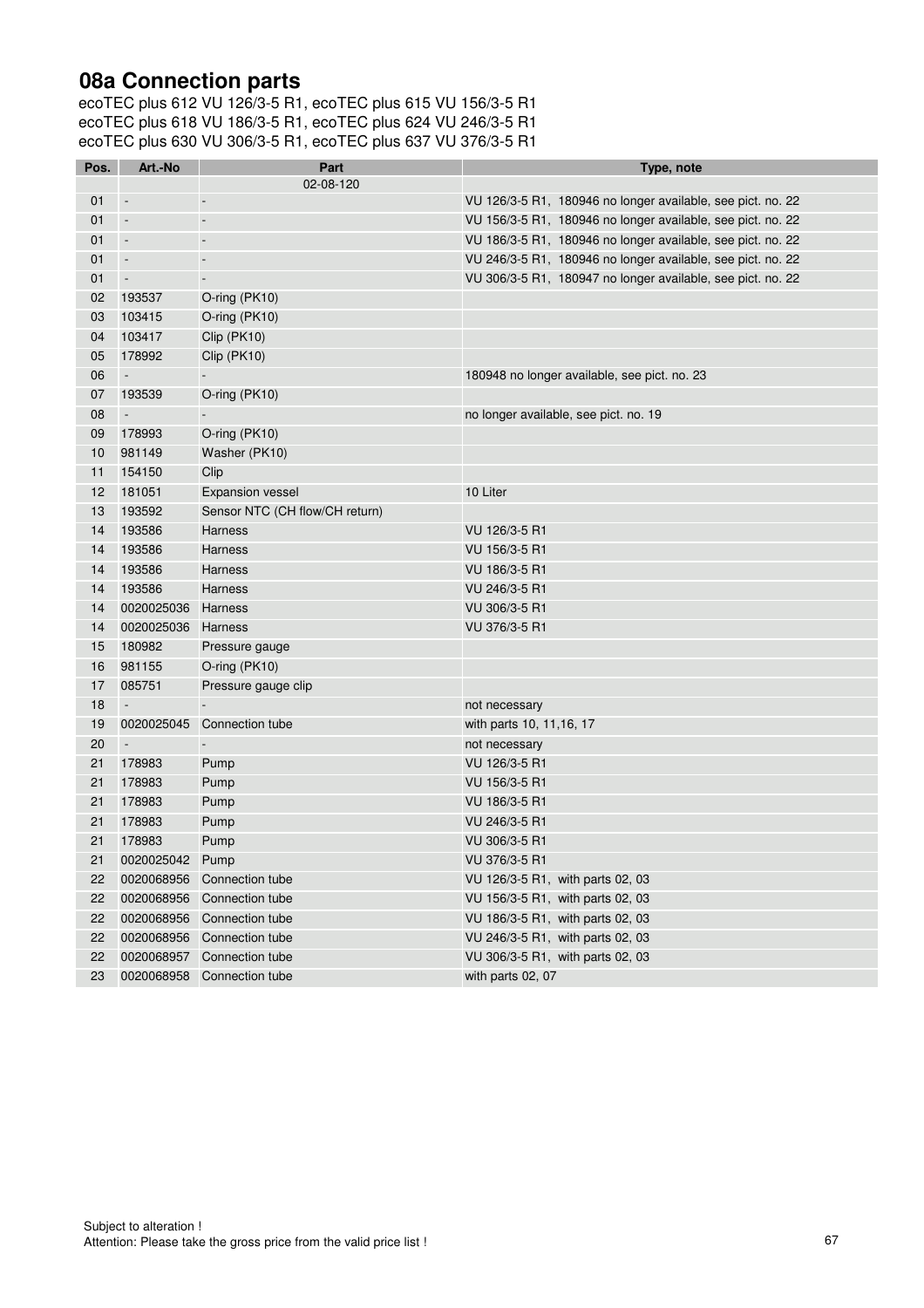# 08a Connection parts

ecoTEC plus 612 VU 126/3-5 R1, ecoTEC plus 615 VU 156/3-5 R1
ecoTEC plus 618 VU 186/3-5 R1, ecoTEC plus 624 VU 246/3-5 R1
ecoTEC plus 630 VU 306/3-5 R1, ecoTEC plus 637 VU 376/3-5 R1

| Pos. | Art.-No | Part | Type, note |
|---|---|---|---|
| | | 02-08-120 | |
| 01 | - | - | VU 126/3-5 R1, 180946 no longer available, see pict. no. 22 |
| 01 | - | - | VU 156/3-5 R1, 180946 no longer available, see pict. no. 22 |
| 01 | - | - | VU 186/3-5 R1, 180946 no longer available, see pict. no. 22 |
| 01 | - | - | VU 246/3-5 R1, 180946 no longer available, see pict. no. 22 |
| 01 | - | - | VU 306/3-5 R1, 180947 no longer available, see pict. no. 22 |
| 02 | 193537 | O-ring (PK10) | |
| 03 | 103415 | O-ring (PK10) | |
| 04 | 103417 | Clip (PK10) | |
| 05 | 178992 | Clip (PK10) | |
| 06 | - | - | 180948 no longer available, see pict. no. 23 |
| 07 | 193539 | O-ring (PK10) | |
| 08 | - | - | no longer available, see pict. no. 19 |
| 09 | 178993 | O-ring (PK10) | |
| 10 | 981149 | Washer (PK10) | |
| 11 | 154150 | Clip | |
| 12 | 181051 | Expansion vessel | 10 Liter |
| 13 | 193592 | Sensor NTC (CH flow/CH return) | |
| 14 | 193586 | Harness | VU 126/3-5 R1 |
| 14 | 193586 | Harness | VU 156/3-5 R1 |
| 14 | 193586 | Harness | VU 186/3-5 R1 |
| 14 | 193586 | Harness | VU 246/3-5 R1 |
| 14 | 0020025036 | Harness | VU 306/3-5 R1 |
| 14 | 0020025036 | Harness | VU 376/3-5 R1 |
| 15 | 180982 | Pressure gauge | |
| 16 | 981155 | O-ring (PK10) | |
| 17 | 085751 | Pressure gauge clip | |
| 18 | - | - | not necessary |
| 19 | 0020025045 | Connection tube | with parts 10, 11,16, 17 |
| 20 | - | - | not necessary |
| 21 | 178983 | Pump | VU 126/3-5 R1 |
| 21 | 178983 | Pump | VU 156/3-5 R1 |
| 21 | 178983 | Pump | VU 186/3-5 R1 |
| 21 | 178983 | Pump | VU 246/3-5 R1 |
| 21 | 178983 | Pump | VU 306/3-5 R1 |
| 21 | 0020025042 | Pump | VU 376/3-5 R1 |
| 22 | 0020068956 | Connection tube | VU 126/3-5 R1, with parts 02, 03 |
| 22 | 0020068956 | Connection tube | VU 156/3-5 R1, with parts 02, 03 |
| 22 | 0020068956 | Connection tube | VU 186/3-5 R1, with parts 02, 03 |
| 22 | 0020068956 | Connection tube | VU 246/3-5 R1, with parts 02, 03 |
| 22 | 0020068957 | Connection tube | VU 306/3-5 R1, with parts 02, 03 |
| 23 | 0020068958 | Connection tube | with parts 02, 07 |

Subject to alteration !
Attention: Please take the gross price from the valid price list !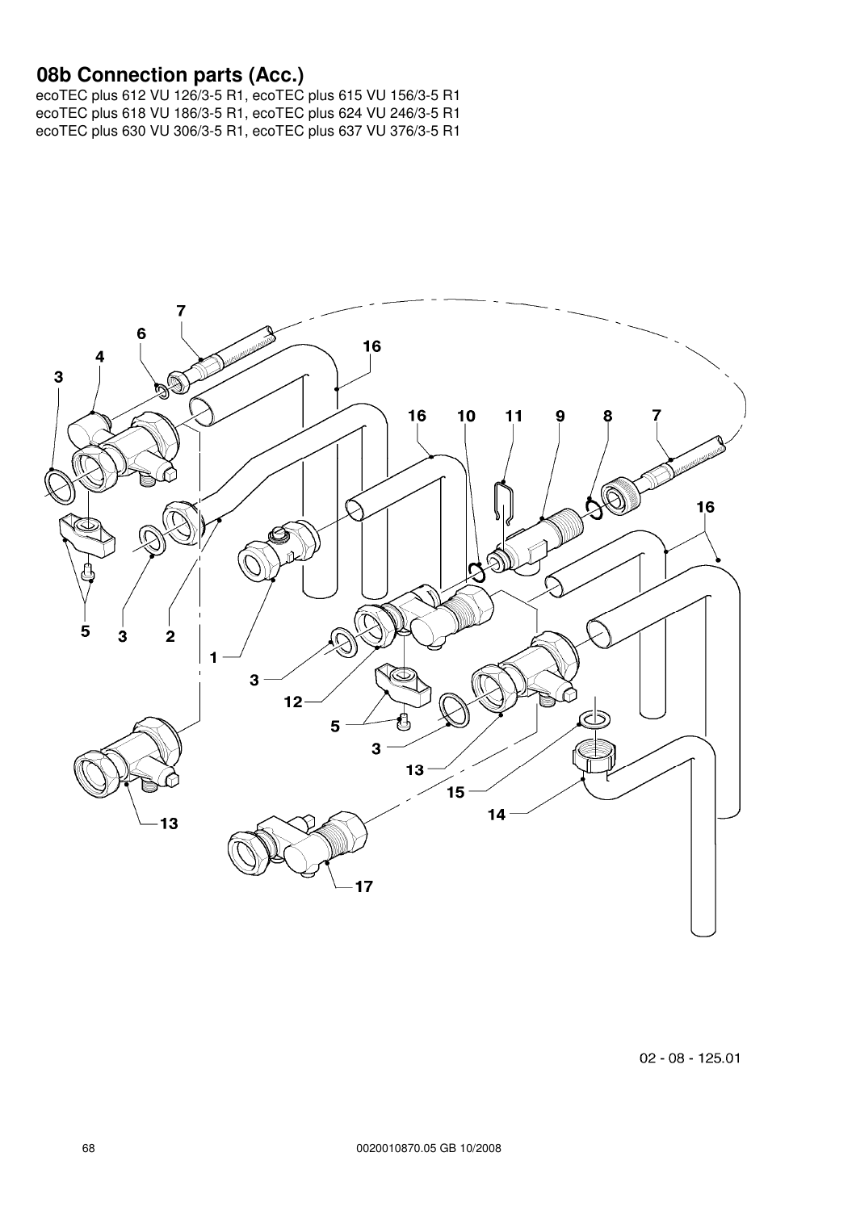# 08b Connection parts (Acc.)

ecoTEC plus 612 VU 126/3-5 R1, ecoTEC plus 615 VU 156/3-5 R1
ecoTEC plus 618 VU 186/3-5 R1, ecoTEC plus 624 VU 246/3-5 R1
ecoTEC plus 630 VU 306/3-5 R1, ecoTEC plus 637 VU 376/3-5 R1

02 - 08 - 125.01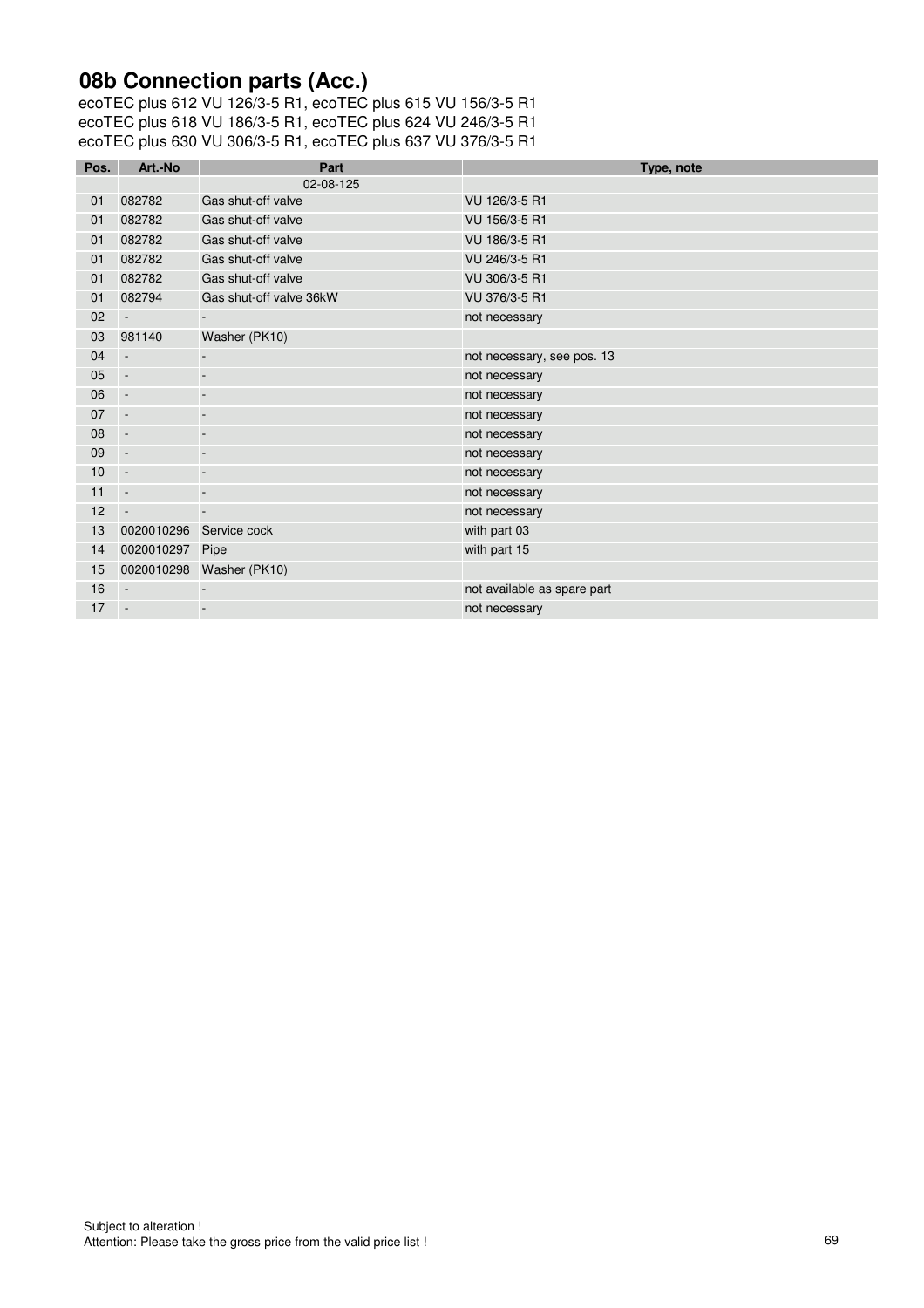# 08b Connection parts (Acc.)

ecoTEC plus 612 VU 126/3-5 R1, ecoTEC plus 615 VU 156/3-5 R1
ecoTEC plus 618 VU 186/3-5 R1, ecoTEC plus 624 VU 246/3-5 R1
ecoTEC plus 630 VU 306/3-5 R1, ecoTEC plus 637 VU 376/3-5 R1

| Pos. | Art.-No | Part | Type, note |
|---|---|---|---|
| | | 02-08-125 | |
| 01 | 082782 | Gas shut-off valve | VU 126/3-5 R1 |
| 01 | 082782 | Gas shut-off valve | VU 156/3-5 R1 |
| 01 | 082782 | Gas shut-off valve | VU 186/3-5 R1 |
| 01 | 082782 | Gas shut-off valve | VU 246/3-5 R1 |
| 01 | 082782 | Gas shut-off valve | VU 306/3-5 R1 |
| 01 | 082794 | Gas shut-off valve 36kW | VU 376/3-5 R1 |
| 02 | - | - | not necessary |
| 03 | 981140 | Washer (PK10) | |
| 04 | - | - | not necessary, see pos. 13 |
| 05 | - | - | not necessary |
| 06 | - | - | not necessary |
| 07 | - | - | not necessary |
| 08 | - | - | not necessary |
| 09 | - | - | not necessary |
| 10 | - | - | not necessary |
| 11 | - | - | not necessary |
| 12 | - | - | not necessary |
| 13 | 0020010296 | Service cock | with part 03 |
| 14 | 0020010297 | Pipe | with part 15 |
| 15 | 0020010298 | Washer (PK10) | |
| 16 | - | - | not available as spare part |
| 17 | - | - | not necessary |

Subject to alteration !
Attention: Please take the gross price from the valid price list !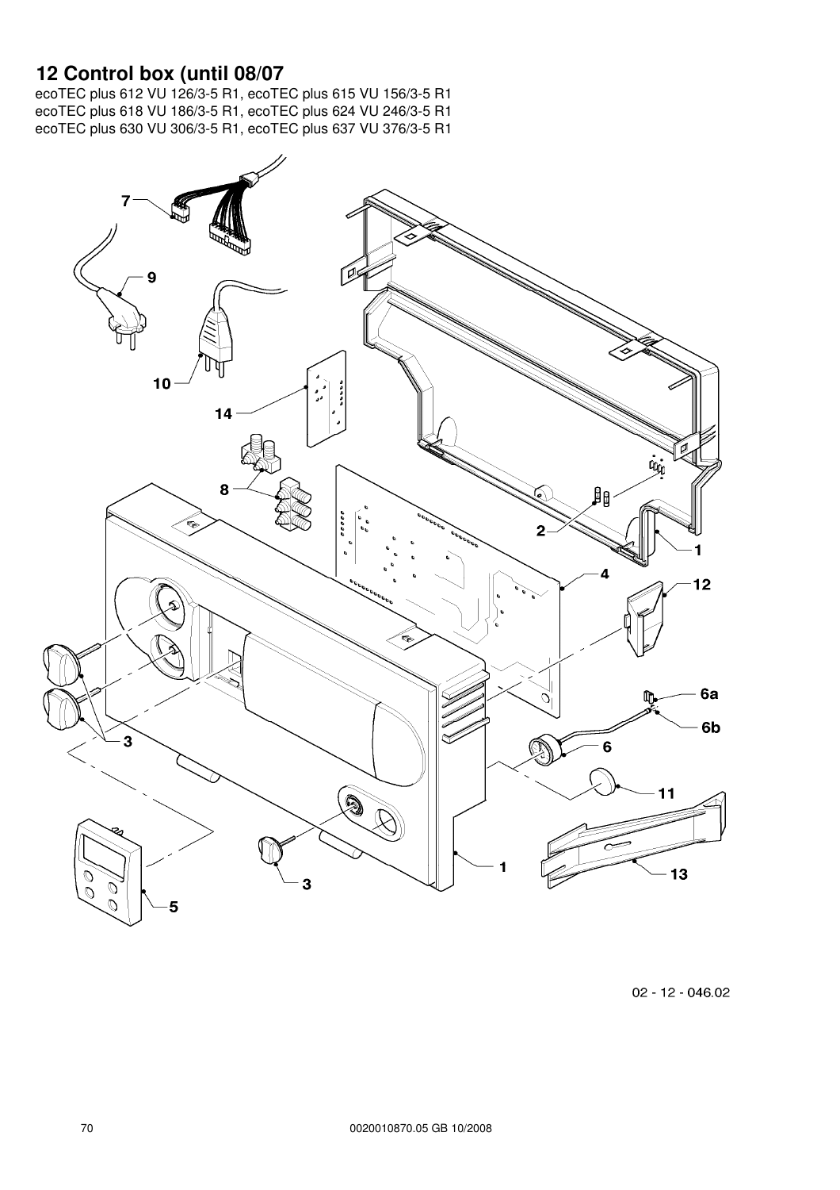# 12 Control box (until 08/07

ecoTEC plus 612 VU 126/3-5 R1, ecoTEC plus 615 VU 156/3-5 R1
ecoTEC plus 618 VU 186/3-5 R1, ecoTEC plus 624 VU 246/3-5 R1
ecoTEC plus 630 VU 306/3-5 R1, ecoTEC plus 637 VU 376/3-5 R1

02 - 12 - 046.02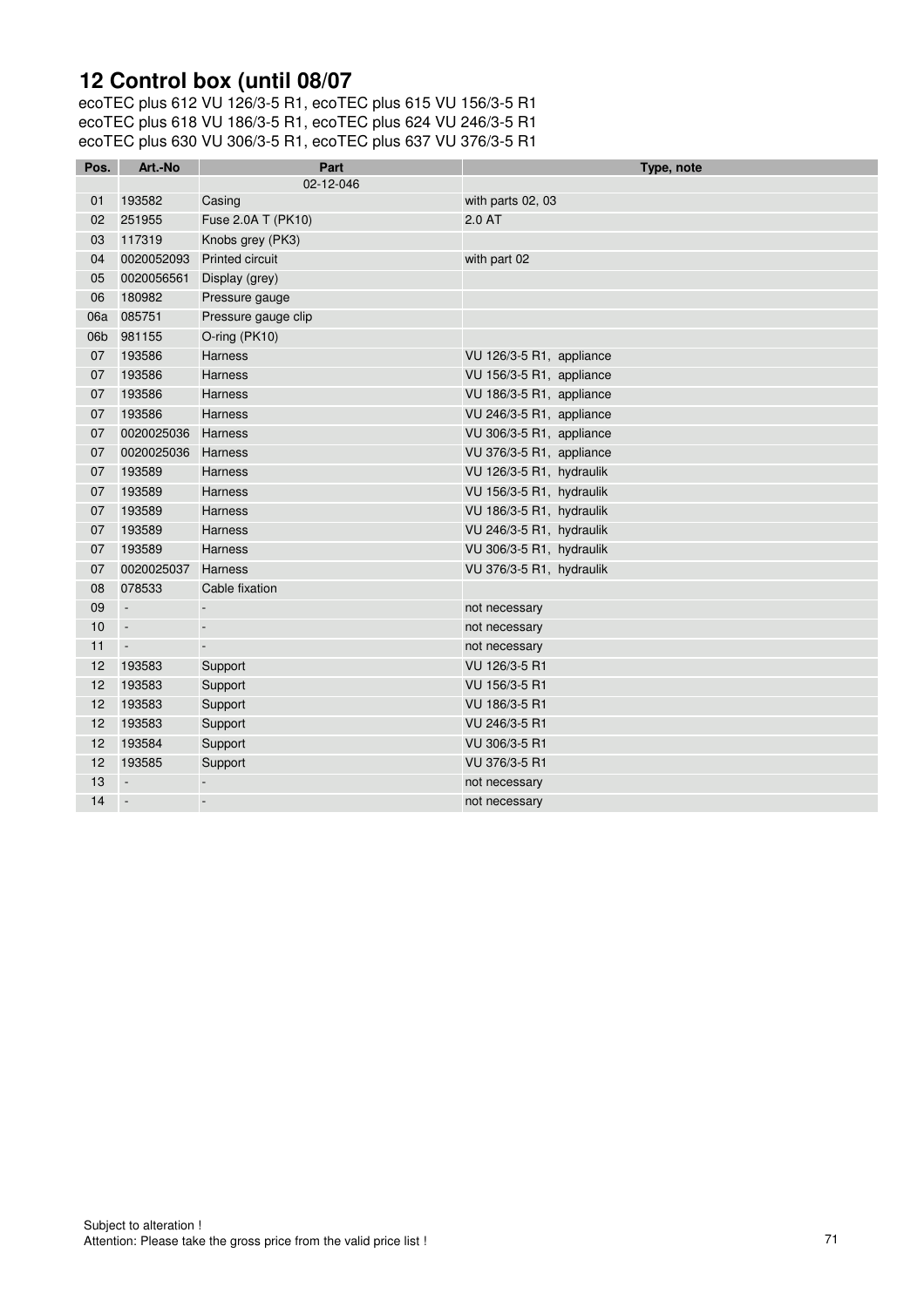# 12 Control box (until 08/07

ecoTEC plus 612 VU 126/3-5 R1, ecoTEC plus 615 VU 156/3-5 R1
ecoTEC plus 618 VU 186/3-5 R1, ecoTEC plus 624 VU 246/3-5 R1
ecoTEC plus 630 VU 306/3-5 R1, ecoTEC plus 637 VU 376/3-5 R1

| Pos. | Art.-No | Part | Type, note |
|---|---|---|---|
| | | 02-12-046 | |
| 01 | 193582 | Casing | with parts 02, 03 |
| 02 | 251955 | Fuse 2.0A T (PK10) | 2.0 AT |
| 03 | 117319 | Knobs grey (PK3) | |
| 04 | 0020052093 | Printed circuit | with part 02 |
| 05 | 0020056561 | Display (grey) | |
| 06 | 180982 | Pressure gauge | |
| 06a | 085751 | Pressure gauge clip | |
| 06b | 981155 | O-ring (PK10) | |
| 07 | 193586 | Harness | VU 126/3-5 R1, appliance |
| 07 | 193586 | Harness | VU 156/3-5 R1, appliance |
| 07 | 193586 | Harness | VU 186/3-5 R1, appliance |
| 07 | 193586 | Harness | VU 246/3-5 R1, appliance |
| 07 | 0020025036 | Harness | VU 306/3-5 R1, appliance |
| 07 | 0020025036 | Harness | VU 376/3-5 R1, appliance |
| 07 | 193589 | Harness | VU 126/3-5 R1, hydraulik |
| 07 | 193589 | Harness | VU 156/3-5 R1, hydraulik |
| 07 | 193589 | Harness | VU 186/3-5 R1, hydraulik |
| 07 | 193589 | Harness | VU 246/3-5 R1, hydraulik |
| 07 | 193589 | Harness | VU 306/3-5 R1, hydraulik |
| 07 | 0020025037 | Harness | VU 376/3-5 R1, hydraulik |
| 08 | 078533 | Cable fixation | |
| 09 | - | - | not necessary |
| 10 | - | - | not necessary |
| 11 | - | - | not necessary |
| 12 | 193583 | Support | VU 126/3-5 R1 |
| 12 | 193583 | Support | VU 156/3-5 R1 |
| 12 | 193583 | Support | VU 186/3-5 R1 |
| 12 | 193583 | Support | VU 246/3-5 R1 |
| 12 | 193584 | Support | VU 306/3-5 R1 |
| 12 | 193585 | Support | VU 376/3-5 R1 |
| 13 | - | - | not necessary |
| 14 | - | - | not necessary |

Subject to alteration !
Attention: Please take the gross price from the valid price list !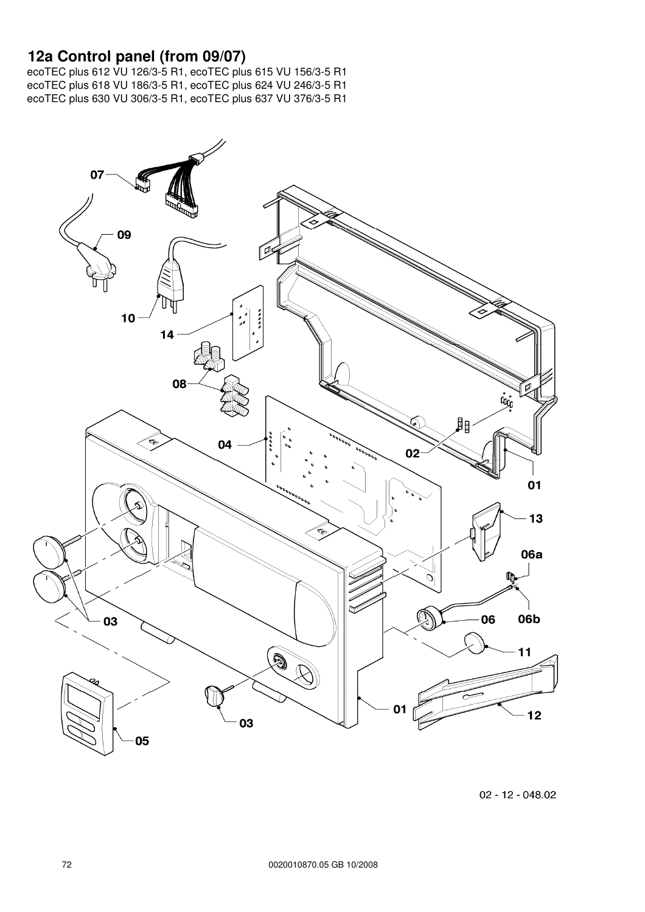# 12a Control panel (from 09/07)

ecoTEC plus 612 VU 126/3-5 R1, ecoTEC plus 615 VU 156/3-5 R1
ecoTEC plus 618 VU 186/3-5 R1, ecoTEC plus 624 VU 246/3-5 R1
ecoTEC plus 630 VU 306/3-5 R1, ecoTEC plus 637 VU 376/3-5 R1

07
09
10
14
08
04
02
01
13
06a
03
06
06b
11
03
01
12
05

02 - 12 - 048.02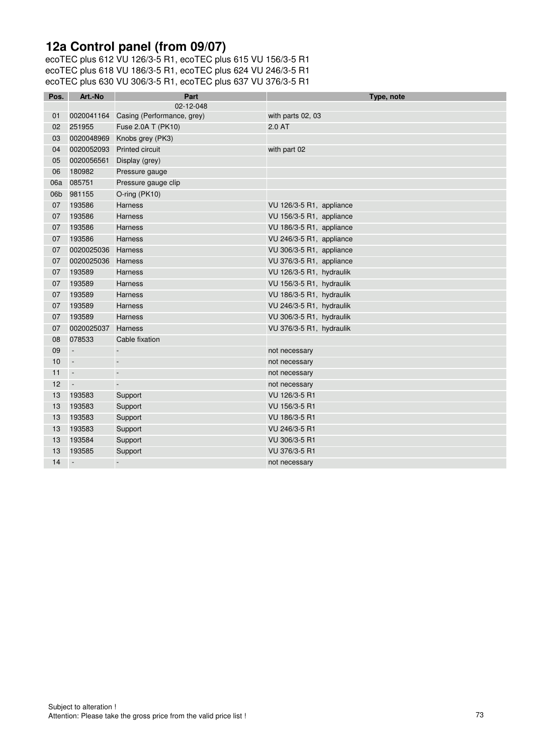# 12a Control panel (from 09/07)

ecoTEC plus 612 VU 126/3-5 R1, ecoTEC plus 615 VU 156/3-5 R1
ecoTEC plus 618 VU 186/3-5 R1, ecoTEC plus 624 VU 246/3-5 R1
ecoTEC plus 630 VU 306/3-5 R1, ecoTEC plus 637 VU 376/3-5 R1

| Pos. | Art.-No | Part | Type, note |
|---|---|---|---|
| | | 02-12-048 | |
| 01 | 0020041164 | Casing (Performance, grey) | with parts 02, 03 |
| 02 | 251955 | Fuse 2.0A T (PK10) | 2.0 AT |
| 03 | 0020048969 | Knobs grey (PK3) | |
| 04 | 0020052093 | Printed circuit | with part 02 |
| 05 | 0020056561 | Display (grey) | |
| 06 | 180982 | Pressure gauge | |
| 06a | 085751 | Pressure gauge clip | |
| 06b | 981155 | O-ring (PK10) | |
| 07 | 193586 | Harness | VU 126/3-5 R1, appliance |
| 07 | 193586 | Harness | VU 156/3-5 R1, appliance |
| 07 | 193586 | Harness | VU 186/3-5 R1, appliance |
| 07 | 193586 | Harness | VU 246/3-5 R1, appliance |
| 07 | 0020025036 | Harness | VU 306/3-5 R1, appliance |
| 07 | 0020025036 | Harness | VU 376/3-5 R1, appliance |
| 07 | 193589 | Harness | VU 126/3-5 R1, hydraulik |
| 07 | 193589 | Harness | VU 156/3-5 R1, hydraulik |
| 07 | 193589 | Harness | VU 186/3-5 R1, hydraulik |
| 07 | 193589 | Harness | VU 246/3-5 R1, hydraulik |
| 07 | 193589 | Harness | VU 306/3-5 R1, hydraulik |
| 07 | 0020025037 | Harness | VU 376/3-5 R1, hydraulik |
| 08 | 078533 | Cable fixation | |
| 09 | - | - | not necessary |
| 10 | - | - | not necessary |
| 11 | - | - | not necessary |
| 12 | - | - | not necessary |
| 13 | 193583 | Support | VU 126/3-5 R1 |
| 13 | 193583 | Support | VU 156/3-5 R1 |
| 13 | 193583 | Support | VU 186/3-5 R1 |
| 13 | 193583 | Support | VU 246/3-5 R1 |
| 13 | 193584 | Support | VU 306/3-5 R1 |
| 13 | 193585 | Support | VU 376/3-5 R1 |
| 14 | - | - | not necessary |

Subject to alteration !
Attention: Please take the gross price from the valid price list !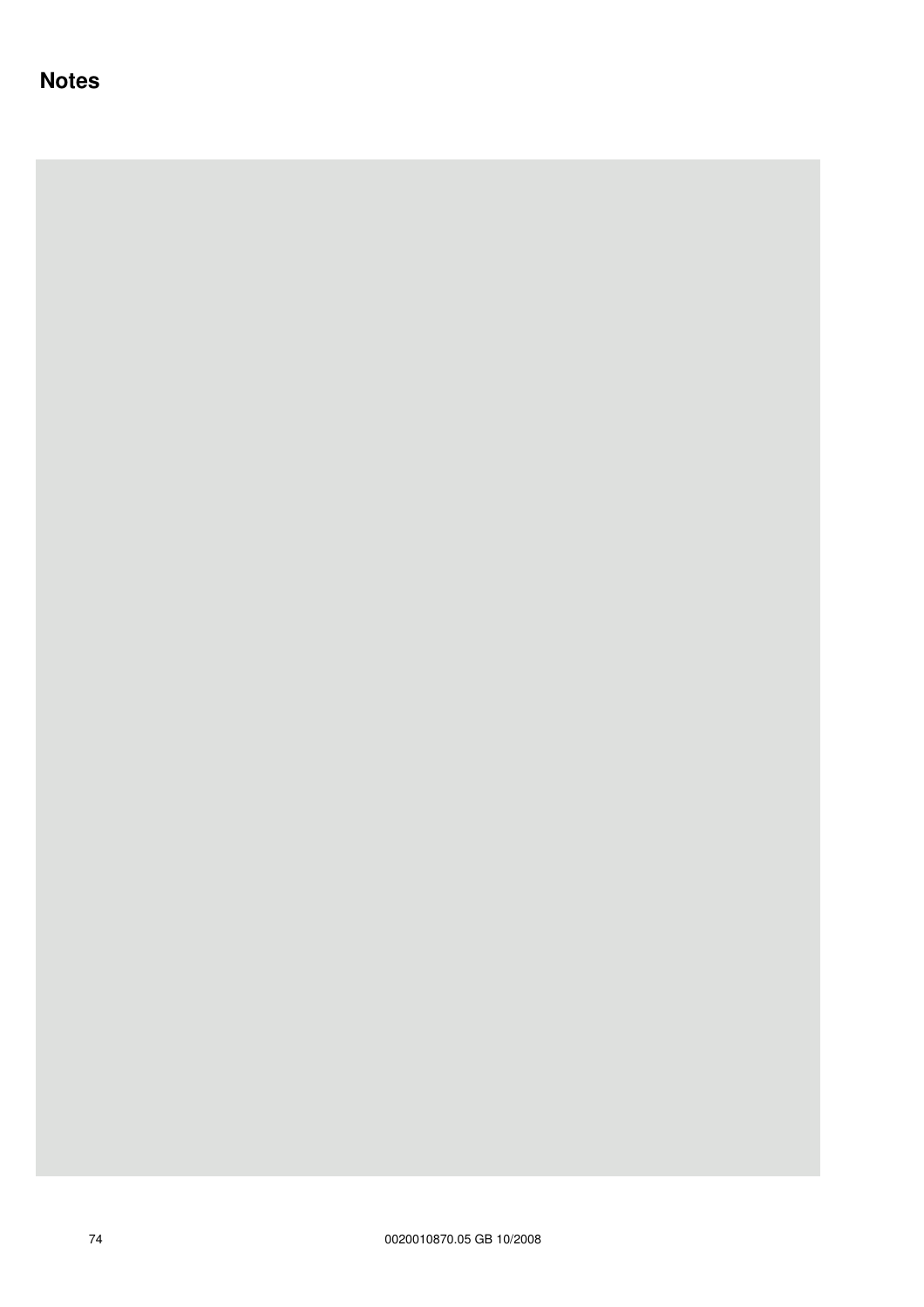# Notes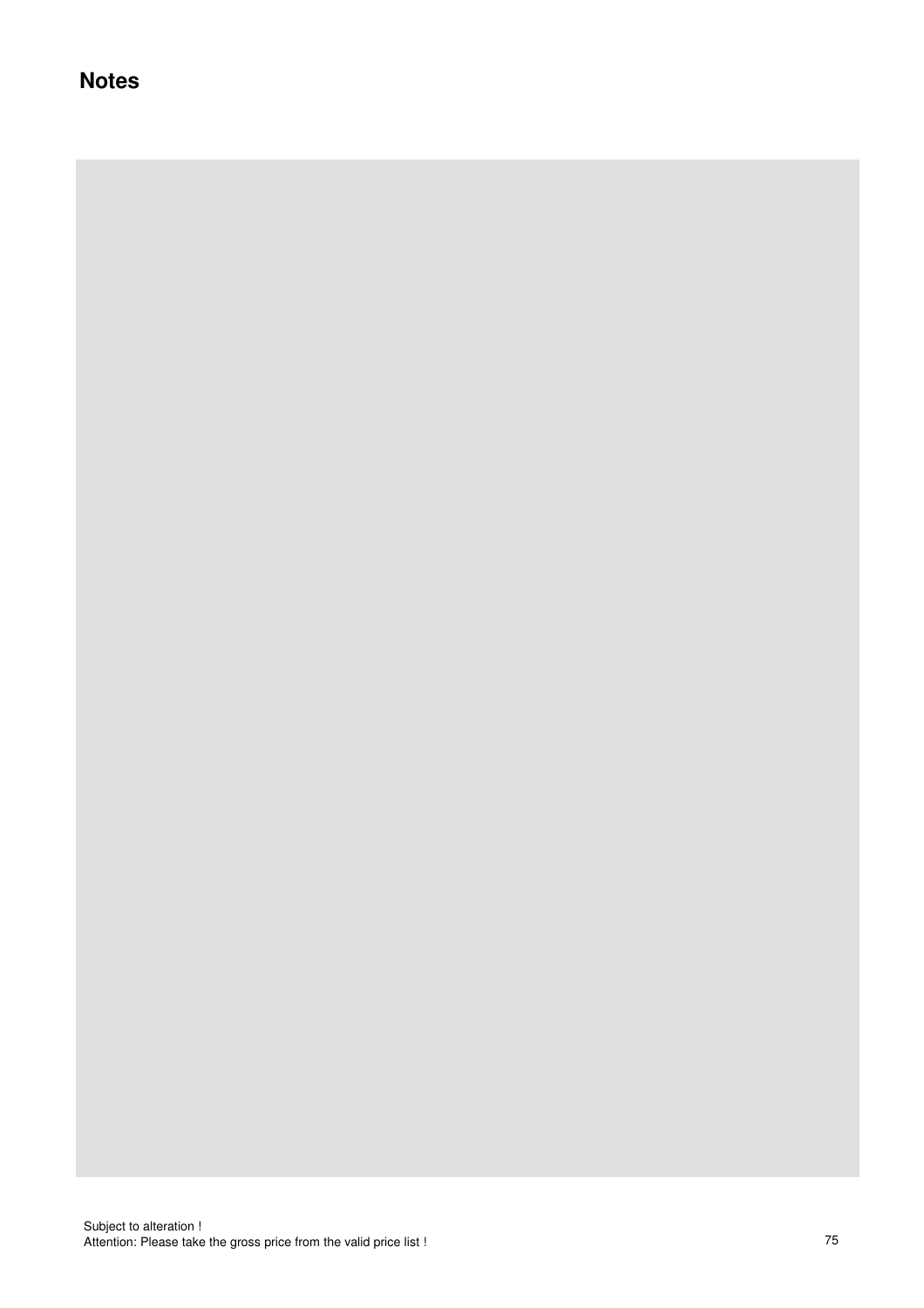# Notes

Subject to alteration !
Attention: Please take the gross price from the valid price list !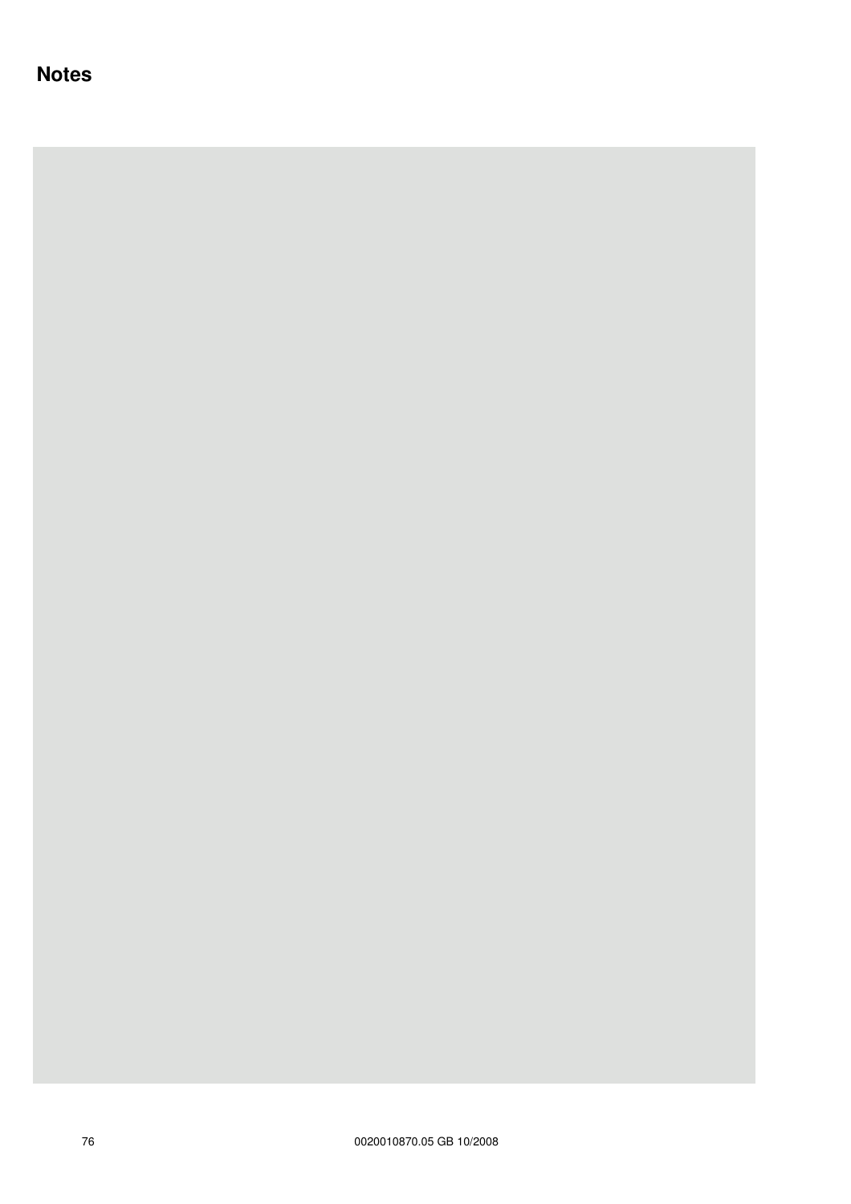# Notes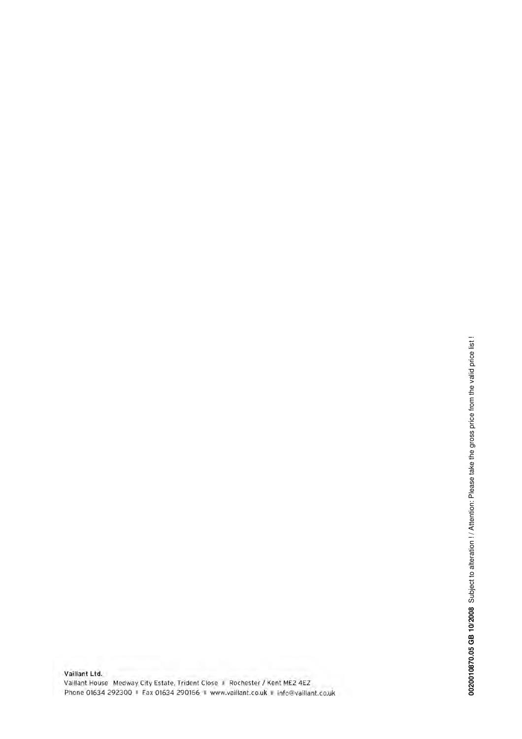**Vaillant Ltd.**
Vaillant House Medway City Estate, Trident Close ■ Rochester / Kent ME2 4EZ
Phone 01634 292300 ■ Fax 01634 290166 ■ www.vaillant.co.uk ■ info@vaillant.co.uk

**0020010870.05 GB 10/2008** Subject to alteration ! / Attention: Please take the gross price from the valid price list !